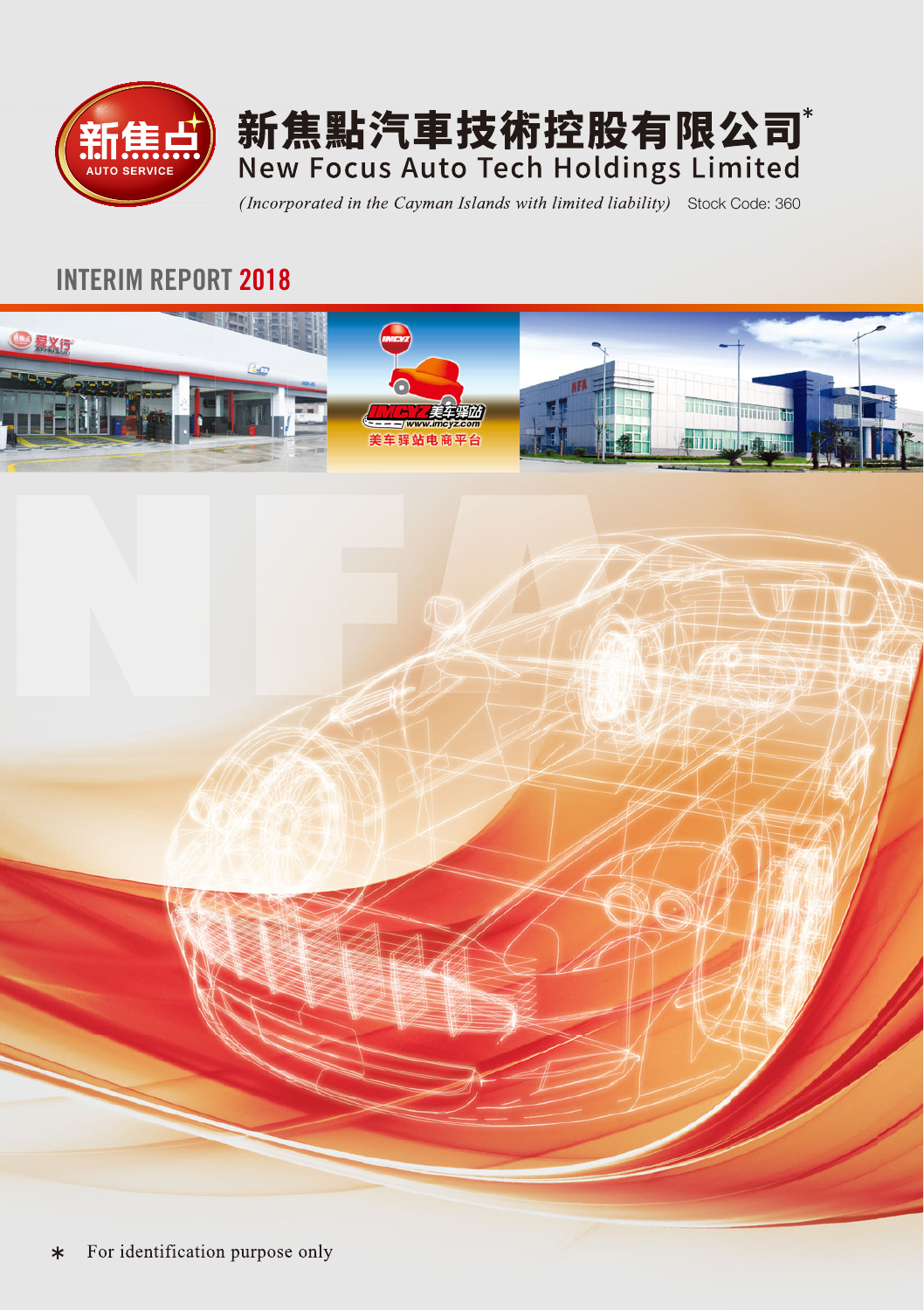# 新焦點汽車技術控股有限公司*

# New Focus Auto Tech Holdings Limited

*(Incorporated in the Cayman Islands with limited liability)* Stock Code: 360

## INTERIM REPORT 2018

* For identification purpose only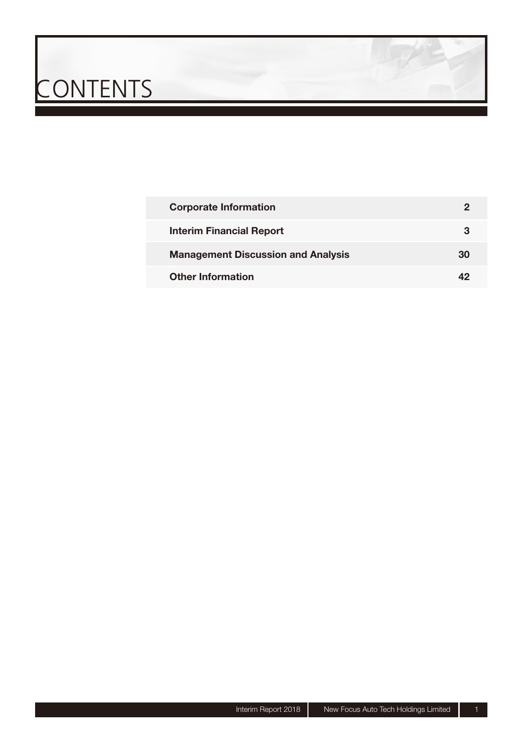# CONTENTS

| | |
|---|---|
| **Corporate Information** | **2** |
| **Interim Financial Report** | **3** |
| **Management Discussion and Analysis** | **30** |
| **Other Information** | **42** |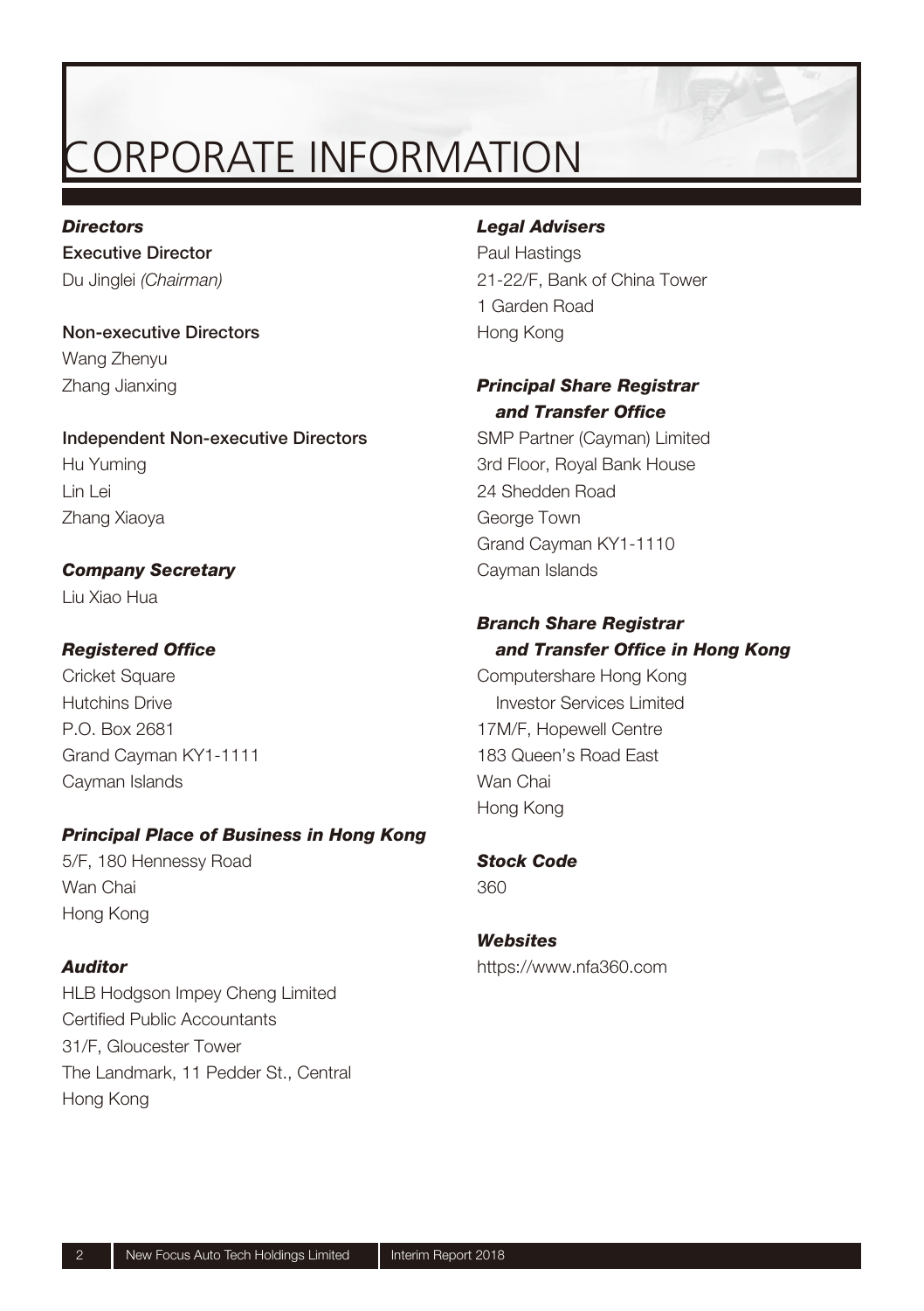# CORPORATE INFORMATION

### *Directors*

**Executive Director**

Du Jinglei *(Chairman)*

**Non-executive Directors**

Wang Zhenyu
Zhang Jianxing

**Independent Non-executive Directors**

Hu Yuming
Lin Lei
Zhang Xiaoya

### *Company Secretary*

Liu Xiao Hua

### *Registered Office*

Cricket Square
Hutchins Drive
P.O. Box 2681
Grand Cayman KY1-1111
Cayman Islands

### *Principal Place of Business in Hong Kong*

5/F, 180 Hennessy Road
Wan Chai
Hong Kong

### *Auditor*

HLB Hodgson Impey Cheng Limited
Certified Public Accountants
31/F, Gloucester Tower
The Landmark, 11 Pedder St., Central
Hong Kong

### *Legal Advisers*

Paul Hastings
21-22/F, Bank of China Tower
1 Garden Road
Hong Kong

### *Principal Share Registrar and Transfer Office*

SMP Partner (Cayman) Limited
3rd Floor, Royal Bank House
24 Shedden Road
George Town
Grand Cayman KY1-1110
Cayman Islands

### *Branch Share Registrar and Transfer Office in Hong Kong*

Computershare Hong Kong Investor Services Limited
17M/F, Hopewell Centre
183 Queen's Road East
Wan Chai
Hong Kong

### *Stock Code*

360

### *Websites*

https://www.nfa360.com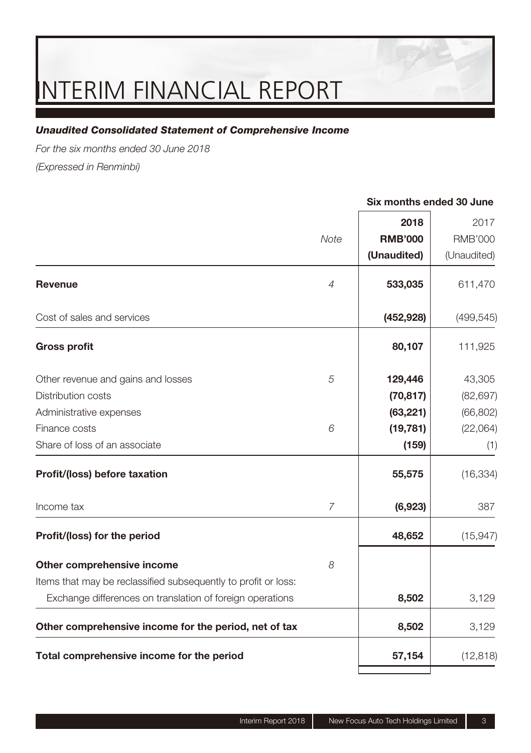# INTERIM FINANCIAL REPORT

***Unaudited Consolidated Statement of Comprehensive Income***

*For the six months ended 30 June 2018*

*(Expressed in Renminbi)*

| | *Note* | **Six months ended 30 June** | |
|---|---|---|---|
| | | **2018** | 2017 |
| | | **RMB'000** | RMB'000 |
| | | **(Unaudited)** | (Unaudited) |
| **Revenue** | *4* | **533,035** | 611,470 |
| Cost of sales and services | | **(452,928)** | (499,545) |
| **Gross profit** | | **80,107** | 111,925 |
| Other revenue and gains and losses | *5* | **129,446** | 43,305 |
| Distribution costs | | **(70,817)** | (82,697) |
| Administrative expenses | | **(63,221)** | (66,802) |
| Finance costs | *6* | **(19,781)** | (22,064) |
| Share of loss of an associate | | **(159)** | (1) |
| **Profit/(loss) before taxation** | | **55,575** | (16,334) |
| Income tax | *7* | **(6,923)** | 387 |
| **Profit/(loss) for the period** | | **48,652** | (15,947) |
| **Other comprehensive income** | *8* | | |
| Items that may be reclassified subsequently to profit or loss: | | | |
| Exchange differences on translation of foreign operations | | **8,502** | 3,129 |
| **Other comprehensive income for the period, net of tax** | | **8,502** | 3,129 |
| **Total comprehensive income for the period** | | **57,154** | (12,818) |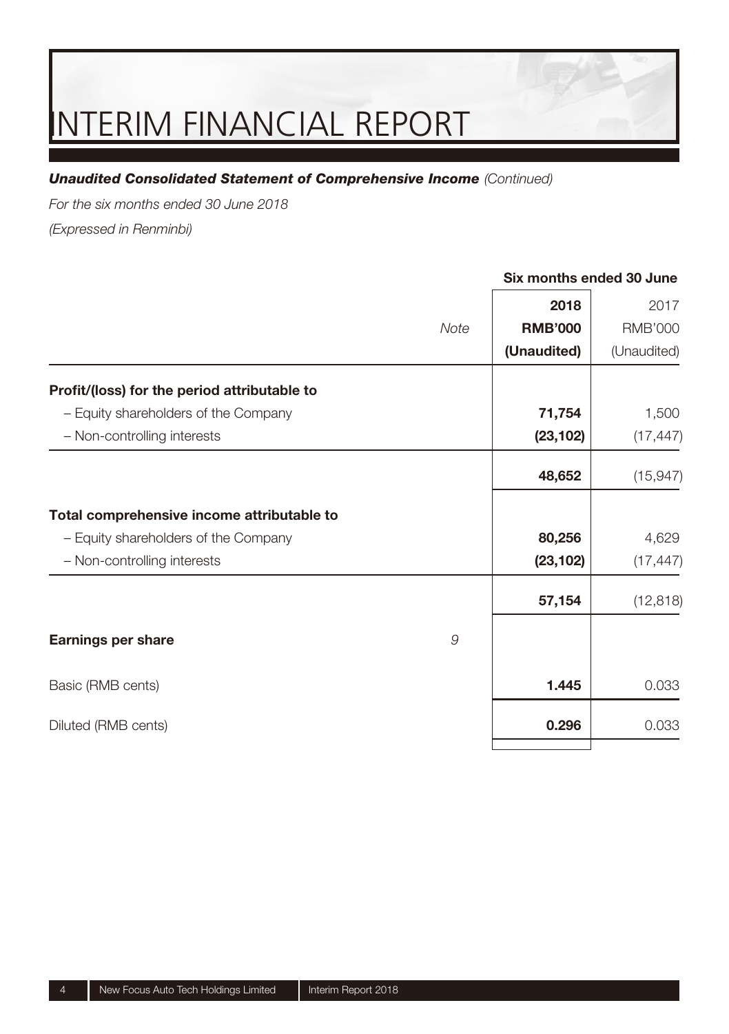# INTERIM FINANCIAL REPORT

***Unaudited Consolidated Statement of Comprehensive Income*** *(Continued)*

*For the six months ended 30 June 2018*

*(Expressed in Renminbi)*

| | *Note* | Six months ended 30 June | |
|---|---|---|---|
| | | **2018** | 2017 |
| | | **RMB'000** | RMB'000 |
| | | **(Unaudited)** | (Unaudited) |
| **Profit/(loss) for the period attributable to** | | | |
| – Equity shareholders of the Company | | **71,754** | 1,500 |
| – Non-controlling interests | | **(23,102)** | (17,447) |
| | | **48,652** | (15,947) |
| **Total comprehensive income attributable to** | | | |
| – Equity shareholders of the Company | | **80,256** | 4,629 |
| – Non-controlling interests | | **(23,102)** | (17,447) |
| | | **57,154** | (12,818) |
| **Earnings per share** | *9* | | |
| Basic (RMB cents) | | **1.445** | 0.033 |
| Diluted (RMB cents) | | **0.296** | 0.033 |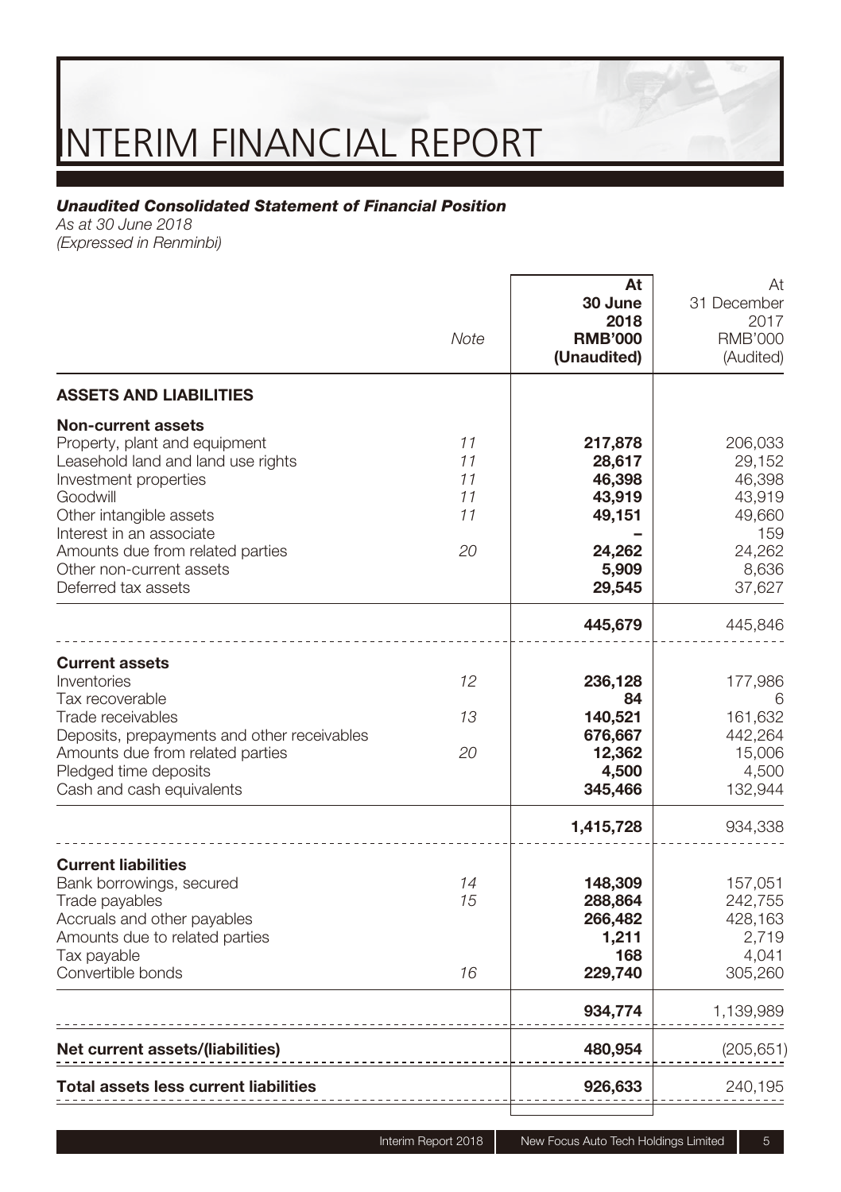# INTERIM FINANCIAL REPORT

***Unaudited Consolidated Statement of Financial Position***

*As at 30 June 2018*

*(Expressed in Renminbi)*

| | Note | **At 30 June 2018 RMB'000 (Unaudited)** | At 31 December 2017 RMB'000 (Audited) |
|---|---|---|---|
| **ASSETS AND LIABILITIES** | | | |
| **Non-current assets** | | | |
| Property, plant and equipment | *11* | **217,878** | 206,033 |
| Leasehold land and land use rights | *11* | **28,617** | 29,152 |
| Investment properties | *11* | **46,398** | 46,398 |
| Goodwill | *11* | **43,919** | 43,919 |
| Other intangible assets | *11* | **49,151** | 49,660 |
| Interest in an associate | | **–** | 159 |
| Amounts due from related parties | *20* | **24,262** | 24,262 |
| Other non-current assets | | **5,909** | 8,636 |
| Deferred tax assets | | **29,545** | 37,627 |
| | | **445,679** | 445,846 |
| **Current assets** | | | |
| Inventories | *12* | **236,128** | 177,986 |
| Tax recoverable | | **84** | 6 |
| Trade receivables | *13* | **140,521** | 161,632 |
| Deposits, prepayments and other receivables | | **676,667** | 442,264 |
| Amounts due from related parties | *20* | **12,362** | 15,006 |
| Pledged time deposits | | **4,500** | 4,500 |
| Cash and cash equivalents | | **345,466** | 132,944 |
| | | **1,415,728** | 934,338 |
| **Current liabilities** | | | |
| Bank borrowings, secured | *14* | **148,309** | 157,051 |
| Trade payables | *15* | **288,864** | 242,755 |
| Accruals and other payables | | **266,482** | 428,163 |
| Amounts due to related parties | | **1,211** | 2,719 |
| Tax payable | | **168** | 4,041 |
| Convertible bonds | *16* | **229,740** | 305,260 |
| | | **934,774** | 1,139,989 |
| **Net current assets/(liabilities)** | | **480,954** | (205,651) |
| **Total assets less current liabilities** | | **926,633** | 240,195 |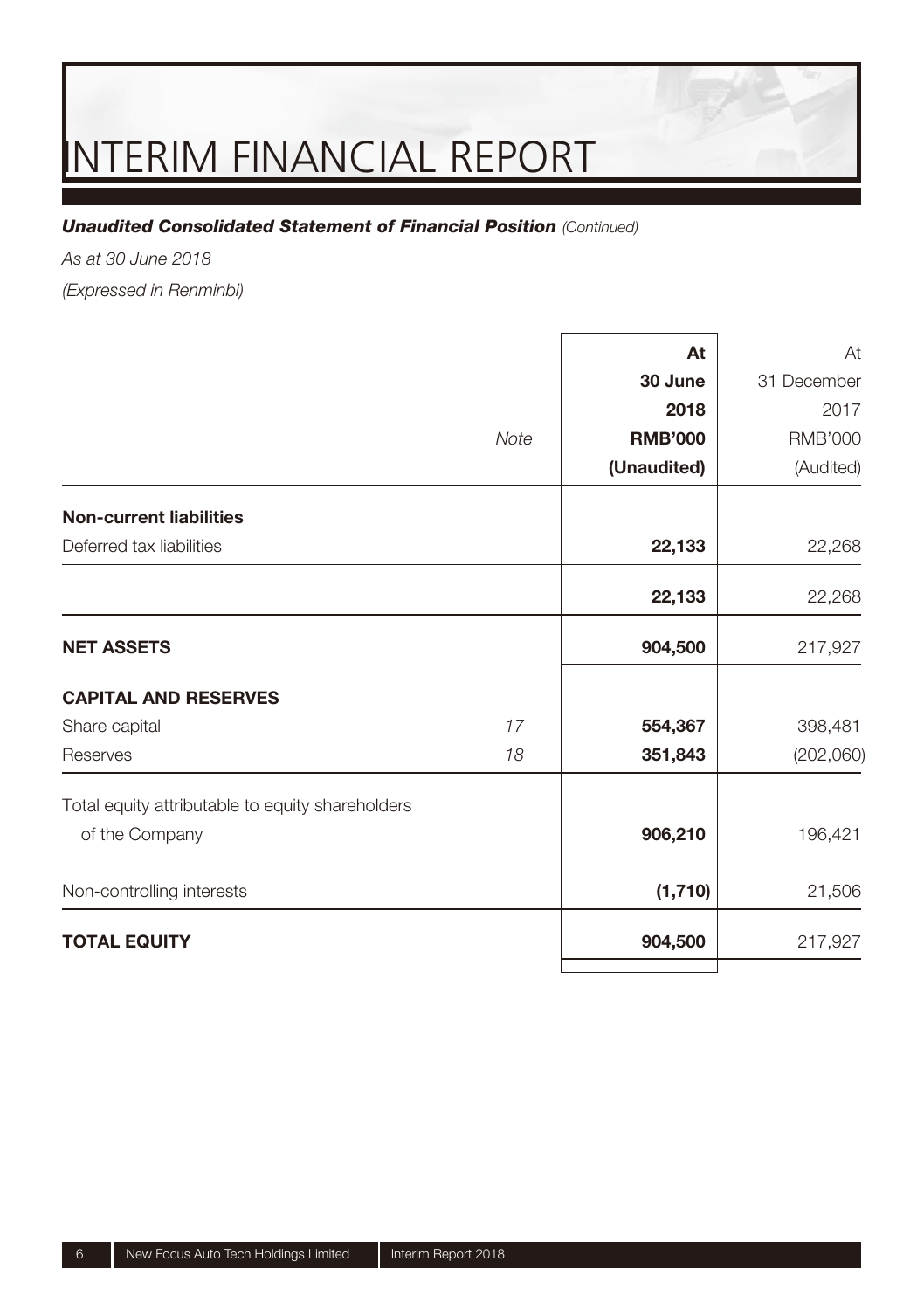# INTERIM FINANCIAL REPORT

***Unaudited Consolidated Statement of Financial Position** (Continued)*

*As at 30 June 2018*

*(Expressed in Renminbi)*

| | *Note* | **At 30 June 2018 RMB'000 (Unaudited)** | At 31 December 2017 RMB'000 (Audited) |
|---|---|---|---|
| **Non-current liabilities** | | | |
| Deferred tax liabilities | | **22,133** | 22,268 |
| | | **22,133** | 22,268 |
| **NET ASSETS** | | **904,500** | 217,927 |
| **CAPITAL AND RESERVES** | | | |
| Share capital | 17 | **554,367** | 398,481 |
| Reserves | 18 | **351,843** | (202,060) |
| Total equity attributable to equity shareholders of the Company | | **906,210** | 196,421 |
| Non-controlling interests | | **(1,710)** | 21,506 |
| **TOTAL EQUITY** | | **904,500** | 217,927 |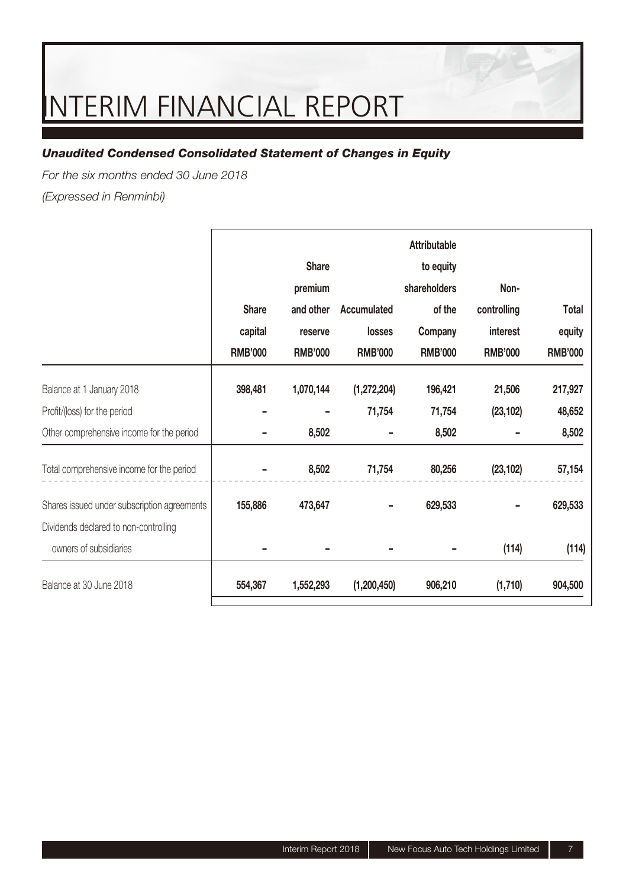# INTERIM FINANCIAL REPORT

***Unaudited Condensed Consolidated Statement of Changes in Equity***

*For the six months ended 30 June 2018*

*(Expressed in Renminbi)*

| | Share capital RMB'000 | Share premium and other reserve RMB'000 | Accumulated losses RMB'000 | Attributable to equity shareholders of the Company RMB'000 | Non-controlling interest RMB'000 | Total equity RMB'000 |
|---|---|---|---|---|---|---|
| Balance at 1 January 2018 | 398,481 | 1,070,144 | (1,272,204) | 196,421 | 21,506 | 217,927 |
| Profit/(loss) for the period | – | – | 71,754 | 71,754 | (23,102) | 48,652 |
| Other comprehensive income for the period | – | 8,502 | – | 8,502 | – | 8,502 |
| Total comprehensive income for the period | – | 8,502 | 71,754 | 80,256 | (23,102) | 57,154 |
| Shares issued under subscription agreements | 155,886 | 473,647 | – | 629,533 | – | 629,533 |
| Dividends declared to non-controlling owners of subsidiaries | – | – | – | – | (114) | (114) |
| Balance at 30 June 2018 | 554,367 | 1,552,293 | (1,200,450) | 906,210 | (1,710) | 904,500 |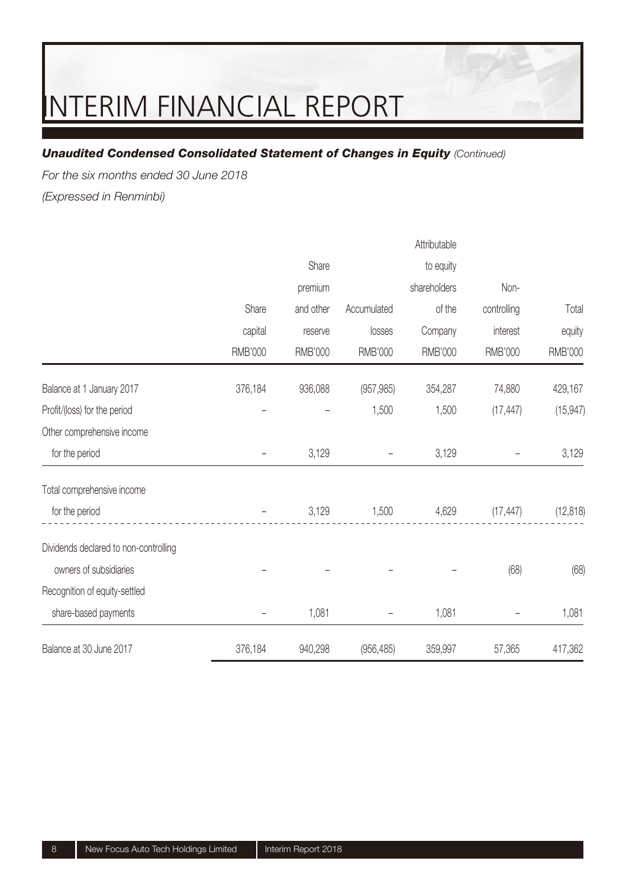# INTERIM FINANCIAL REPORT

***Unaudited Condensed Consolidated Statement of Changes in Equity*** *(Continued)*

*For the six months ended 30 June 2018*

*(Expressed in Renminbi)*

| | Share capital RMB'000 | Share premium and other reserve RMB'000 | Accumulated losses RMB'000 | Attributable to equity shareholders of the Company RMB'000 | Non-controlling interest RMB'000 | Total equity RMB'000 |
|---|---|---|---|---|---|---|
| Balance at 1 January 2017 | 376,184 | 936,088 | (957,985) | 354,287 | 74,880 | 429,167 |
| Profit/(loss) for the period | – | – | 1,500 | 1,500 | (17,447) | (15,947) |
| Other comprehensive income for the period | – | 3,129 | – | 3,129 | – | 3,129 |
| Total comprehensive income for the period | – | 3,129 | 1,500 | 4,629 | (17,447) | (12,818) |
| Dividends declared to non-controlling owners of subsidiaries | – | – | – | – | (68) | (68) |
| Recognition of equity-settled share-based payments | – | 1,081 | – | 1,081 | – | 1,081 |
| Balance at 30 June 2017 | 376,184 | 940,298 | (956,485) | 359,997 | 57,365 | 417,362 |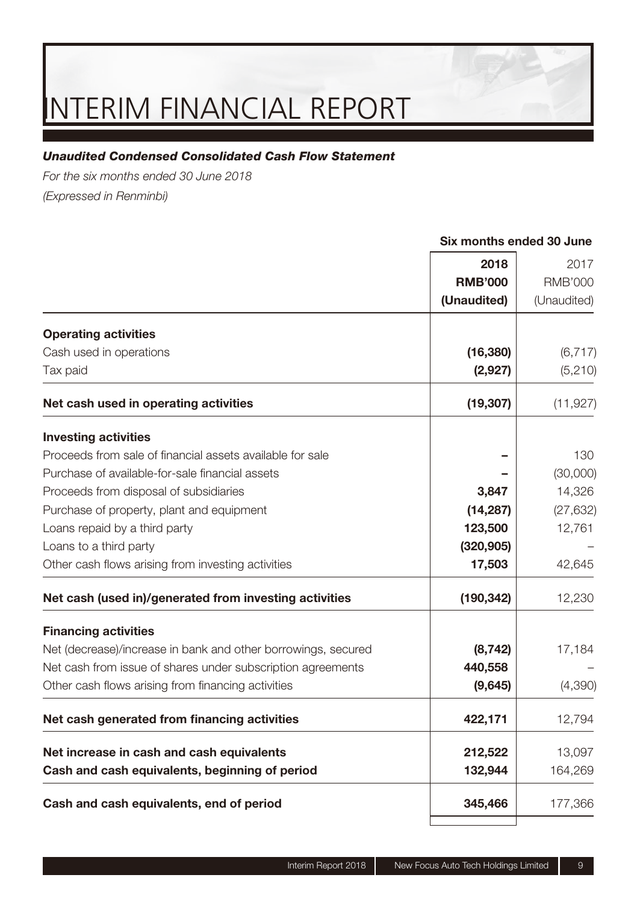# INTERIM FINANCIAL REPORT

***Unaudited Condensed Consolidated Cash Flow Statement***

*For the six months ended 30 June 2018*

*(Expressed in Renminbi)*

| | **Six months ended 30 June** | |
|---|---|---|
| | **2018** | 2017 |
| | **RMB'000** | RMB'000 |
| | **(Unaudited)** | (Unaudited) |
| **Operating activities** | | |
| Cash used in operations | **(16,380)** | (6,717) |
| Tax paid | **(2,927)** | (5,210) |
| **Net cash used in operating activities** | **(19,307)** | (11,927) |
| **Investing activities** | | |
| Proceeds from sale of financial assets available for sale | **–** | 130 |
| Purchase of available-for-sale financial assets | **–** | (30,000) |
| Proceeds from disposal of subsidiaries | **3,847** | 14,326 |
| Purchase of property, plant and equipment | **(14,287)** | (27,632) |
| Loans repaid by a third party | **123,500** | 12,761 |
| Loans to a third party | **(320,905)** | – |
| Other cash flows arising from investing activities | **17,503** | 42,645 |
| **Net cash (used in)/generated from investing activities** | **(190,342)** | 12,230 |
| **Financing activities** | | |
| Net (decrease)/increase in bank and other borrowings, secured | **(8,742)** | 17,184 |
| Net cash from issue of shares under subscription agreements | **440,558** | – |
| Other cash flows arising from financing activities | **(9,645)** | (4,390) |
| **Net cash generated from financing activities** | **422,171** | 12,794 |
| **Net increase in cash and cash equivalents** | **212,522** | 13,097 |
| **Cash and cash equivalents, beginning of period** | **132,944** | 164,269 |
| **Cash and cash equivalents, end of period** | **345,466** | 177,366 |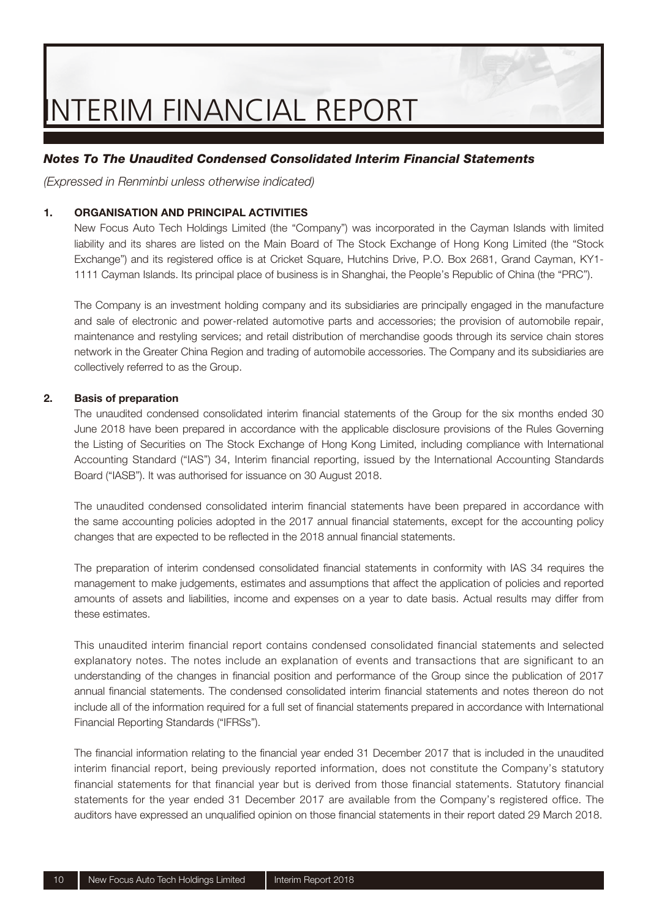# INTERIM FINANCIAL REPORT

## *Notes To The Unaudited Condensed Consolidated Interim Financial Statements*

*(Expressed in Renminbi unless otherwise indicated)*

### 1. ORGANISATION AND PRINCIPAL ACTIVITIES

New Focus Auto Tech Holdings Limited (the "Company") was incorporated in the Cayman Islands with limited liability and its shares are listed on the Main Board of The Stock Exchange of Hong Kong Limited (the "Stock Exchange") and its registered office is at Cricket Square, Hutchins Drive, P.O. Box 2681, Grand Cayman, KY1-1111 Cayman Islands. Its principal place of business is in Shanghai, the People's Republic of China (the "PRC").

The Company is an investment holding company and its subsidiaries are principally engaged in the manufacture and sale of electronic and power-related automotive parts and accessories; the provision of automobile repair, maintenance and restyling services; and retail distribution of merchandise goods through its service chain stores network in the Greater China Region and trading of automobile accessories. The Company and its subsidiaries are collectively referred to as the Group.

### 2. Basis of preparation

The unaudited condensed consolidated interim financial statements of the Group for the six months ended 30 June 2018 have been prepared in accordance with the applicable disclosure provisions of the Rules Governing the Listing of Securities on The Stock Exchange of Hong Kong Limited, including compliance with International Accounting Standard ("IAS") 34, Interim financial reporting, issued by the International Accounting Standards Board ("IASB"). It was authorised for issuance on 30 August 2018.

The unaudited condensed consolidated interim financial statements have been prepared in accordance with the same accounting policies adopted in the 2017 annual financial statements, except for the accounting policy changes that are expected to be reflected in the 2018 annual financial statements.

The preparation of interim condensed consolidated financial statements in conformity with IAS 34 requires the management to make judgements, estimates and assumptions that affect the application of policies and reported amounts of assets and liabilities, income and expenses on a year to date basis. Actual results may differ from these estimates.

This unaudited interim financial report contains condensed consolidated financial statements and selected explanatory notes. The notes include an explanation of events and transactions that are significant to an understanding of the changes in financial position and performance of the Group since the publication of 2017 annual financial statements. The condensed consolidated interim financial statements and notes thereon do not include all of the information required for a full set of financial statements prepared in accordance with International Financial Reporting Standards ("IFRSs").

The financial information relating to the financial year ended 31 December 2017 that is included in the unaudited interim financial report, being previously reported information, does not constitute the Company's statutory financial statements for that financial year but is derived from those financial statements. Statutory financial statements for the year ended 31 December 2017 are available from the Company's registered office. The auditors have expressed an unqualified opinion on those financial statements in their report dated 29 March 2018.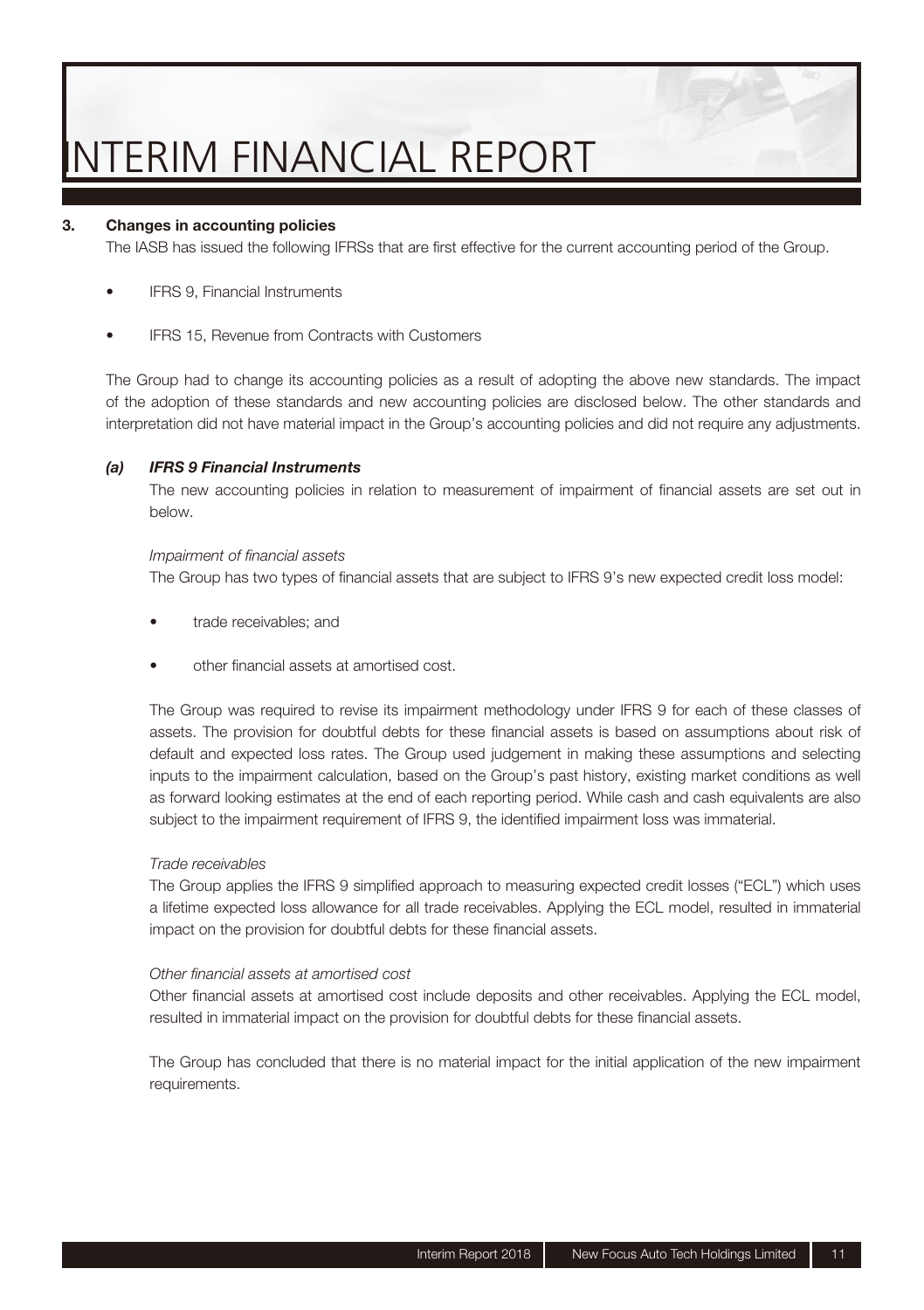### 3. Changes in accounting policies

The IASB has issued the following IFRSs that are first effective for the current accounting period of the Group.

- IFRS 9, Financial Instruments
- IFRS 15, Revenue from Contracts with Customers

The Group had to change its accounting policies as a result of adopting the above new standards. The impact of the adoption of these standards and new accounting policies are disclosed below. The other standards and interpretation did not have material impact in the Group's accounting policies and did not require any adjustments.

#### *(a) IFRS 9 Financial Instruments*

The new accounting policies in relation to measurement of impairment of financial assets are set out in below.

*Impairment of financial assets*

The Group has two types of financial assets that are subject to IFRS 9's new expected credit loss model:

- trade receivables; and
- other financial assets at amortised cost.

The Group was required to revise its impairment methodology under IFRS 9 for each of these classes of assets. The provision for doubtful debts for these financial assets is based on assumptions about risk of default and expected loss rates. The Group used judgement in making these assumptions and selecting inputs to the impairment calculation, based on the Group's past history, existing market conditions as well as forward looking estimates at the end of each reporting period. While cash and cash equivalents are also subject to the impairment requirement of IFRS 9, the identified impairment loss was immaterial.

*Trade receivables*

The Group applies the IFRS 9 simplified approach to measuring expected credit losses ("ECL") which uses a lifetime expected loss allowance for all trade receivables. Applying the ECL model, resulted in immaterial impact on the provision for doubtful debts for these financial assets.

*Other financial assets at amortised cost*

Other financial assets at amortised cost include deposits and other receivables. Applying the ECL model, resulted in immaterial impact on the provision for doubtful debts for these financial assets.

The Group has concluded that there is no material impact for the initial application of the new impairment requirements.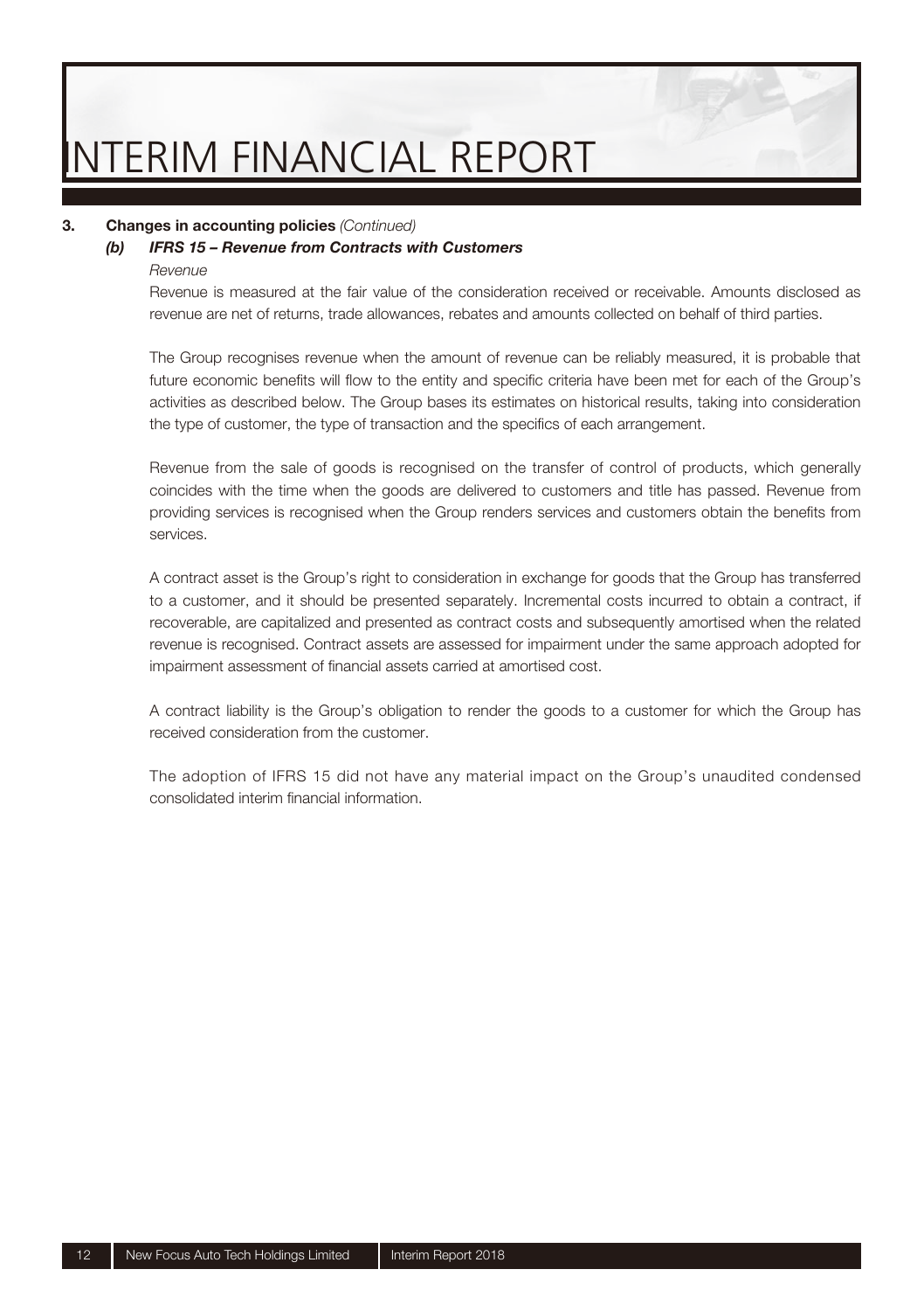## 3. Changes in accounting policies *(Continued)*

### *(b) IFRS 15 – Revenue from Contracts with Customers*

*Revenue*

Revenue is measured at the fair value of the consideration received or receivable. Amounts disclosed as revenue are net of returns, trade allowances, rebates and amounts collected on behalf of third parties.

The Group recognises revenue when the amount of revenue can be reliably measured, it is probable that future economic benefits will flow to the entity and specific criteria have been met for each of the Group's activities as described below. The Group bases its estimates on historical results, taking into consideration the type of customer, the type of transaction and the specifics of each arrangement.

Revenue from the sale of goods is recognised on the transfer of control of products, which generally coincides with the time when the goods are delivered to customers and title has passed. Revenue from providing services is recognised when the Group renders services and customers obtain the benefits from services.

A contract asset is the Group's right to consideration in exchange for goods that the Group has transferred to a customer, and it should be presented separately. Incremental costs incurred to obtain a contract, if recoverable, are capitalized and presented as contract costs and subsequently amortised when the related revenue is recognised. Contract assets are assessed for impairment under the same approach adopted for impairment assessment of financial assets carried at amortised cost.

A contract liability is the Group's obligation to render the goods to a customer for which the Group has received consideration from the customer.

The adoption of IFRS 15 did not have any material impact on the Group's unaudited condensed consolidated interim financial information.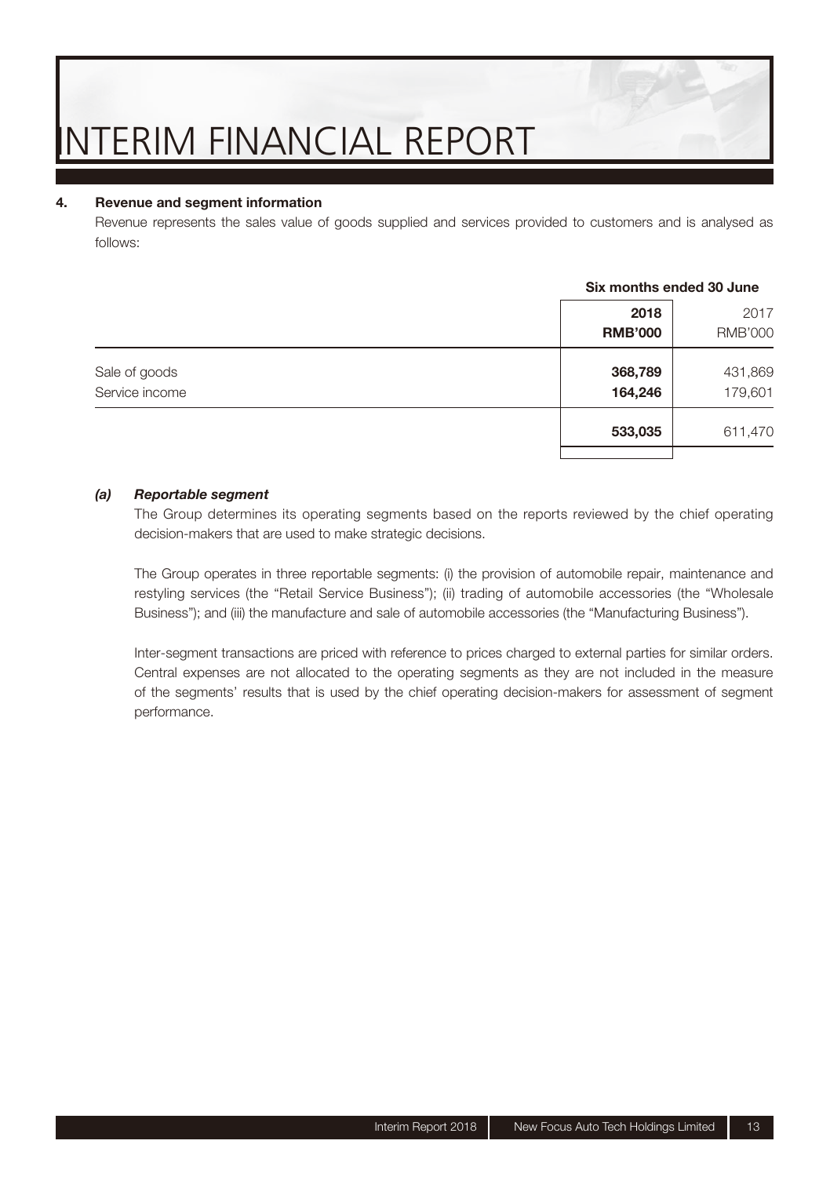## 4. Revenue and segment information

Revenue represents the sales value of goods supplied and services provided to customers and is analysed as follows:

| | Six months ended 30 June | |
|---|---|---|
| | **2018** | 2017 |
| | **RMB'000** | RMB'000 |
| Sale of goods | **368,789** | 431,869 |
| Service income | **164,246** | 179,601 |
| | **533,035** | 611,470 |

### *(a) Reportable segment*

The Group determines its operating segments based on the reports reviewed by the chief operating decision-makers that are used to make strategic decisions.

The Group operates in three reportable segments: (i) the provision of automobile repair, maintenance and restyling services (the "Retail Service Business"); (ii) trading of automobile accessories (the "Wholesale Business"); and (iii) the manufacture and sale of automobile accessories (the "Manufacturing Business").

Inter-segment transactions are priced with reference to prices charged to external parties for similar orders. Central expenses are not allocated to the operating segments as they are not included in the measure of the segments' results that is used by the chief operating decision-makers for assessment of segment performance.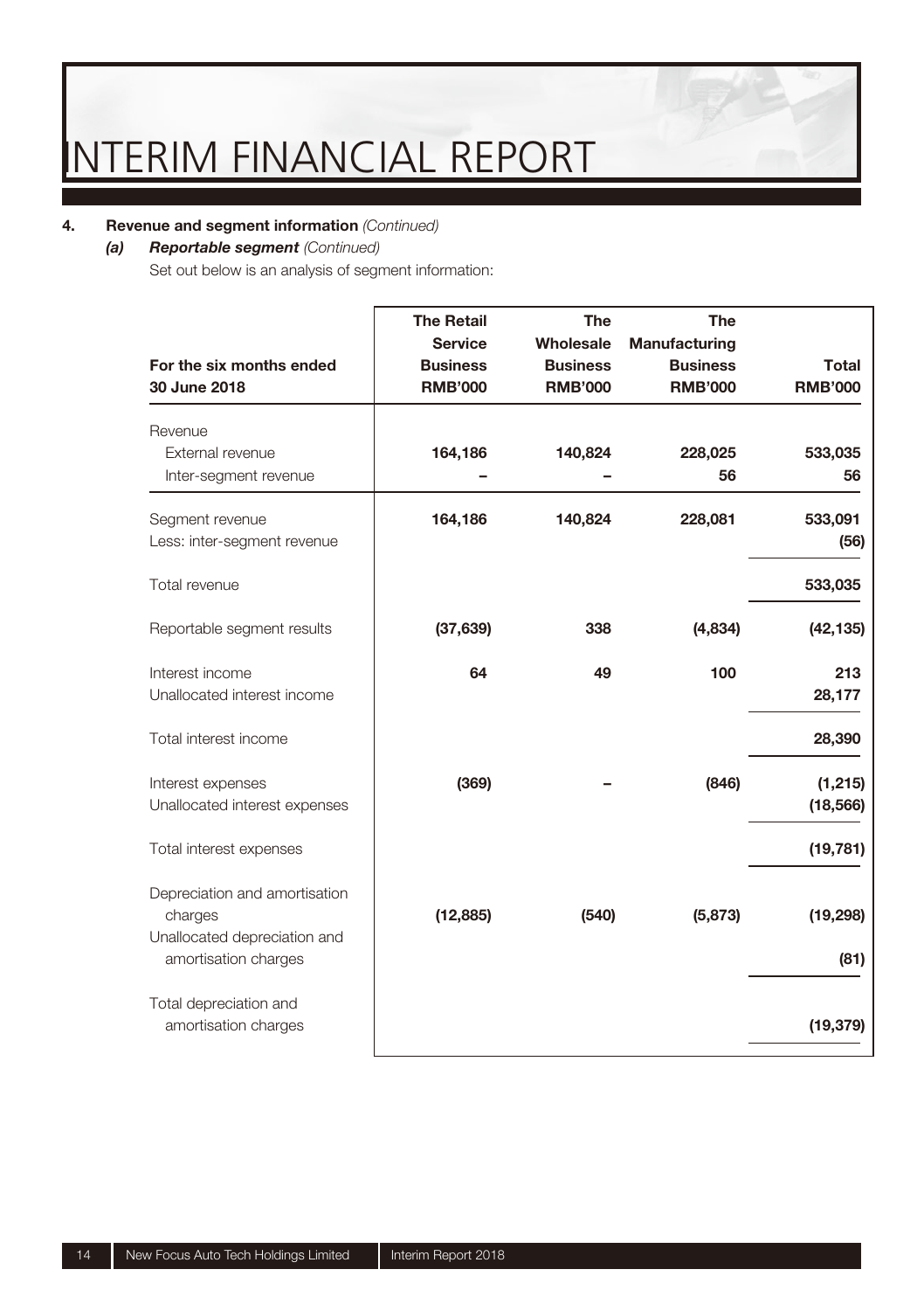# INTERIM FINANCIAL REPORT

**4. Revenue and segment information** *(Continued)*

***(a) Reportable segment*** *(Continued)*

Set out below is an analysis of segment information:

| For the six months ended 30 June 2018 | The Retail Service Business RMB'000 | The Wholesale Business RMB'000 | The Manufacturing Business RMB'000 | Total RMB'000 |
|---|---|---|---|---|
| Revenue | | | | |
| External revenue | 164,186 | 140,824 | 228,025 | 533,035 |
| Inter-segment revenue | – | – | 56 | 56 |
| Segment revenue | 164,186 | 140,824 | 228,081 | 533,091 |
| Less: inter-segment revenue | | | | (56) |
| Total revenue | | | | 533,035 |
| Reportable segment results | (37,639) | 338 | (4,834) | (42,135) |
| Interest income | 64 | 49 | 100 | 213 |
| Unallocated interest income | | | | 28,177 |
| Total interest income | | | | 28,390 |
| Interest expenses | (369) | – | (846) | (1,215) |
| Unallocated interest expenses | | | | (18,566) |
| Total interest expenses | | | | (19,781) |
| Depreciation and amortisation charges | (12,885) | (540) | (5,873) | (19,298) |
| Unallocated depreciation and amortisation charges | | | | (81) |
| Total depreciation and amortisation charges | | | | (19,379) |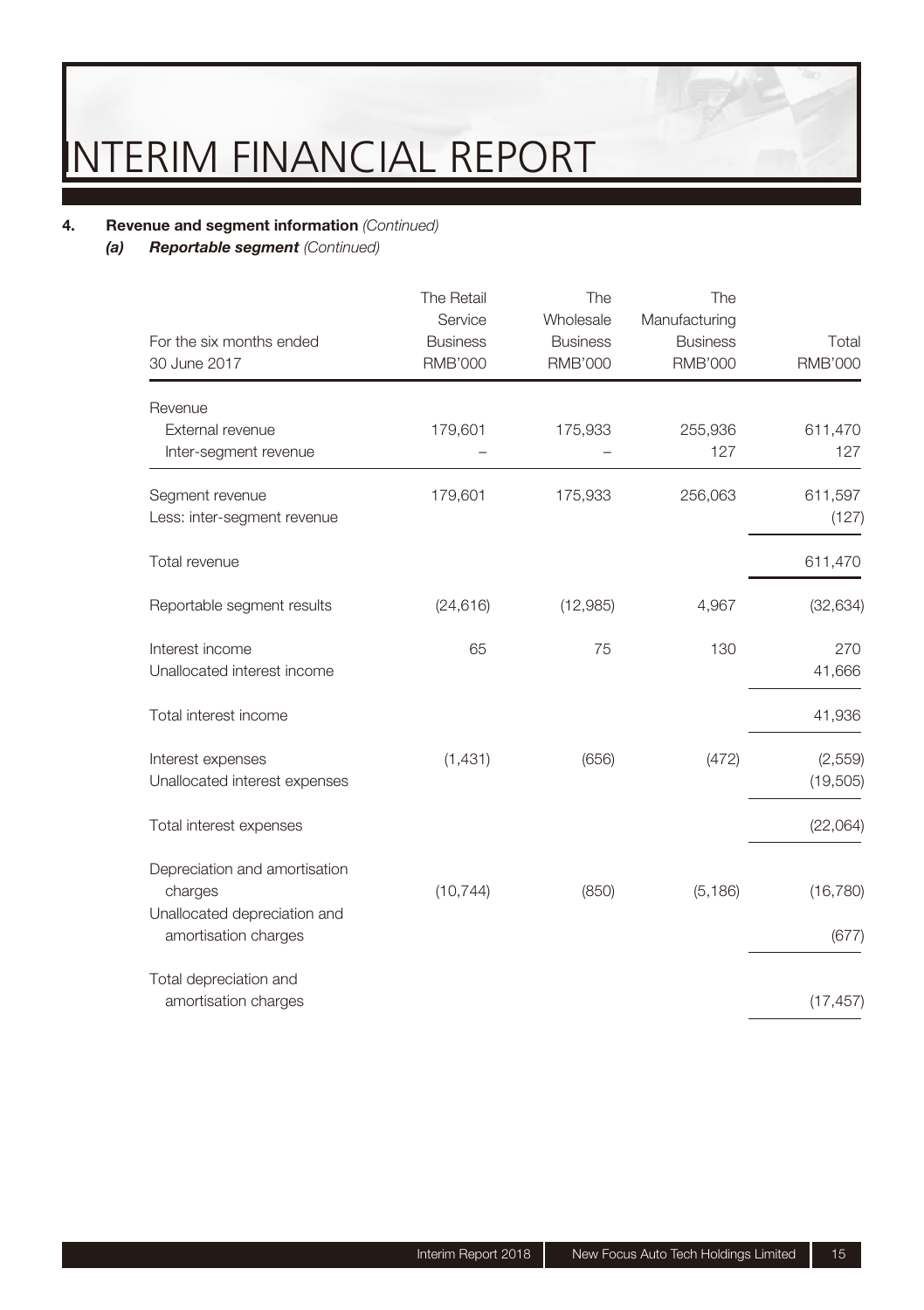## 4. Revenue and segment information *(Continued)*

### *(a) Reportable segment (Continued)*

| For the six months ended 30 June 2017 | The Retail Service Business RMB'000 | The Wholesale Business RMB'000 | The Manufacturing Business RMB'000 | Total RMB'000 |
|---|---|---|---|---|
| Revenue | | | | |
| External revenue | 179,601 | 175,933 | 255,936 | 611,470 |
| Inter-segment revenue | – | – | 127 | 127 |
| Segment revenue | 179,601 | 175,933 | 256,063 | 611,597 |
| Less: inter-segment revenue | | | | (127) |
| Total revenue | | | | 611,470 |
| Reportable segment results | (24,616) | (12,985) | 4,967 | (32,634) |
| Interest income | 65 | 75 | 130 | 270 |
| Unallocated interest income | | | | 41,666 |
| Total interest income | | | | 41,936 |
| Interest expenses | (1,431) | (656) | (472) | (2,559) |
| Unallocated interest expenses | | | | (19,505) |
| Total interest expenses | | | | (22,064) |
| Depreciation and amortisation charges | (10,744) | (850) | (5,186) | (16,780) |
| Unallocated depreciation and amortisation charges | | | | (677) |
| Total depreciation and amortisation charges | | | | (17,457) |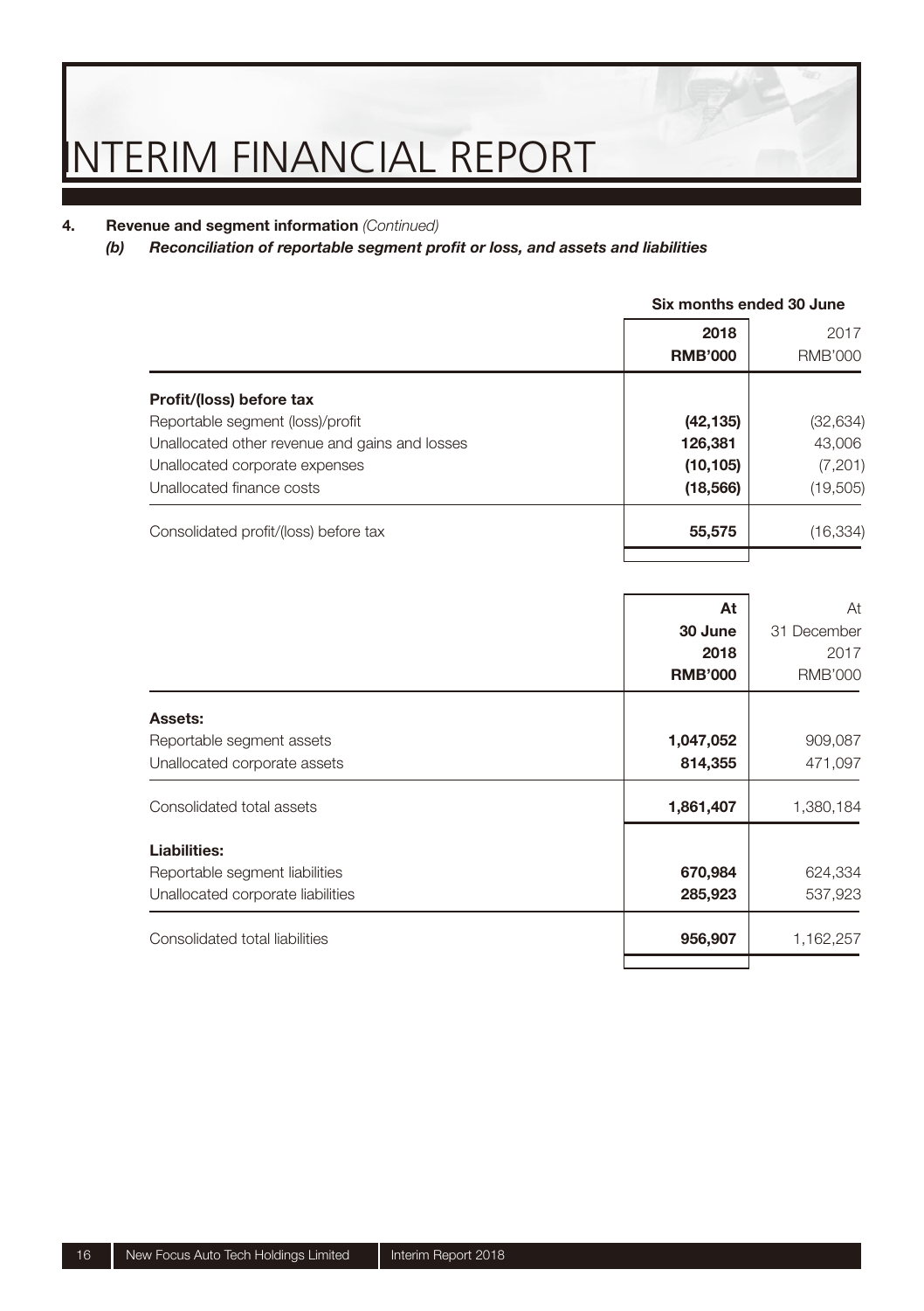**4. Revenue and segment information** *(Continued)*

***(b) Reconciliation of reportable segment profit or loss, and assets and liabilities***

| | Six months ended 30 June | |
|---|---|---|
| | **2018** | 2017 |
| | **RMB'000** | RMB'000 |
| **Profit/(loss) before tax** | | |
| Reportable segment (loss)/profit | **(42,135)** | (32,634) |
| Unallocated other revenue and gains and losses | **126,381** | 43,006 |
| Unallocated corporate expenses | **(10,105)** | (7,201) |
| Unallocated finance costs | **(18,566)** | (19,505) |
| Consolidated profit/(loss) before tax | **55,575** | (16,334) |

| | **At 30 June 2018** | At 31 December 2017 |
|---|---|---|
| | **RMB'000** | RMB'000 |
| **Assets:** | | |
| Reportable segment assets | **1,047,052** | 909,087 |
| Unallocated corporate assets | **814,355** | 471,097 |
| Consolidated total assets | **1,861,407** | 1,380,184 |
| **Liabilities:** | | |
| Reportable segment liabilities | **670,984** | 624,334 |
| Unallocated corporate liabilities | **285,923** | 537,923 |
| Consolidated total liabilities | **956,907** | 1,162,257 |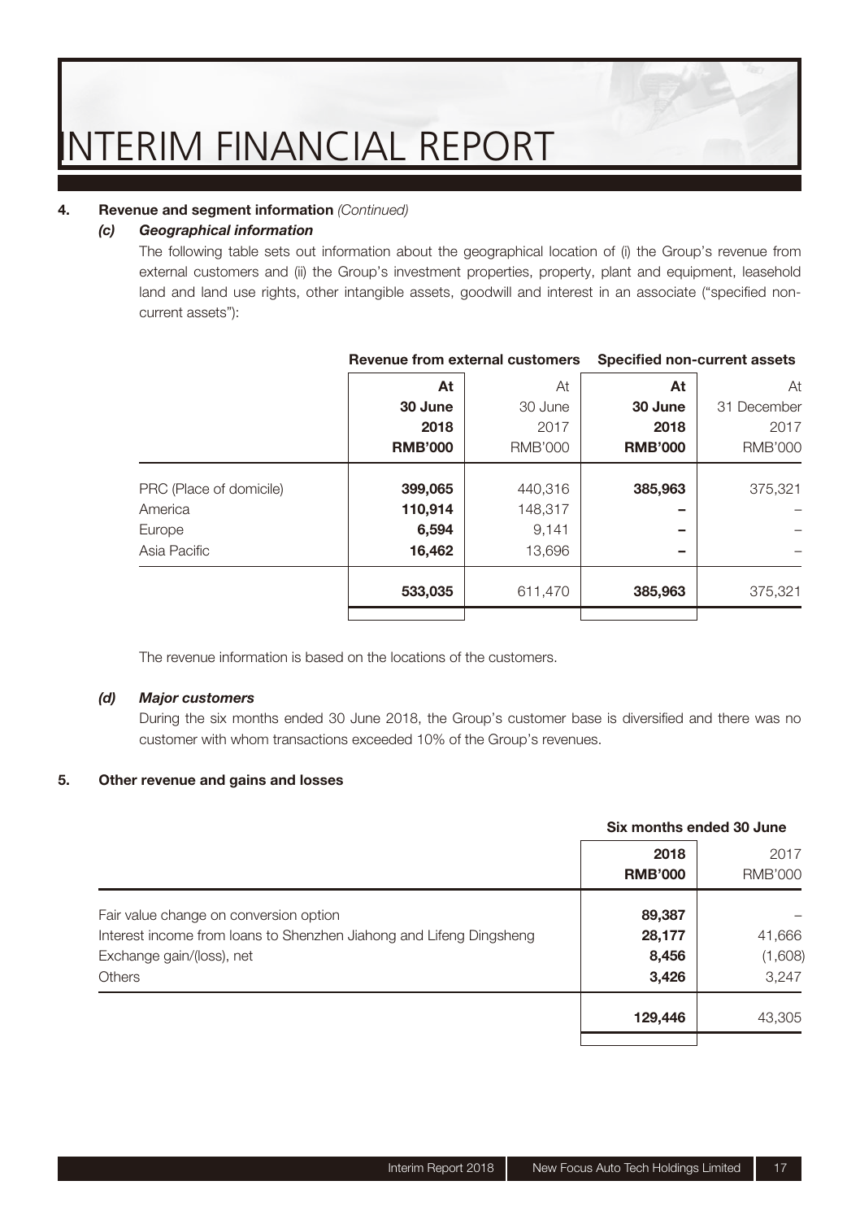**4. Revenue and segment information** *(Continued)*

***(c) Geographical information***

The following table sets out information about the geographical location of (i) the Group's revenue from external customers and (ii) the Group's investment properties, property, plant and equipment, leasehold land and land use rights, other intangible assets, goodwill and interest in an associate ("specified non-current assets"):

| | Revenue from external customers | | Specified non-current assets | |
|---|---|---|---|---|
| | **At 30 June 2018 RMB'000** | At 30 June 2017 RMB'000 | **At 30 June 2018 RMB'000** | At 31 December 2017 RMB'000 |
| PRC (Place of domicile) | **399,065** | 440,316 | **385,963** | 375,321 |
| America | **110,914** | 148,317 | **–** | – |
| Europe | **6,594** | 9,141 | **–** | – |
| Asia Pacific | **16,462** | 13,696 | **–** | – |
| | **533,035** | 611,470 | **385,963** | 375,321 |

The revenue information is based on the locations of the customers.

***(d) Major customers***

During the six months ended 30 June 2018, the Group's customer base is diversified and there was no customer with whom transactions exceeded 10% of the Group's revenues.

**5. Other revenue and gains and losses**

| | Six months ended 30 June | |
|---|---|---|
| | **2018 RMB'000** | 2017 RMB'000 |
| Fair value change on conversion option | **89,387** | – |
| Interest income from loans to Shenzhen Jiahong and Lifeng Dingsheng | **28,177** | 41,666 |
| Exchange gain/(loss), net | **8,456** | (1,608) |
| Others | **3,426** | 3,247 |
| | **129,446** | 43,305 |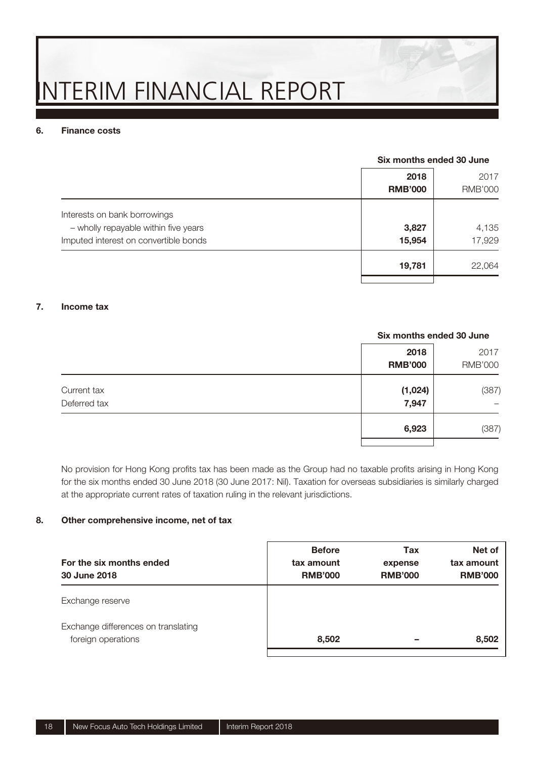## 6. Finance costs

| | Six months ended 30 June | |
|---|---|---|
| | **2018** | 2017 |
| | **RMB'000** | RMB'000 |
| Interests on bank borrowings | | |
| – wholly repayable within five years | **3,827** | 4,135 |
| Imputed interest on convertible bonds | **15,954** | 17,929 |
| | **19,781** | 22,064 |

## 7. Income tax

| | Six months ended 30 June | |
|---|---|---|
| | **2018** | 2017 |
| | **RMB'000** | RMB'000 |
| Current tax | **(1,024)** | (387) |
| Deferred tax | **7,947** | – |
| | **6,923** | (387) |

No provision for Hong Kong profits tax has been made as the Group had no taxable profits arising in Hong Kong for the six months ended 30 June 2018 (30 June 2017: Nil). Taxation for overseas subsidiaries is similarly charged at the appropriate current rates of taxation ruling in the relevant jurisdictions.

## 8. Other comprehensive income, net of tax

| For the six months ended 30 June 2018 | Before tax amount RMB'000 | Tax expense RMB'000 | Net of tax amount RMB'000 |
|---|---|---|---|
| Exchange reserve | | | |
| Exchange differences on translating foreign operations | **8,502** | **–** | **8,502** |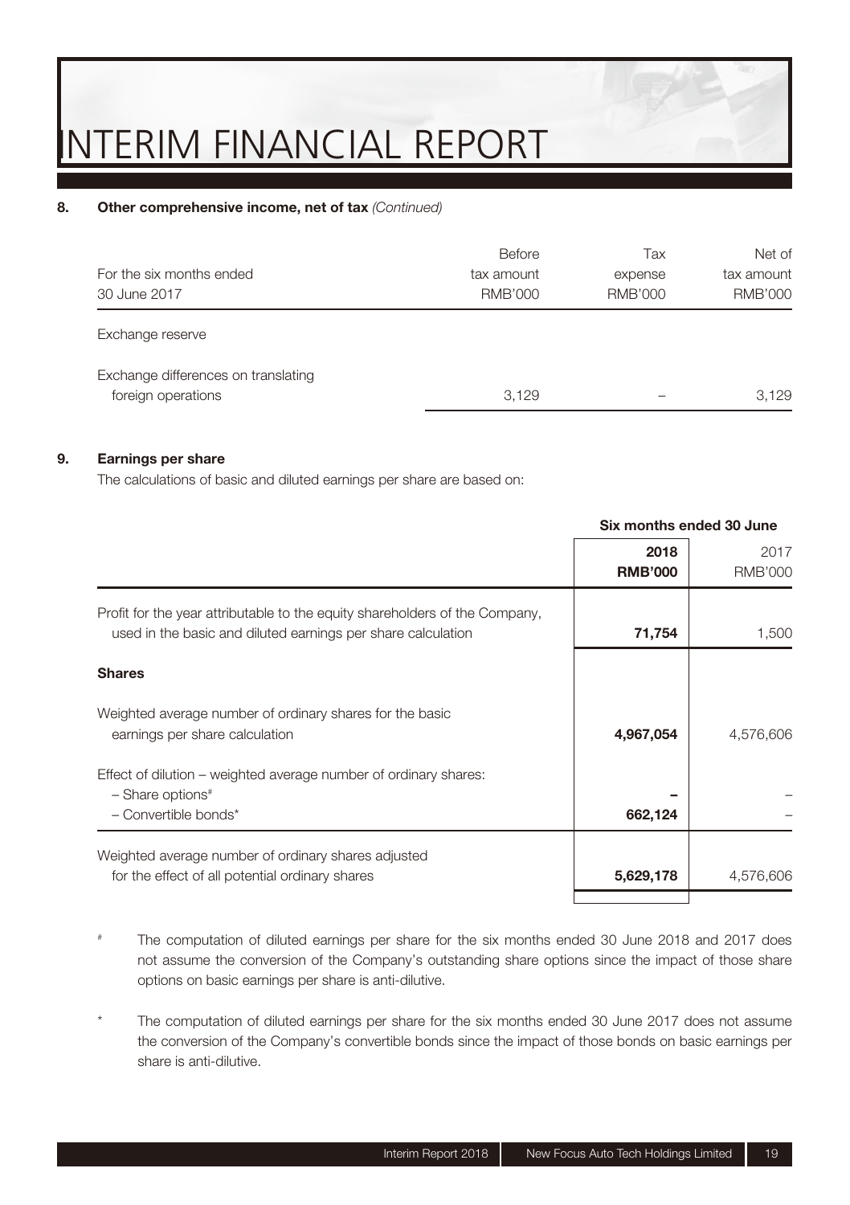#### 8. Other comprehensive income, net of tax *(Continued)*

| For the six months ended 30 June 2017 | Before tax amount RMB'000 | Tax expense RMB'000 | Net of tax amount RMB'000 |
|---|---|---|---|
| Exchange reserve | | | |
| Exchange differences on translating foreign operations | 3,129 | – | 3,129 |

#### 9. Earnings per share

The calculations of basic and diluted earnings per share are based on:

| | Six months ended 30 June | |
|---|---|---|
| | **2018 RMB'000** | 2017 RMB'000 |
| Profit for the year attributable to the equity shareholders of the Company, used in the basic and diluted earnings per share calculation | **71,754** | 1,500 |
| **Shares** | | |
| Weighted average number of ordinary shares for the basic earnings per share calculation | **4,967,054** | 4,576,606 |
| Effect of dilution – weighted average number of ordinary shares: | | |
| – Share options# | **–** | – |
| – Convertible bonds* | **662,124** | – |
| Weighted average number of ordinary shares adjusted for the effect of all potential ordinary shares | **5,629,178** | 4,576,606 |

# The computation of diluted earnings per share for the six months ended 30 June 2018 and 2017 does not assume the conversion of the Company's outstanding share options since the impact of those share options on basic earnings per share is anti-dilutive.

* The computation of diluted earnings per share for the six months ended 30 June 2017 does not assume the conversion of the Company's convertible bonds since the impact of those bonds on basic earnings per share is anti-dilutive.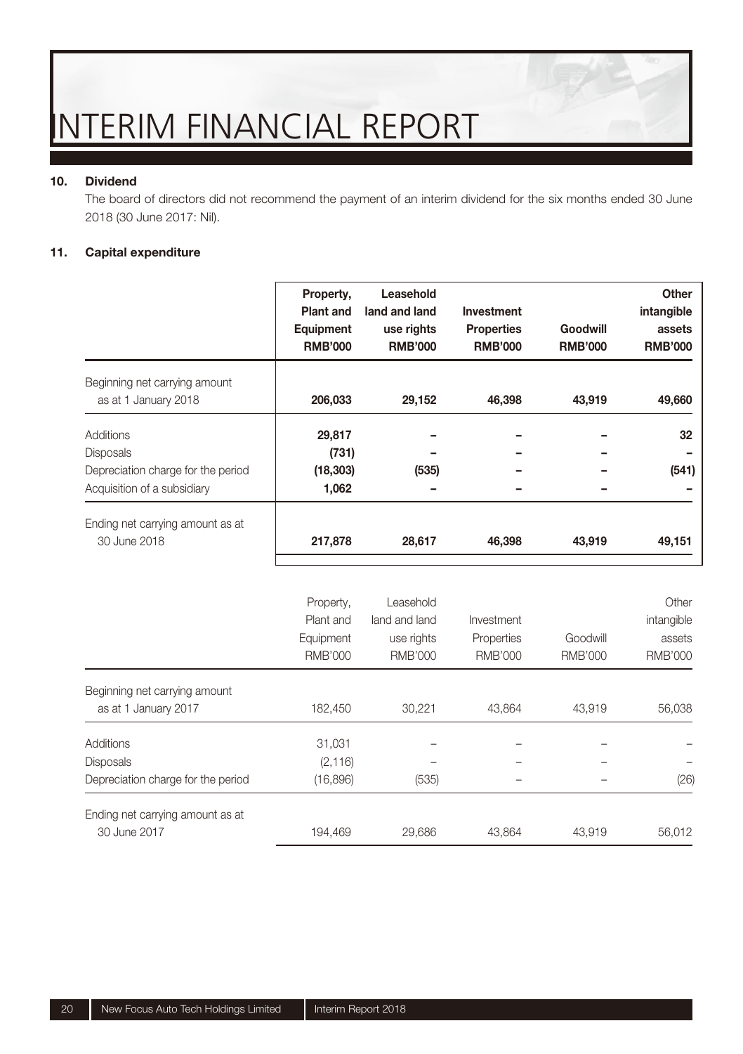## 10. Dividend

The board of directors did not recommend the payment of an interim dividend for the six months ended 30 June 2018 (30 June 2017: Nil).

## 11. Capital expenditure

| | **Property, Plant and Equipment RMB'000** | **Leasehold land and land use rights RMB'000** | **Investment Properties RMB'000** | **Goodwill RMB'000** | **Other intangible assets RMB'000** |
|---|---|---|---|---|---|
| Beginning net carrying amount as at 1 January 2018 | **206,033** | **29,152** | **46,398** | **43,919** | **49,660** |
| Additions | **29,817** | **–** | **–** | **–** | **32** |
| Disposals | **(731)** | **–** | **–** | **–** | **–** |
| Depreciation charge for the period | **(18,303)** | **(535)** | **–** | **–** | **(541)** |
| Acquisition of a subsidiary | **1,062** | **–** | **–** | **–** | **–** |
| Ending net carrying amount as at 30 June 2018 | **217,878** | **28,617** | **46,398** | **43,919** | **49,151** |

| | Property, Plant and Equipment RMB'000 | Leasehold land and land use rights RMB'000 | Investment Properties RMB'000 | Goodwill RMB'000 | Other intangible assets RMB'000 |
|---|---|---|---|---|---|
| Beginning net carrying amount as at 1 January 2017 | 182,450 | 30,221 | 43,864 | 43,919 | 56,038 |
| Additions | 31,031 | – | – | – | – |
| Disposals | (2,116) | – | – | – | – |
| Depreciation charge for the period | (16,896) | (535) | – | – | (26) |
| Ending net carrying amount as at 30 June 2017 | 194,469 | 29,686 | 43,864 | 43,919 | 56,012 |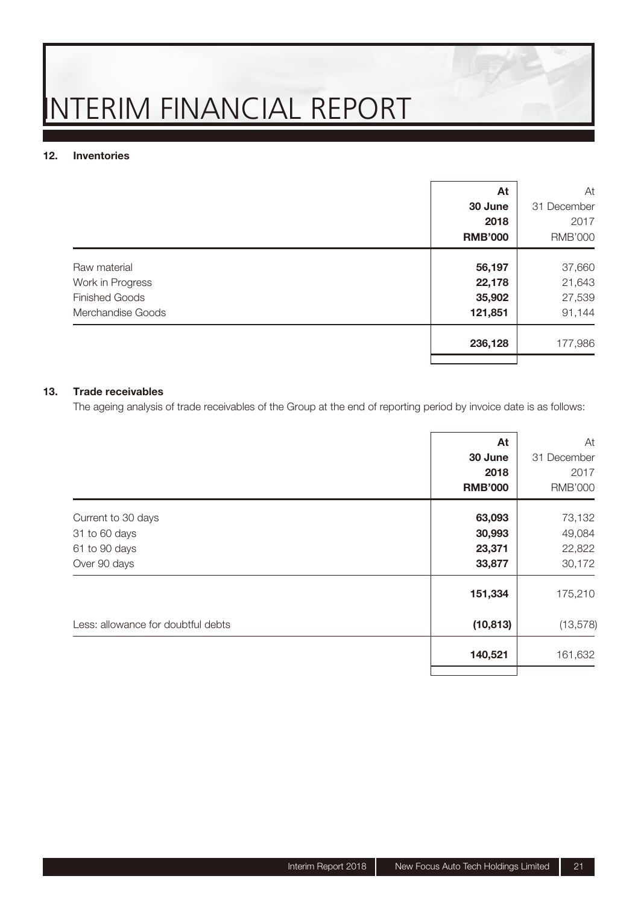### 12. Inventories

| | At 30 June 2018 RMB'000 | At 31 December 2017 RMB'000 |
|---|---|---|
| Raw material | **56,197** | 37,660 |
| Work in Progress | **22,178** | 21,643 |
| Finished Goods | **35,902** | 27,539 |
| Merchandise Goods | **121,851** | 91,144 |
| | **236,128** | 177,986 |

### 13. Trade receivables

The ageing analysis of trade receivables of the Group at the end of reporting period by invoice date is as follows:

| | At 30 June 2018 RMB'000 | At 31 December 2017 RMB'000 |
|---|---|---|
| Current to 30 days | **63,093** | 73,132 |
| 31 to 60 days | **30,993** | 49,084 |
| 61 to 90 days | **23,371** | 22,822 |
| Over 90 days | **33,877** | 30,172 |
| | **151,334** | 175,210 |
| Less: allowance for doubtful debts | **(10,813)** | (13,578) |
| | **140,521** | 161,632 |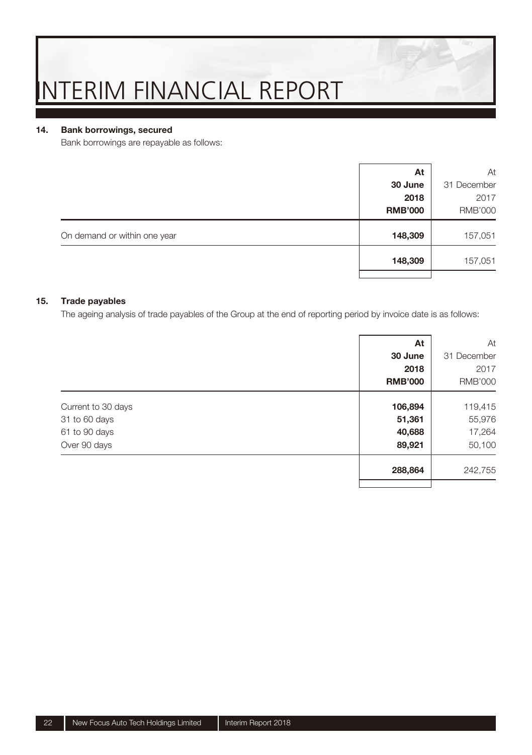### 14. Bank borrowings, secured

Bank borrowings are repayable as follows:

| | At 30 June 2018 RMB'000 | At 31 December 2017 RMB'000 |
|---|---|---|
| On demand or within one year | **148,309** | 157,051 |
| | **148,309** | 157,051 |

### 15. Trade payables

The ageing analysis of trade payables of the Group at the end of reporting period by invoice date is as follows:

| | At 30 June 2018 RMB'000 | At 31 December 2017 RMB'000 |
|---|---|---|
| Current to 30 days | **106,894** | 119,415 |
| 31 to 60 days | **51,361** | 55,976 |
| 61 to 90 days | **40,688** | 17,264 |
| Over 90 days | **89,921** | 50,100 |
| | **288,864** | 242,755 |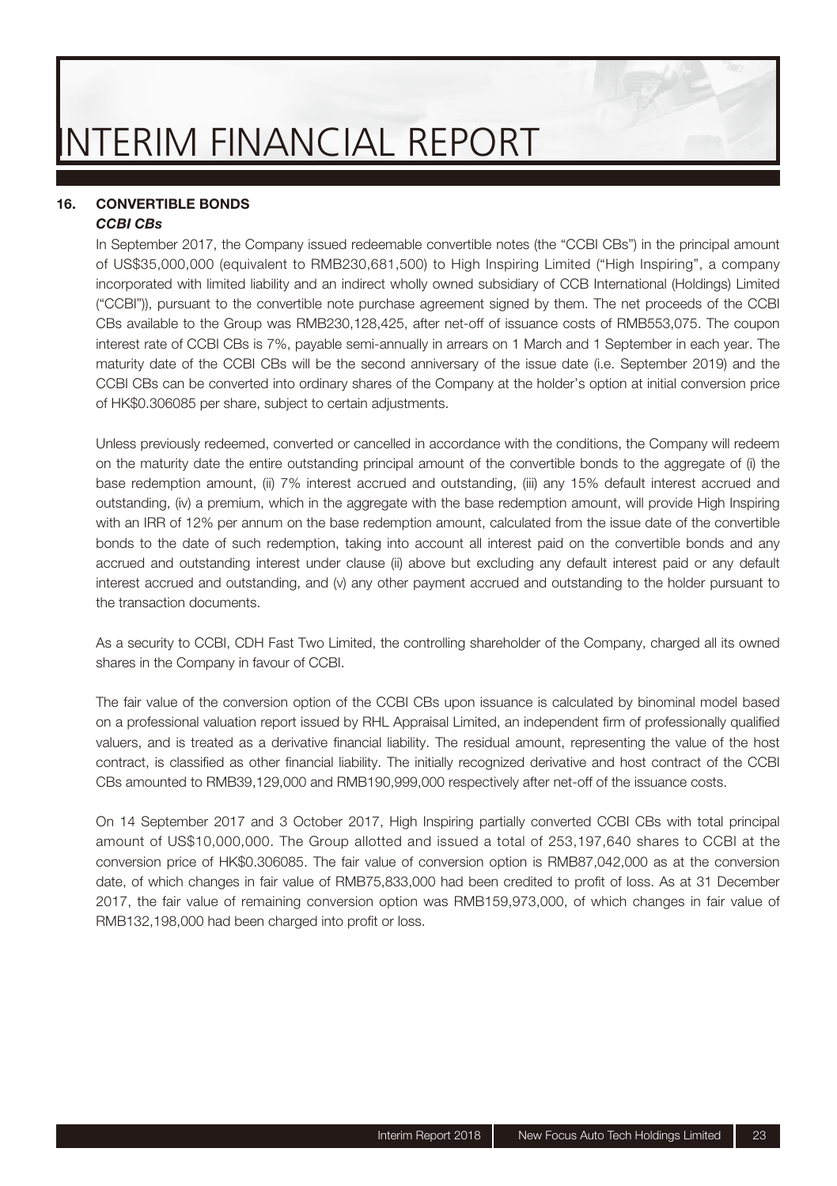## 16. CONVERTIBLE BONDS

### *CCBI CBs*

In September 2017, the Company issued redeemable convertible notes (the "CCBI CBs") in the principal amount of US$35,000,000 (equivalent to RMB230,681,500) to High Inspiring Limited ("High Inspiring", a company incorporated with limited liability and an indirect wholly owned subsidiary of CCB International (Holdings) Limited ("CCBI")), pursuant to the convertible note purchase agreement signed by them. The net proceeds of the CCBI CBs available to the Group was RMB230,128,425, after net-off of issuance costs of RMB553,075. The coupon interest rate of CCBI CBs is 7%, payable semi-annually in arrears on 1 March and 1 September in each year. The maturity date of the CCBI CBs will be the second anniversary of the issue date (i.e. September 2019) and the CCBI CBs can be converted into ordinary shares of the Company at the holder's option at initial conversion price of HK$0.306085 per share, subject to certain adjustments.

Unless previously redeemed, converted or cancelled in accordance with the conditions, the Company will redeem on the maturity date the entire outstanding principal amount of the convertible bonds to the aggregate of (i) the base redemption amount, (ii) 7% interest accrued and outstanding, (iii) any 15% default interest accrued and outstanding, (iv) a premium, which in the aggregate with the base redemption amount, will provide High Inspiring with an IRR of 12% per annum on the base redemption amount, calculated from the issue date of the convertible bonds to the date of such redemption, taking into account all interest paid on the convertible bonds and any accrued and outstanding interest under clause (ii) above but excluding any default interest paid or any default interest accrued and outstanding, and (v) any other payment accrued and outstanding to the holder pursuant to the transaction documents.

As a security to CCBI, CDH Fast Two Limited, the controlling shareholder of the Company, charged all its owned shares in the Company in favour of CCBI.

The fair value of the conversion option of the CCBI CBs upon issuance is calculated by binominal model based on a professional valuation report issued by RHL Appraisal Limited, an independent firm of professionally qualified valuers, and is treated as a derivative financial liability. The residual amount, representing the value of the host contract, is classified as other financial liability. The initially recognized derivative and host contract of the CCBI CBs amounted to RMB39,129,000 and RMB190,999,000 respectively after net-off of the issuance costs.

On 14 September 2017 and 3 October 2017, High Inspiring partially converted CCBI CBs with total principal amount of US$10,000,000. The Group allotted and issued a total of 253,197,640 shares to CCBI at the conversion price of HK$0.306085. The fair value of conversion option is RMB87,042,000 as at the conversion date, of which changes in fair value of RMB75,833,000 had been credited to profit of loss. As at 31 December 2017, the fair value of remaining conversion option was RMB159,973,000, of which changes in fair value of RMB132,198,000 had been charged into profit or loss.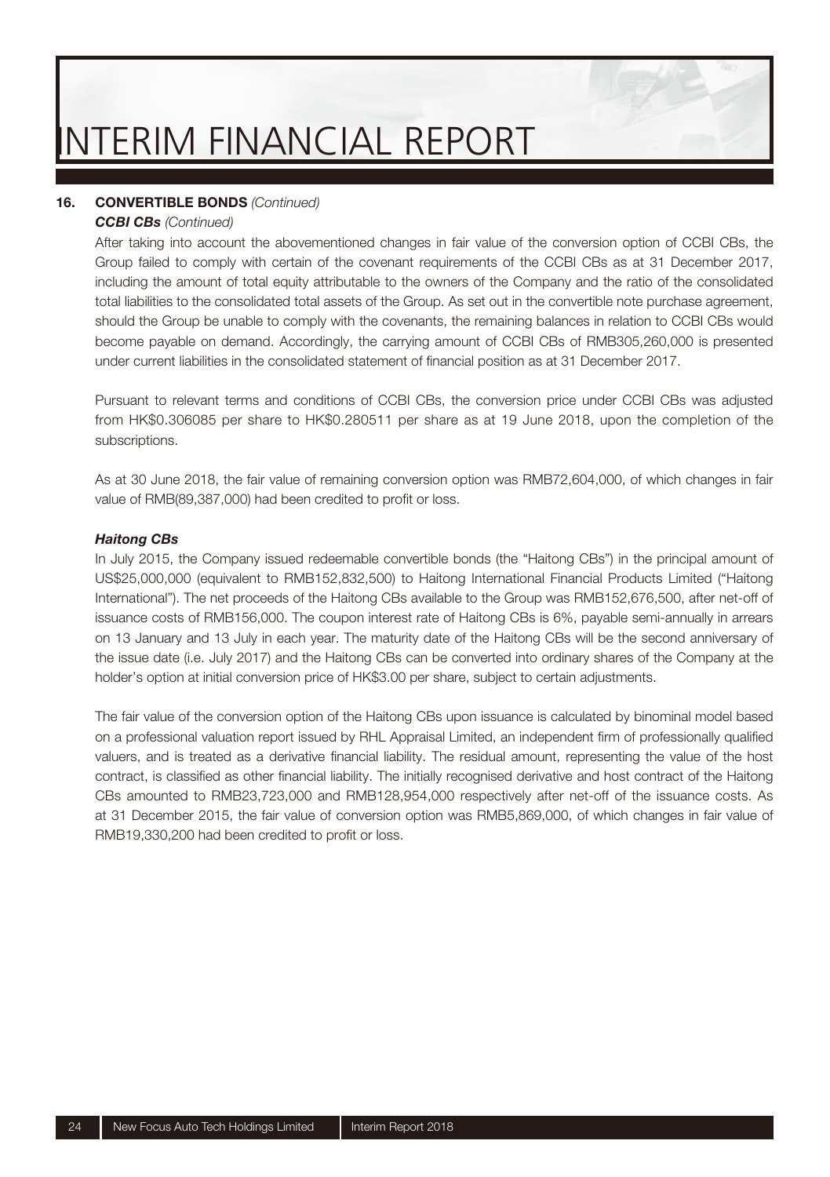## 16. CONVERTIBLE BONDS *(Continued)*

### *CCBI CBs (Continued)*

After taking into account the abovementioned changes in fair value of the conversion option of CCBI CBs, the Group failed to comply with certain of the covenant requirements of the CCBI CBs as at 31 December 2017, including the amount of total equity attributable to the owners of the Company and the ratio of the consolidated total liabilities to the consolidated total assets of the Group. As set out in the convertible note purchase agreement, should the Group be unable to comply with the covenants, the remaining balances in relation to CCBI CBs would become payable on demand. Accordingly, the carrying amount of CCBI CBs of RMB305,260,000 is presented under current liabilities in the consolidated statement of financial position as at 31 December 2017.

Pursuant to relevant terms and conditions of CCBI CBs, the conversion price under CCBI CBs was adjusted from HK$0.306085 per share to HK$0.280511 per share as at 19 June 2018, upon the completion of the subscriptions.

As at 30 June 2018, the fair value of remaining conversion option was RMB72,604,000, of which changes in fair value of RMB(89,387,000) had been credited to profit or loss.

### *Haitong CBs*

In July 2015, the Company issued redeemable convertible bonds (the "Haitong CBs") in the principal amount of US$25,000,000 (equivalent to RMB152,832,500) to Haitong International Financial Products Limited ("Haitong International"). The net proceeds of the Haitong CBs available to the Group was RMB152,676,500, after net-off of issuance costs of RMB156,000. The coupon interest rate of Haitong CBs is 6%, payable semi-annually in arrears on 13 January and 13 July in each year. The maturity date of the Haitong CBs will be the second anniversary of the issue date (i.e. July 2017) and the Haitong CBs can be converted into ordinary shares of the Company at the holder's option at initial conversion price of HK$3.00 per share, subject to certain adjustments.

The fair value of the conversion option of the Haitong CBs upon issuance is calculated by binominal model based on a professional valuation report issued by RHL Appraisal Limited, an independent firm of professionally qualified valuers, and is treated as a derivative financial liability. The residual amount, representing the value of the host contract, is classified as other financial liability. The initially recognised derivative and host contract of the Haitong CBs amounted to RMB23,723,000 and RMB128,954,000 respectively after net-off of the issuance costs. As at 31 December 2015, the fair value of conversion option was RMB5,869,000, of which changes in fair value of RMB19,330,200 had been credited to profit or loss.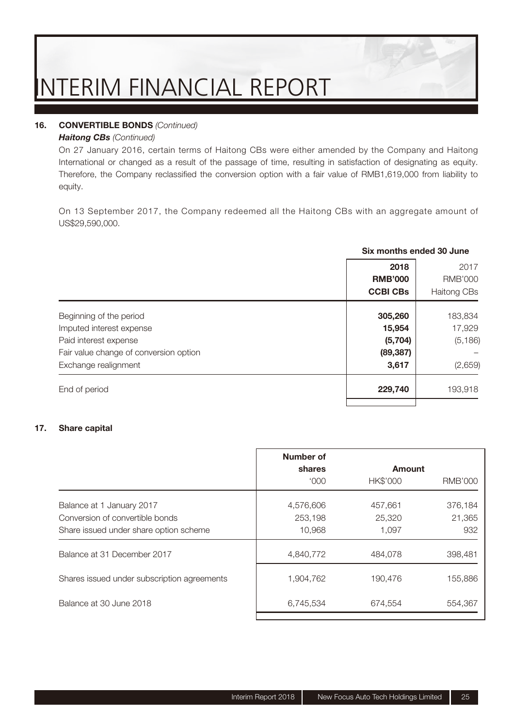### 16. CONVERTIBLE BONDS *(Continued)*

***Haitong CBs*** *(Continued)*

On 27 January 2016, certain terms of Haitong CBs were either amended by the Company and Haitong International or changed as a result of the passage of time, resulting in satisfaction of designating as equity. Therefore, the Company reclassified the conversion option with a fair value of RMB1,619,000 from liability to equity.

On 13 September 2017, the Company redeemed all the Haitong CBs with an aggregate amount of US$29,590,000.

| | Six months ended 30 June | |
|---|---|---|
| | **2018** | 2017 |
| | **RMB'000** | RMB'000 |
| | **CCBI CBs** | Haitong CBs |
| Beginning of the period | **305,260** | 183,834 |
| Imputed interest expense | **15,954** | 17,929 |
| Paid interest expense | **(5,704)** | (5,186) |
| Fair value change of conversion option | **(89,387)** | – |
| Exchange realignment | **3,617** | (2,659) |
| End of period | **229,740** | 193,918 |

### 17. Share capital

| | Number of shares | Amount | |
|---|---|---|---|
| | '000 | HK$'000 | RMB'000 |
| Balance at 1 January 2017 | 4,576,606 | 457,661 | 376,184 |
| Conversion of convertible bonds | 253,198 | 25,320 | 21,365 |
| Share issued under share option scheme | 10,968 | 1,097 | 932 |
| Balance at 31 December 2017 | 4,840,772 | 484,078 | 398,481 |
| Shares issued under subscription agreements | 1,904,762 | 190,476 | 155,886 |
| Balance at 30 June 2018 | 6,745,534 | 674,554 | 554,367 |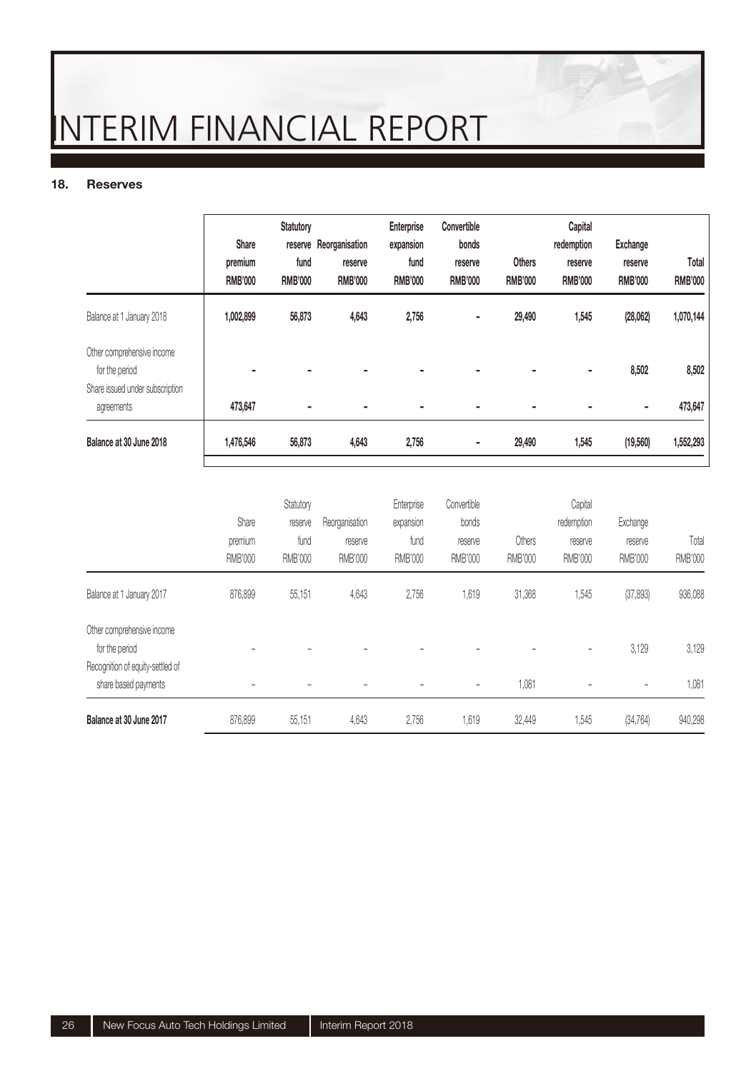## 18. Reserves

| | Share premium RMB'000 | Statutory reserve fund RMB'000 | Reorganisation reserve RMB'000 | Enterprise expansion fund RMB'000 | Convertible bonds reserve RMB'000 | Others RMB'000 | Capital redemption reserve RMB'000 | Exchange reserve RMB'000 | Total RMB'000 |
|---|---|---|---|---|---|---|---|---|---|
| Balance at 1 January 2018 | 1,002,899 | 56,873 | 4,643 | 2,756 | – | 29,490 | 1,545 | (28,062) | 1,070,144 |
| Other comprehensive income for the period | – | – | – | – | – | – | – | 8,502 | 8,502 |
| Share issued under subscription agreements | 473,647 | – | – | – | – | – | – | – | 473,647 |
| **Balance at 30 June 2018** | 1,476,546 | 56,873 | 4,643 | 2,756 | – | 29,490 | 1,545 | (19,560) | 1,552,293 |

| | Share premium RMB'000 | Statutory reserve fund RMB'000 | Reorganisation reserve RMB'000 | Enterprise expansion fund RMB'000 | Convertible bonds reserve RMB'000 | Others RMB'000 | Capital redemption reserve RMB'000 | Exchange reserve RMB'000 | Total RMB'000 |
|---|---|---|---|---|---|---|---|---|---|
| Balance at 1 January 2017 | 876,899 | 55,151 | 4,643 | 2,756 | 1,619 | 31,368 | 1,545 | (37,893) | 936,088 |
| Other comprehensive income for the period | – | – | – | – | – | – | – | 3,129 | 3,129 |
| Recognition of equity-settled of share based payments | – | – | – | – | – | 1,081 | – | – | 1,081 |
| **Balance at 30 June 2017** | 876,899 | 55,151 | 4,643 | 2,756 | 1,619 | 32,449 | 1,545 | (34,764) | 940,298 |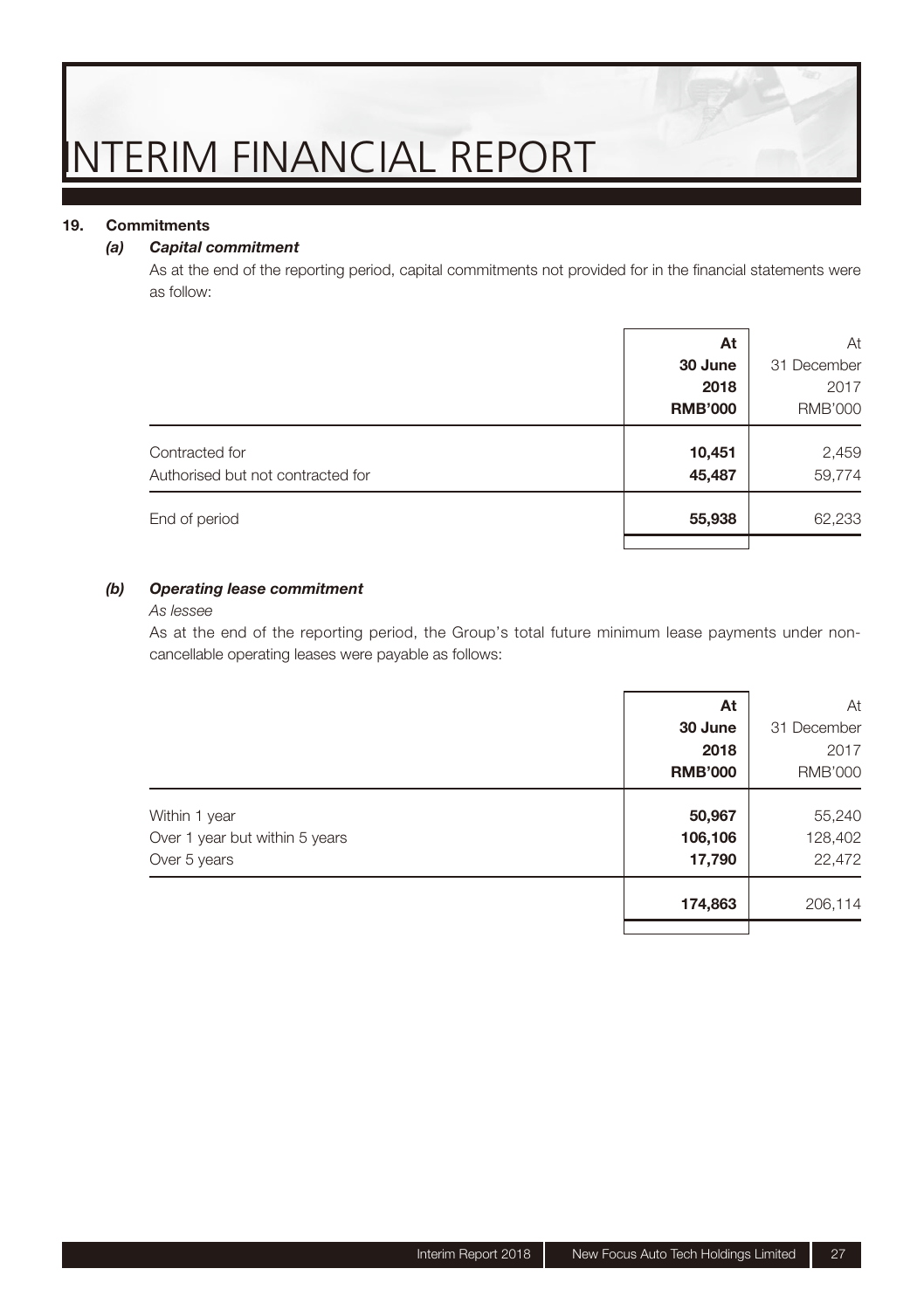## 19. Commitments

### *(a) Capital commitment*

As at the end of the reporting period, capital commitments not provided for in the financial statements were as follow:

| | **At 30 June 2018 RMB'000** | At 31 December 2017 RMB'000 |
|---|---|---|
| Contracted for | **10,451** | 2,459 |
| Authorised but not contracted for | **45,487** | 59,774 |
| End of period | **55,938** | 62,233 |

### *(b) Operating lease commitment*

*As lessee*

As at the end of the reporting period, the Group's total future minimum lease payments under non-cancellable operating leases were payable as follows:

| | **At 30 June 2018 RMB'000** | At 31 December 2017 RMB'000 |
|---|---|---|
| Within 1 year | **50,967** | 55,240 |
| Over 1 year but within 5 years | **106,106** | 128,402 |
| Over 5 years | **17,790** | 22,472 |
| | **174,863** | 206,114 |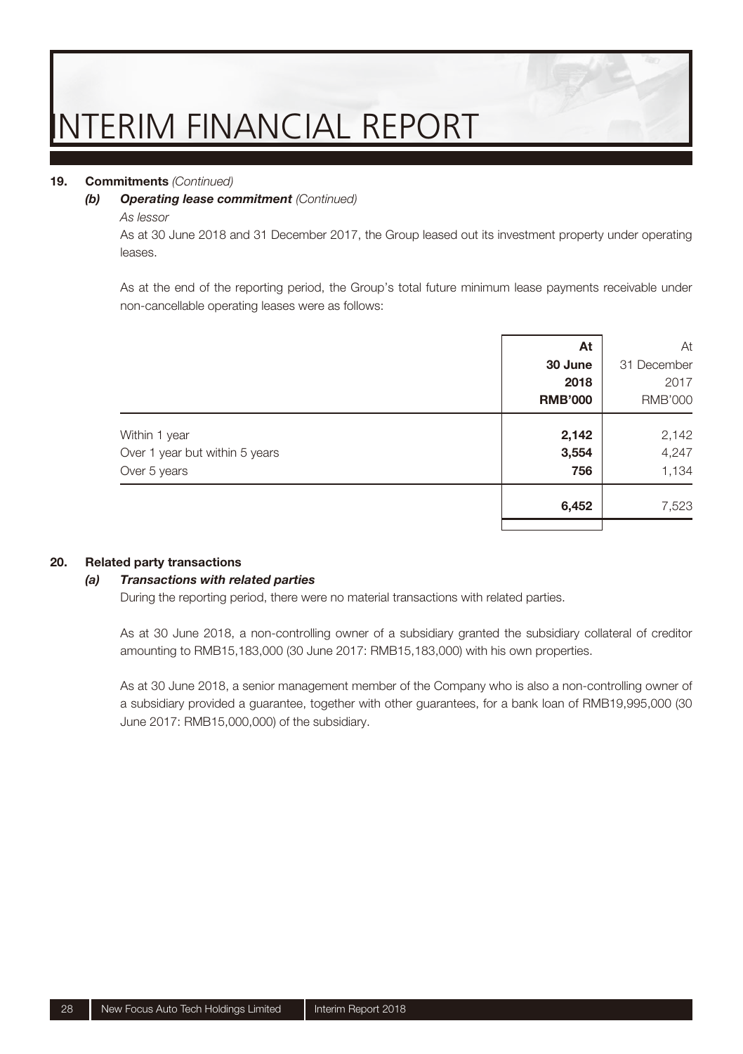### 19. Commitments *(Continued)*

#### *(b) Operating lease commitment (Continued)*

*As lessor*

As at 30 June 2018 and 31 December 2017, the Group leased out its investment property under operating leases.

As at the end of the reporting period, the Group's total future minimum lease payments receivable under non-cancellable operating leases were as follows:

| | **At 30 June 2018 RMB'000** | At 31 December 2017 RMB'000 |
|---|---|---|
| Within 1 year | **2,142** | 2,142 |
| Over 1 year but within 5 years | **3,554** | 4,247 |
| Over 5 years | **756** | 1,134 |
| | **6,452** | 7,523 |

### 20. Related party transactions

#### *(a) Transactions with related parties*

During the reporting period, there were no material transactions with related parties.

As at 30 June 2018, a non-controlling owner of a subsidiary granted the subsidiary collateral of creditor amounting to RMB15,183,000 (30 June 2017: RMB15,183,000) with his own properties.

As at 30 June 2018, a senior management member of the Company who is also a non-controlling owner of a subsidiary provided a guarantee, together with other guarantees, for a bank loan of RMB19,995,000 (30 June 2017: RMB15,000,000) of the subsidiary.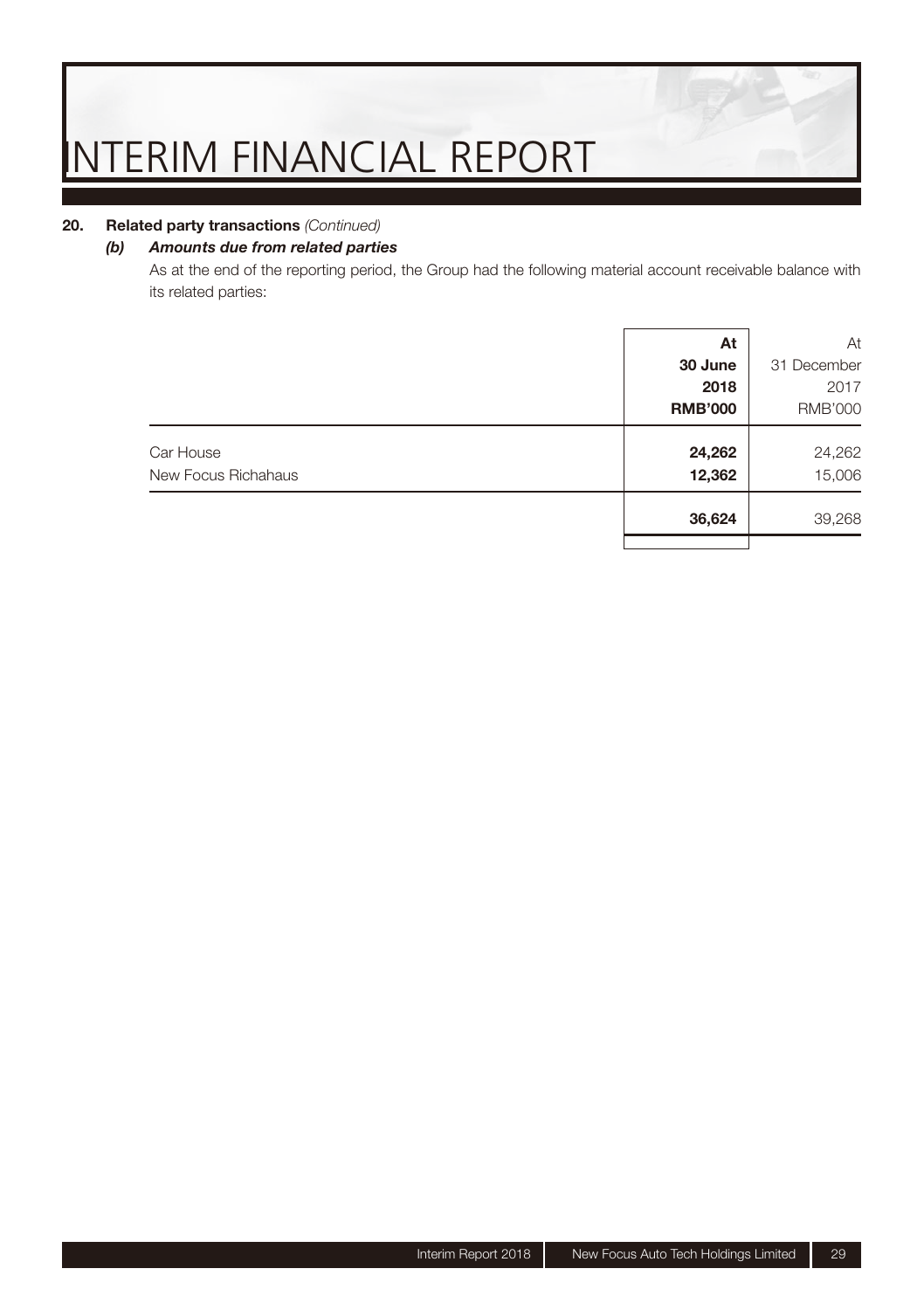## 20. Related party transactions *(Continued)*

### *(b) Amounts due from related parties*

As at the end of the reporting period, the Group had the following material account receivable balance with its related parties:

| | **At 30 June 2018 RMB'000** | At 31 December 2017 RMB'000 |
|---|---|---|
| Car House | **24,262** | 24,262 |
| New Focus Richahaus | **12,362** | 15,006 |
| | **36,624** | 39,268 |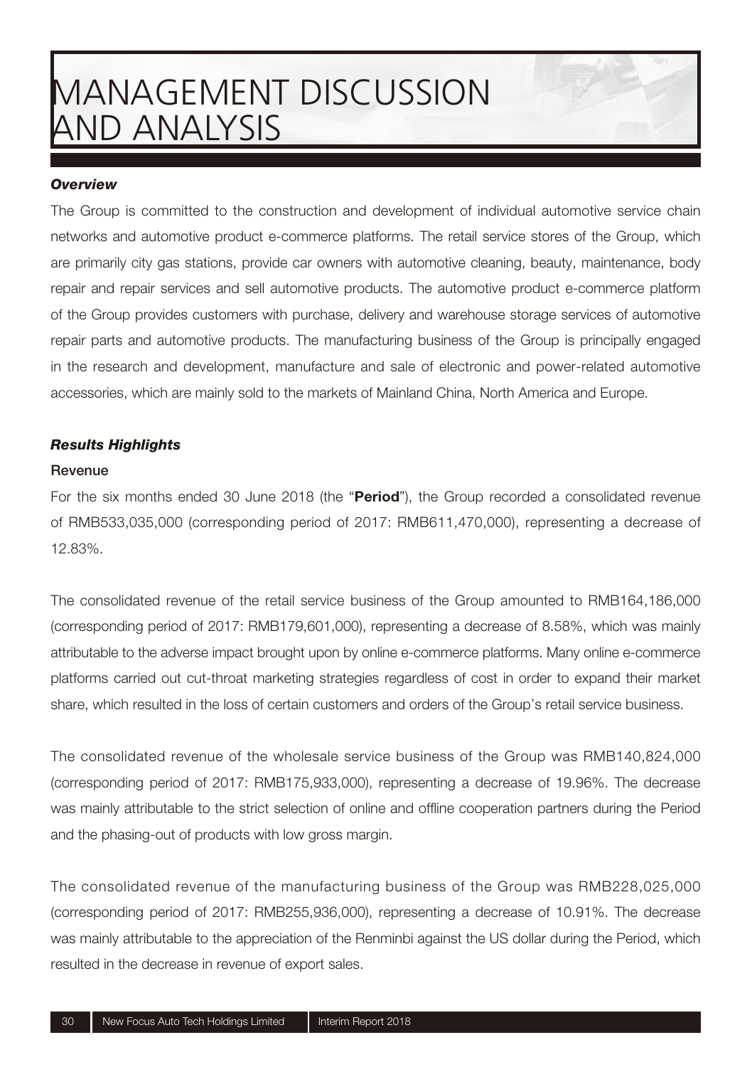# MANAGEMENT DISCUSSION AND ANALYSIS

***Overview***

The Group is committed to the construction and development of individual automotive service chain networks and automotive product e-commerce platforms. The retail service stores of the Group, which are primarily city gas stations, provide car owners with automotive cleaning, beauty, maintenance, body repair and repair services and sell automotive products. The automotive product e-commerce platform of the Group provides customers with purchase, delivery and warehouse storage services of automotive repair parts and automotive products. The manufacturing business of the Group is principally engaged in the research and development, manufacture and sale of electronic and power-related automotive accessories, which are mainly sold to the markets of Mainland China, North America and Europe.

***Results Highlights***

**Revenue**

For the six months ended 30 June 2018 (the "**Period**"), the Group recorded a consolidated revenue of RMB533,035,000 (corresponding period of 2017: RMB611,470,000), representing a decrease of 12.83%.

The consolidated revenue of the retail service business of the Group amounted to RMB164,186,000 (corresponding period of 2017: RMB179,601,000), representing a decrease of 8.58%, which was mainly attributable to the adverse impact brought upon by online e-commerce platforms. Many online e-commerce platforms carried out cut-throat marketing strategies regardless of cost in order to expand their market share, which resulted in the loss of certain customers and orders of the Group's retail service business.

The consolidated revenue of the wholesale service business of the Group was RMB140,824,000 (corresponding period of 2017: RMB175,933,000), representing a decrease of 19.96%. The decrease was mainly attributable to the strict selection of online and offline cooperation partners during the Period and the phasing-out of products with low gross margin.

The consolidated revenue of the manufacturing business of the Group was RMB228,025,000 (corresponding period of 2017: RMB255,936,000), representing a decrease of 10.91%. The decrease was mainly attributable to the appreciation of the Renminbi against the US dollar during the Period, which resulted in the decrease in revenue of export sales.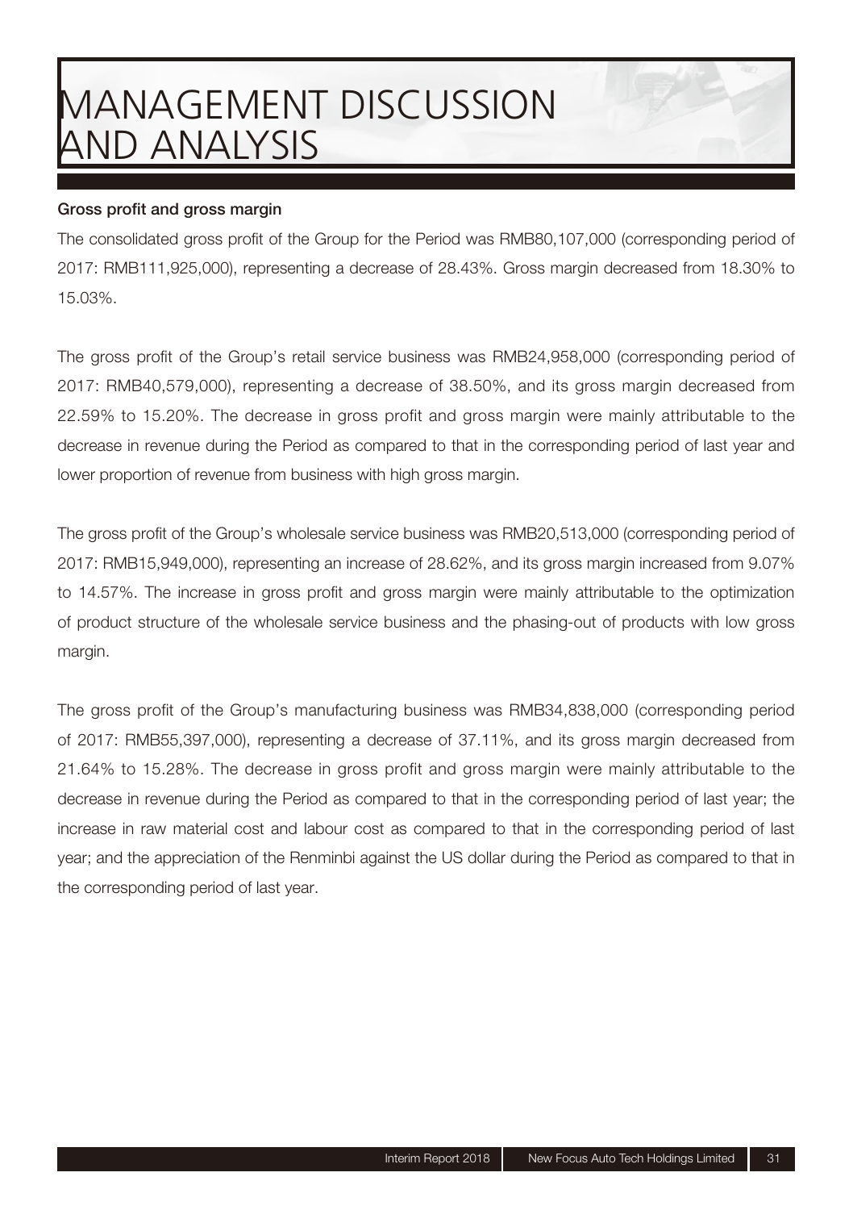# MANAGEMENT DISCUSSION AND ANALYSIS

**Gross profit and gross margin**

The consolidated gross profit of the Group for the Period was RMB80,107,000 (corresponding period of 2017: RMB111,925,000), representing a decrease of 28.43%. Gross margin decreased from 18.30% to 15.03%.

The gross profit of the Group's retail service business was RMB24,958,000 (corresponding period of 2017: RMB40,579,000), representing a decrease of 38.50%, and its gross margin decreased from 22.59% to 15.20%. The decrease in gross profit and gross margin were mainly attributable to the decrease in revenue during the Period as compared to that in the corresponding period of last year and lower proportion of revenue from business with high gross margin.

The gross profit of the Group's wholesale service business was RMB20,513,000 (corresponding period of 2017: RMB15,949,000), representing an increase of 28.62%, and its gross margin increased from 9.07% to 14.57%. The increase in gross profit and gross margin were mainly attributable to the optimization of product structure of the wholesale service business and the phasing-out of products with low gross margin.

The gross profit of the Group's manufacturing business was RMB34,838,000 (corresponding period of 2017: RMB55,397,000), representing a decrease of 37.11%, and its gross margin decreased from 21.64% to 15.28%. The decrease in gross profit and gross margin were mainly attributable to the decrease in revenue during the Period as compared to that in the corresponding period of last year; the increase in raw material cost and labour cost as compared to that in the corresponding period of last year; and the appreciation of the Renminbi against the US dollar during the Period as compared to that in the corresponding period of last year.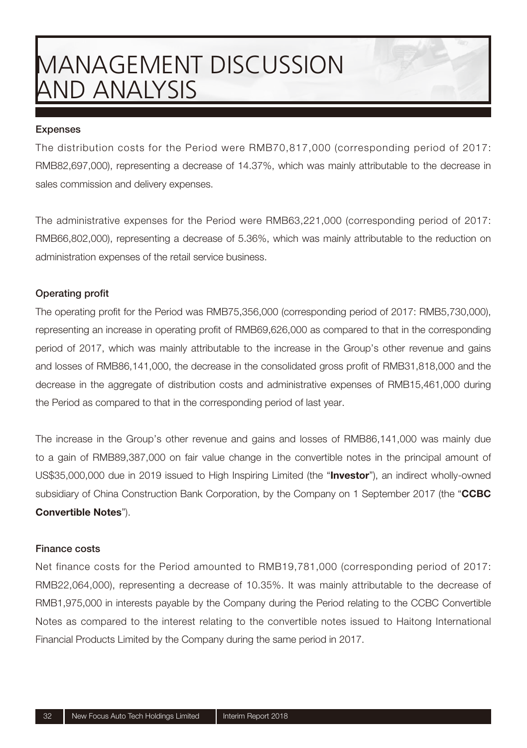# MANAGEMENT DISCUSSION AND ANALYSIS

### Expenses

The distribution costs for the Period were RMB70,817,000 (corresponding period of 2017: RMB82,697,000), representing a decrease of 14.37%, which was mainly attributable to the decrease in sales commission and delivery expenses.

The administrative expenses for the Period were RMB63,221,000 (corresponding period of 2017: RMB66,802,000), representing a decrease of 5.36%, which was mainly attributable to the reduction on administration expenses of the retail service business.

### Operating profit

The operating profit for the Period was RMB75,356,000 (corresponding period of 2017: RMB5,730,000), representing an increase in operating profit of RMB69,626,000 as compared to that in the corresponding period of 2017, which was mainly attributable to the increase in the Group's other revenue and gains and losses of RMB86,141,000, the decrease in the consolidated gross profit of RMB31,818,000 and the decrease in the aggregate of distribution costs and administrative expenses of RMB15,461,000 during the Period as compared to that in the corresponding period of last year.

The increase in the Group's other revenue and gains and losses of RMB86,141,000 was mainly due to a gain of RMB89,387,000 on fair value change in the convertible notes in the principal amount of US$35,000,000 due in 2019 issued to High Inspiring Limited (the "**Investor**"), an indirect wholly-owned subsidiary of China Construction Bank Corporation, by the Company on 1 September 2017 (the "**CCBC Convertible Notes**").

### Finance costs

Net finance costs for the Period amounted to RMB19,781,000 (corresponding period of 2017: RMB22,064,000), representing a decrease of 10.35%. It was mainly attributable to the decrease of RMB1,975,000 in interests payable by the Company during the Period relating to the CCBC Convertible Notes as compared to the interest relating to the convertible notes issued to Haitong International Financial Products Limited by the Company during the same period in 2017.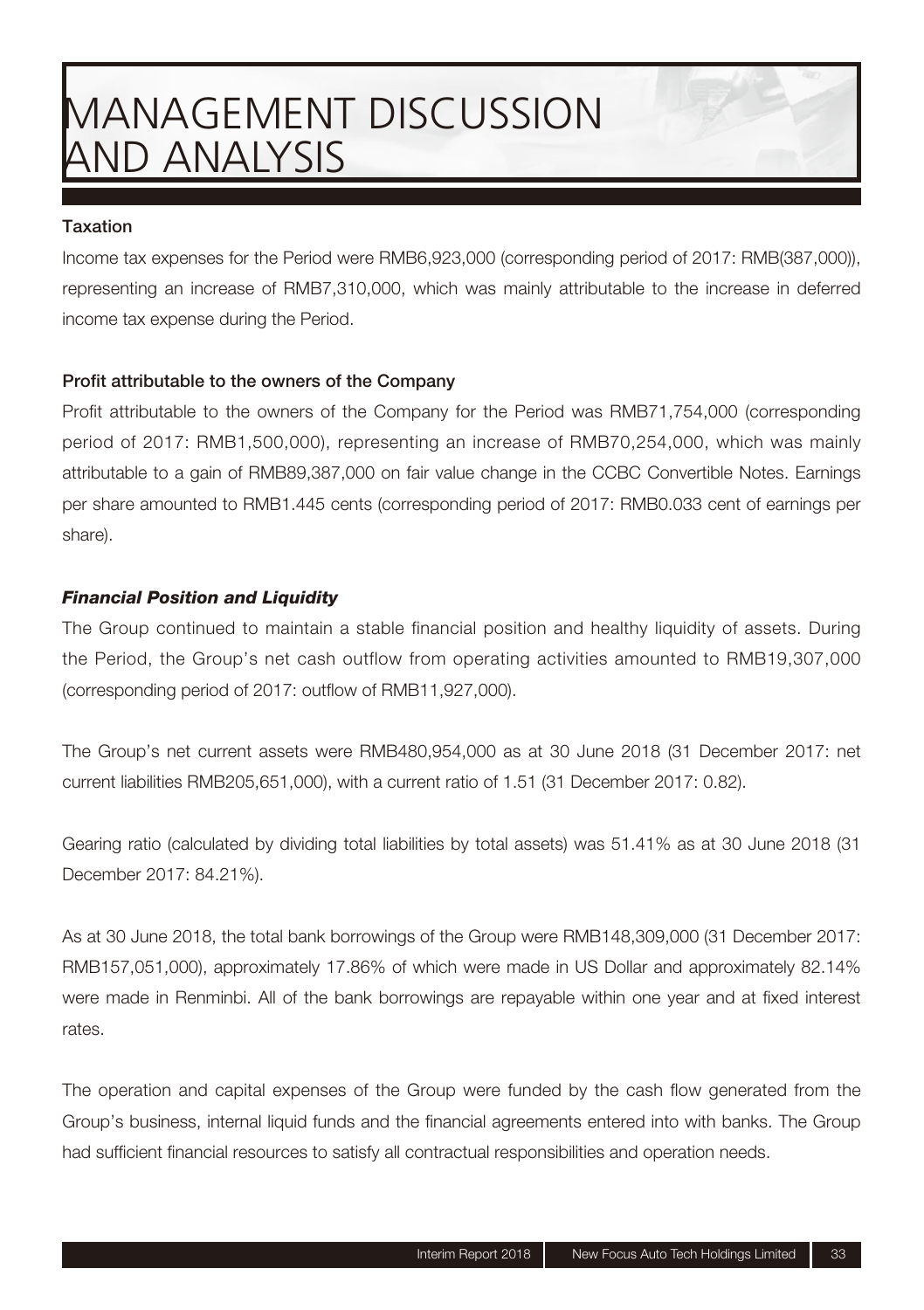# MANAGEMENT DISCUSSION AND ANALYSIS

**Taxation**

Income tax expenses for the Period were RMB6,923,000 (corresponding period of 2017: RMB(387,000)), representing an increase of RMB7,310,000, which was mainly attributable to the increase in deferred income tax expense during the Period.

**Profit attributable to the owners of the Company**

Profit attributable to the owners of the Company for the Period was RMB71,754,000 (corresponding period of 2017: RMB1,500,000), representing an increase of RMB70,254,000, which was mainly attributable to a gain of RMB89,387,000 on fair value change in the CCBC Convertible Notes. Earnings per share amounted to RMB1.445 cents (corresponding period of 2017: RMB0.033 cent of earnings per share).

***Financial Position and Liquidity***

The Group continued to maintain a stable financial position and healthy liquidity of assets. During the Period, the Group's net cash outflow from operating activities amounted to RMB19,307,000 (corresponding period of 2017: outflow of RMB11,927,000).

The Group's net current assets were RMB480,954,000 as at 30 June 2018 (31 December 2017: net current liabilities RMB205,651,000), with a current ratio of 1.51 (31 December 2017: 0.82).

Gearing ratio (calculated by dividing total liabilities by total assets) was 51.41% as at 30 June 2018 (31 December 2017: 84.21%).

As at 30 June 2018, the total bank borrowings of the Group were RMB148,309,000 (31 December 2017: RMB157,051,000), approximately 17.86% of which were made in US Dollar and approximately 82.14% were made in Renminbi. All of the bank borrowings are repayable within one year and at fixed interest rates.

The operation and capital expenses of the Group were funded by the cash flow generated from the Group's business, internal liquid funds and the financial agreements entered into with banks. The Group had sufficient financial resources to satisfy all contractual responsibilities and operation needs.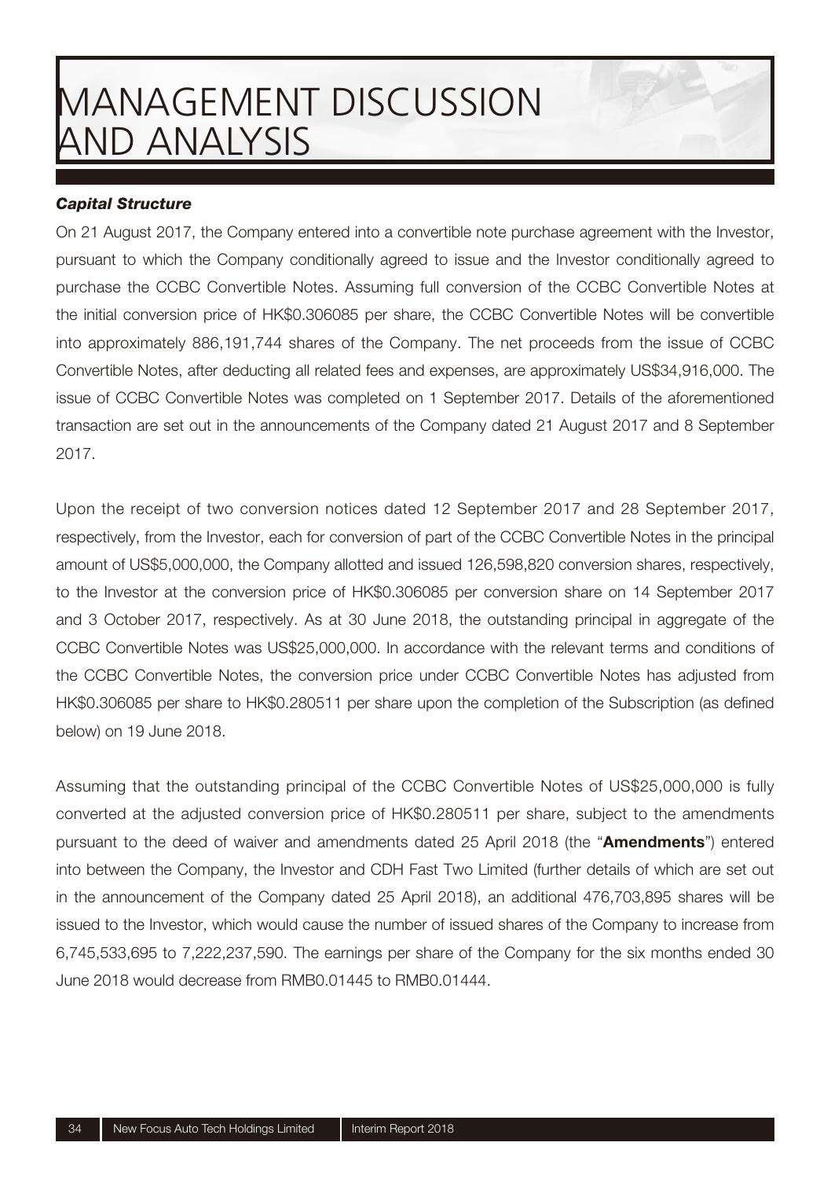# MANAGEMENT DISCUSSION AND ANALYSIS

***Capital Structure***

On 21 August 2017, the Company entered into a convertible note purchase agreement with the Investor, pursuant to which the Company conditionally agreed to issue and the Investor conditionally agreed to purchase the CCBC Convertible Notes. Assuming full conversion of the CCBC Convertible Notes at the initial conversion price of HK$0.306085 per share, the CCBC Convertible Notes will be convertible into approximately 886,191,744 shares of the Company. The net proceeds from the issue of CCBC Convertible Notes, after deducting all related fees and expenses, are approximately US$34,916,000. The issue of CCBC Convertible Notes was completed on 1 September 2017. Details of the aforementioned transaction are set out in the announcements of the Company dated 21 August 2017 and 8 September 2017.

Upon the receipt of two conversion notices dated 12 September 2017 and 28 September 2017, respectively, from the Investor, each for conversion of part of the CCBC Convertible Notes in the principal amount of US$5,000,000, the Company allotted and issued 126,598,820 conversion shares, respectively, to the Investor at the conversion price of HK$0.306085 per conversion share on 14 September 2017 and 3 October 2017, respectively. As at 30 June 2018, the outstanding principal in aggregate of the CCBC Convertible Notes was US$25,000,000. In accordance with the relevant terms and conditions of the CCBC Convertible Notes, the conversion price under CCBC Convertible Notes has adjusted from HK$0.306085 per share to HK$0.280511 per share upon the completion of the Subscription (as defined below) on 19 June 2018.

Assuming that the outstanding principal of the CCBC Convertible Notes of US$25,000,000 is fully converted at the adjusted conversion price of HK$0.280511 per share, subject to the amendments pursuant to the deed of waiver and amendments dated 25 April 2018 (the "**Amendments**") entered into between the Company, the Investor and CDH Fast Two Limited (further details of which are set out in the announcement of the Company dated 25 April 2018), an additional 476,703,895 shares will be issued to the Investor, which would cause the number of issued shares of the Company to increase from 6,745,533,695 to 7,222,237,590. The earnings per share of the Company for the six months ended 30 June 2018 would decrease from RMB0.01445 to RMB0.01444.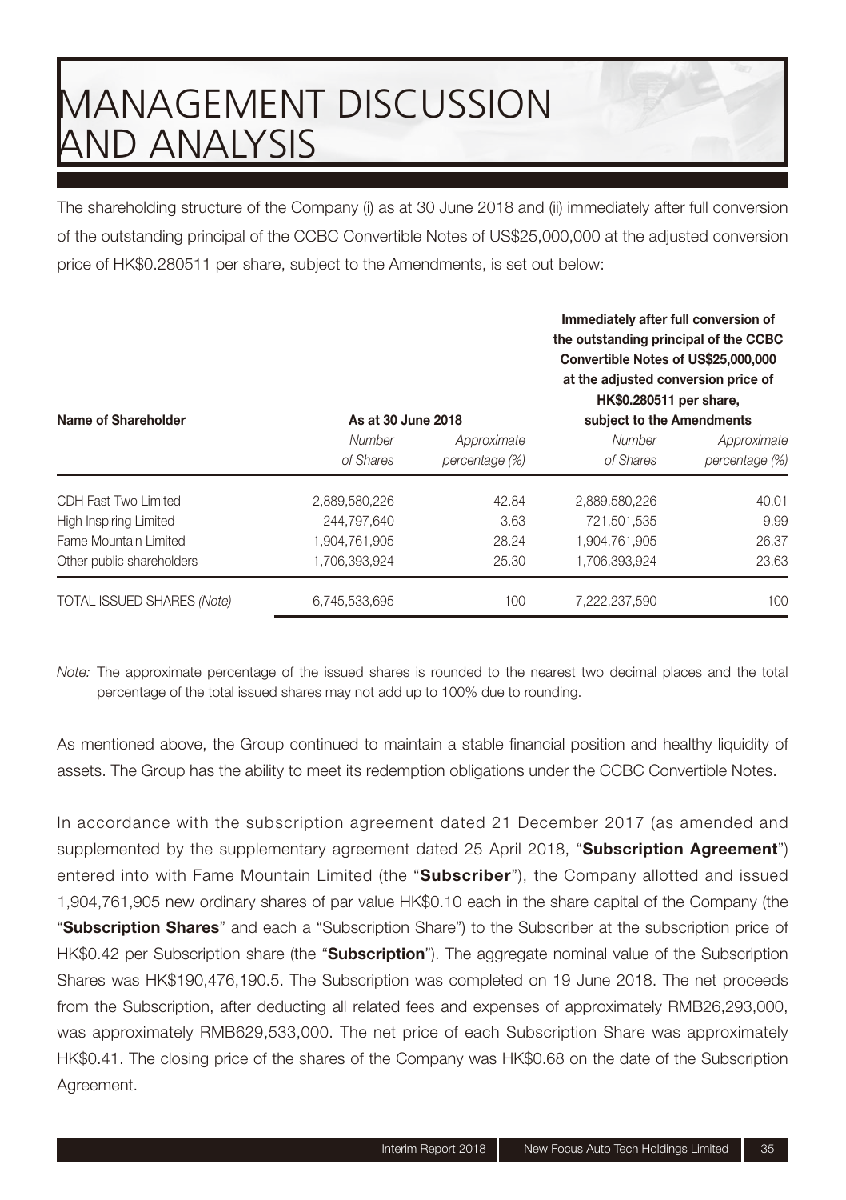# MANAGEMENT DISCUSSION AND ANALYSIS

The shareholding structure of the Company (i) as at 30 June 2018 and (ii) immediately after full conversion of the outstanding principal of the CCBC Convertible Notes of US$25,000,000 at the adjusted conversion price of HK$0.280511 per share, subject to the Amendments, is set out below:

| Name of Shareholder | As at 30 June 2018 | | Immediately after full conversion of the outstanding principal of the CCBC Convertible Notes of US$25,000,000 at the adjusted conversion price of HK$0.280511 per share, subject to the Amendments | |
|---|---|---|---|---|
| | *Number of Shares* | *Approximate percentage (%)* | *Number of Shares* | *Approximate percentage (%)* |
| CDH Fast Two Limited | 2,889,580,226 | 42.84 | 2,889,580,226 | 40.01 |
| High Inspiring Limited | 244,797,640 | 3.63 | 721,501,535 | 9.99 |
| Fame Mountain Limited | 1,904,761,905 | 28.24 | 1,904,761,905 | 26.37 |
| Other public shareholders | 1,706,393,924 | 25.30 | 1,706,393,924 | 23.63 |
| TOTAL ISSUED SHARES *(Note)* | 6,745,533,695 | 100 | 7,222,237,590 | 100 |

*Note:* The approximate percentage of the issued shares is rounded to the nearest two decimal places and the total percentage of the total issued shares may not add up to 100% due to rounding.

As mentioned above, the Group continued to maintain a stable financial position and healthy liquidity of assets. The Group has the ability to meet its redemption obligations under the CCBC Convertible Notes.

In accordance with the subscription agreement dated 21 December 2017 (as amended and supplemented by the supplementary agreement dated 25 April 2018, "**Subscription Agreement**") entered into with Fame Mountain Limited (the "**Subscriber**"), the Company allotted and issued 1,904,761,905 new ordinary shares of par value HK$0.10 each in the share capital of the Company (the "**Subscription Shares**" and each a "Subscription Share") to the Subscriber at the subscription price of HK$0.42 per Subscription share (the "**Subscription**"). The aggregate nominal value of the Subscription Shares was HK$190,476,190.5. The Subscription was completed on 19 June 2018. The net proceeds from the Subscription, after deducting all related fees and expenses of approximately RMB26,293,000, was approximately RMB629,533,000. The net price of each Subscription Share was approximately HK$0.41. The closing price of the shares of the Company was HK$0.68 on the date of the Subscription Agreement.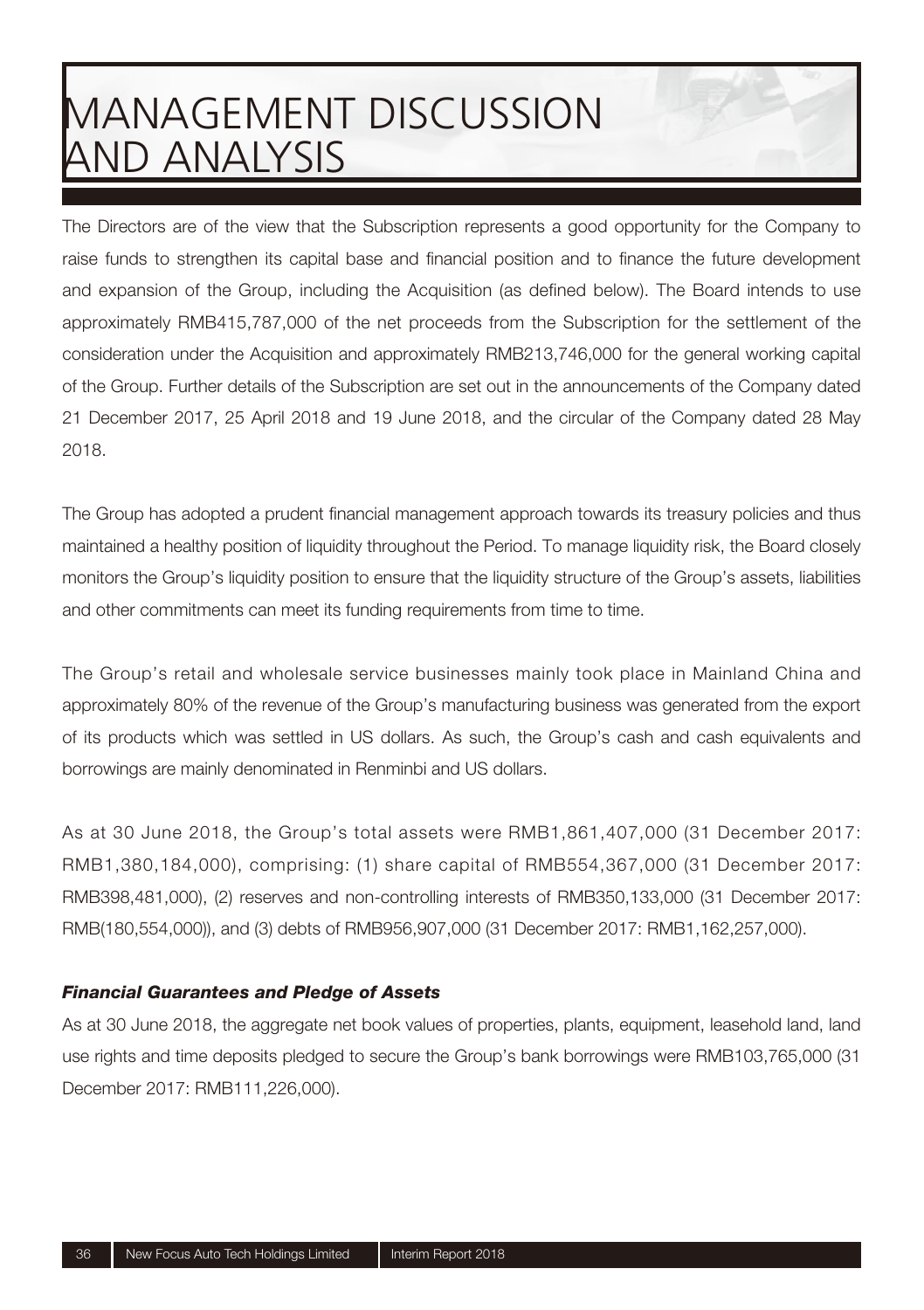# MANAGEMENT DISCUSSION AND ANALYSIS

The Directors are of the view that the Subscription represents a good opportunity for the Company to raise funds to strengthen its capital base and financial position and to finance the future development and expansion of the Group, including the Acquisition (as defined below). The Board intends to use approximately RMB415,787,000 of the net proceeds from the Subscription for the settlement of the consideration under the Acquisition and approximately RMB213,746,000 for the general working capital of the Group. Further details of the Subscription are set out in the announcements of the Company dated 21 December 2017, 25 April 2018 and 19 June 2018, and the circular of the Company dated 28 May 2018.

The Group has adopted a prudent financial management approach towards its treasury policies and thus maintained a healthy position of liquidity throughout the Period. To manage liquidity risk, the Board closely monitors the Group's liquidity position to ensure that the liquidity structure of the Group's assets, liabilities and other commitments can meet its funding requirements from time to time.

The Group's retail and wholesale service businesses mainly took place in Mainland China and approximately 80% of the revenue of the Group's manufacturing business was generated from the export of its products which was settled in US dollars. As such, the Group's cash and cash equivalents and borrowings are mainly denominated in Renminbi and US dollars.

As at 30 June 2018, the Group's total assets were RMB1,861,407,000 (31 December 2017: RMB1,380,184,000), comprising: (1) share capital of RMB554,367,000 (31 December 2017: RMB398,481,000), (2) reserves and non-controlling interests of RMB350,133,000 (31 December 2017: RMB(180,554,000)), and (3) debts of RMB956,907,000 (31 December 2017: RMB1,162,257,000).

***Financial Guarantees and Pledge of Assets***

As at 30 June 2018, the aggregate net book values of properties, plants, equipment, leasehold land, land use rights and time deposits pledged to secure the Group's bank borrowings were RMB103,765,000 (31 December 2017: RMB111,226,000).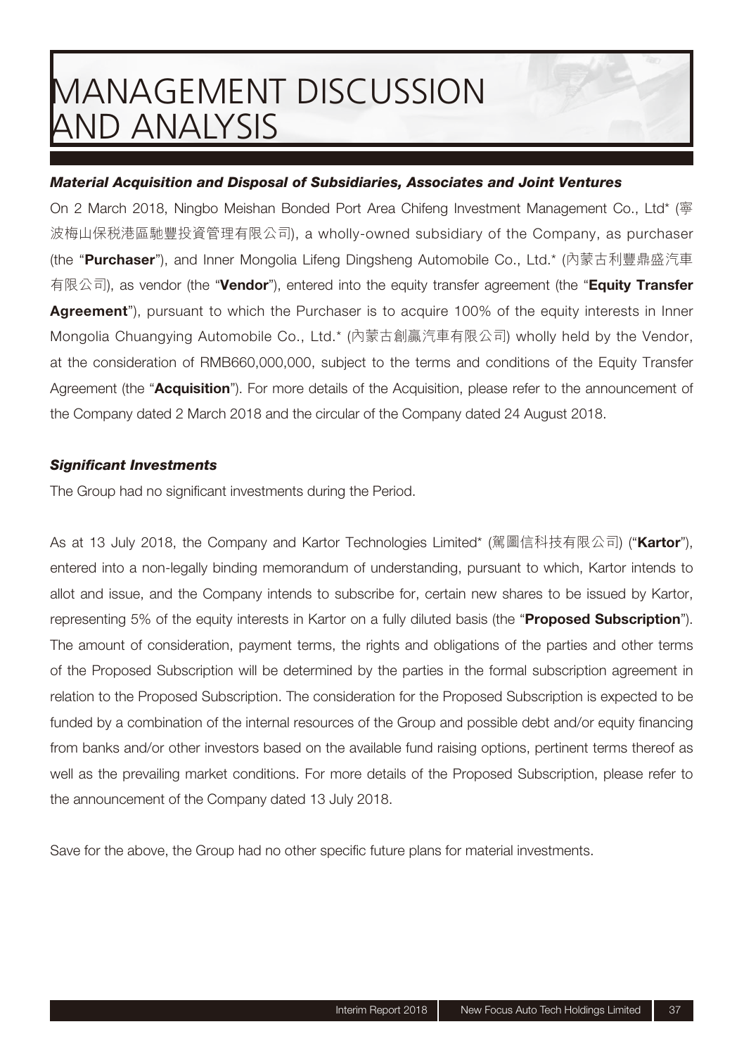# MANAGEMENT DISCUSSION AND ANALYSIS

***Material Acquisition and Disposal of Subsidiaries, Associates and Joint Ventures***

On 2 March 2018, Ningbo Meishan Bonded Port Area Chifeng Investment Management Co., Ltd* (寧波梅山保稅港區馳豐投資管理有限公司), a wholly-owned subsidiary of the Company, as purchaser (the "**Purchaser**"), and Inner Mongolia Lifeng Dingsheng Automobile Co., Ltd.* (內蒙古利豐鼎盛汽車有限公司), as vendor (the "**Vendor**"), entered into the equity transfer agreement (the "**Equity Transfer Agreement**"), pursuant to which the Purchaser is to acquire 100% of the equity interests in Inner Mongolia Chuangying Automobile Co., Ltd.* (內蒙古創贏汽車有限公司) wholly held by the Vendor, at the consideration of RMB660,000,000, subject to the terms and conditions of the Equity Transfer Agreement (the "**Acquisition**"). For more details of the Acquisition, please refer to the announcement of the Company dated 2 March 2018 and the circular of the Company dated 24 August 2018.

***Significant Investments***

The Group had no significant investments during the Period.

As at 13 July 2018, the Company and Kartor Technologies Limited* (駕圖信科技有限公司) ("**Kartor**"), entered into a non-legally binding memorandum of understanding, pursuant to which, Kartor intends to allot and issue, and the Company intends to subscribe for, certain new shares to be issued by Kartor, representing 5% of the equity interests in Kartor on a fully diluted basis (the "**Proposed Subscription**"). The amount of consideration, payment terms, the rights and obligations of the parties and other terms of the Proposed Subscription will be determined by the parties in the formal subscription agreement in relation to the Proposed Subscription. The consideration for the Proposed Subscription is expected to be funded by a combination of the internal resources of the Group and possible debt and/or equity financing from banks and/or other investors based on the available fund raising options, pertinent terms thereof as well as the prevailing market conditions. For more details of the Proposed Subscription, please refer to the announcement of the Company dated 13 July 2018.

Save for the above, the Group had no other specific future plans for material investments.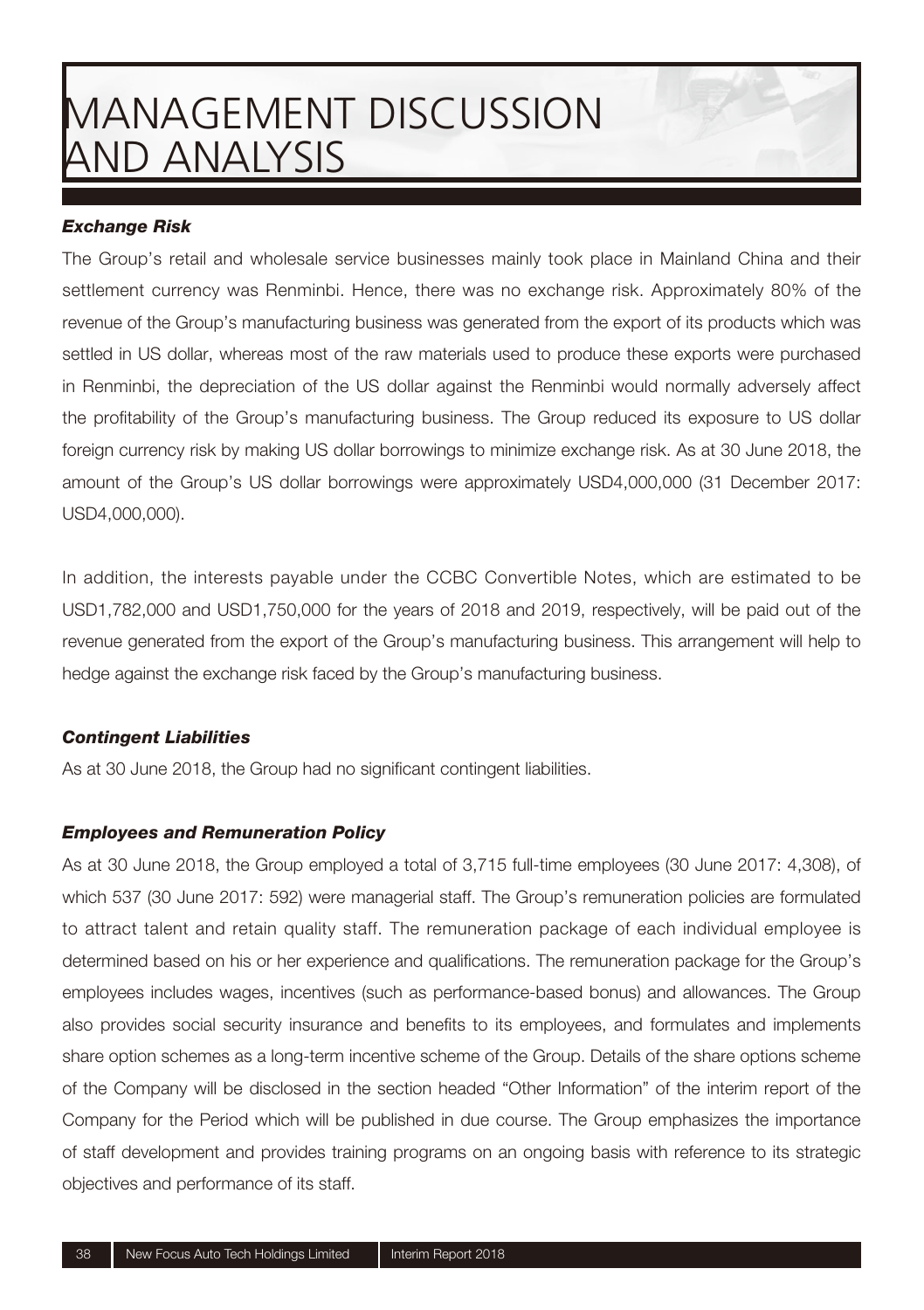### *Exchange Risk*

The Group's retail and wholesale service businesses mainly took place in Mainland China and their settlement currency was Renminbi. Hence, there was no exchange risk. Approximately 80% of the revenue of the Group's manufacturing business was generated from the export of its products which was settled in US dollar, whereas most of the raw materials used to produce these exports were purchased in Renminbi, the depreciation of the US dollar against the Renminbi would normally adversely affect the profitability of the Group's manufacturing business. The Group reduced its exposure to US dollar foreign currency risk by making US dollar borrowings to minimize exchange risk. As at 30 June 2018, the amount of the Group's US dollar borrowings were approximately USD4,000,000 (31 December 2017: USD4,000,000).

In addition, the interests payable under the CCBC Convertible Notes, which are estimated to be USD1,782,000 and USD1,750,000 for the years of 2018 and 2019, respectively, will be paid out of the revenue generated from the export of the Group's manufacturing business. This arrangement will help to hedge against the exchange risk faced by the Group's manufacturing business.

### *Contingent Liabilities*

As at 30 June 2018, the Group had no significant contingent liabilities.

### *Employees and Remuneration Policy*

As at 30 June 2018, the Group employed a total of 3,715 full-time employees (30 June 2017: 4,308), of which 537 (30 June 2017: 592) were managerial staff. The Group's remuneration policies are formulated to attract talent and retain quality staff. The remuneration package of each individual employee is determined based on his or her experience and qualifications. The remuneration package for the Group's employees includes wages, incentives (such as performance-based bonus) and allowances. The Group also provides social security insurance and benefits to its employees, and formulates and implements share option schemes as a long-term incentive scheme of the Group. Details of the share options scheme of the Company will be disclosed in the section headed "Other Information" of the interim report of the Company for the Period which will be published in due course. The Group emphasizes the importance of staff development and provides training programs on an ongoing basis with reference to its strategic objectives and performance of its staff.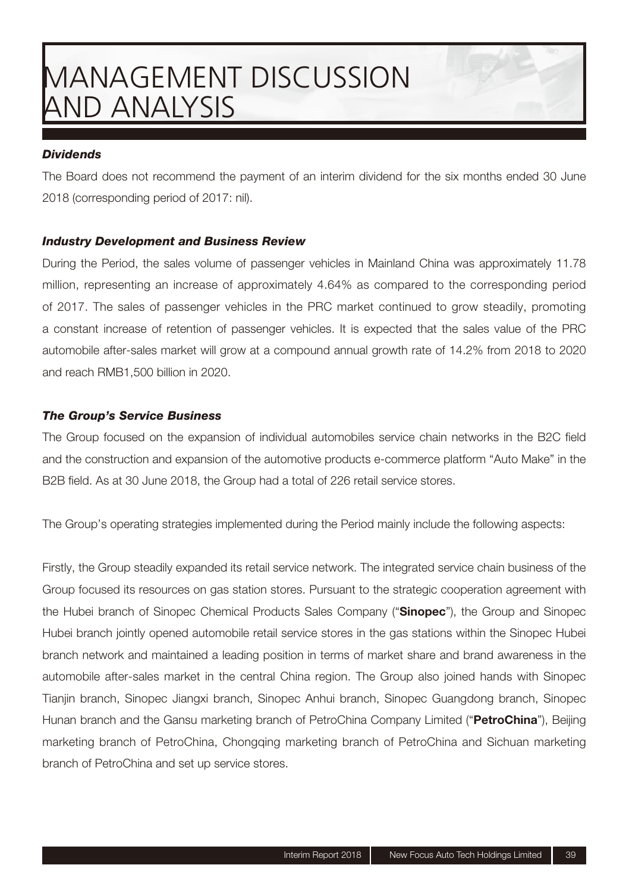# MANAGEMENT DISCUSSION AND ANALYSIS

***Dividends***

The Board does not recommend the payment of an interim dividend for the six months ended 30 June 2018 (corresponding period of 2017: nil).

***Industry Development and Business Review***

During the Period, the sales volume of passenger vehicles in Mainland China was approximately 11.78 million, representing an increase of approximately 4.64% as compared to the corresponding period of 2017. The sales of passenger vehicles in the PRC market continued to grow steadily, promoting a constant increase of retention of passenger vehicles. It is expected that the sales value of the PRC automobile after-sales market will grow at a compound annual growth rate of 14.2% from 2018 to 2020 and reach RMB1,500 billion in 2020.

***The Group's Service Business***

The Group focused on the expansion of individual automobiles service chain networks in the B2C field and the construction and expansion of the automotive products e-commerce platform "Auto Make" in the B2B field. As at 30 June 2018, the Group had a total of 226 retail service stores.

The Group's operating strategies implemented during the Period mainly include the following aspects:

Firstly, the Group steadily expanded its retail service network. The integrated service chain business of the Group focused its resources on gas station stores. Pursuant to the strategic cooperation agreement with the Hubei branch of Sinopec Chemical Products Sales Company ("**Sinopec**"), the Group and Sinopec Hubei branch jointly opened automobile retail service stores in the gas stations within the Sinopec Hubei branch network and maintained a leading position in terms of market share and brand awareness in the automobile after-sales market in the central China region. The Group also joined hands with Sinopec Tianjin branch, Sinopec Jiangxi branch, Sinopec Anhui branch, Sinopec Guangdong branch, Sinopec Hunan branch and the Gansu marketing branch of PetroChina Company Limited ("**PetroChina**"), Beijing marketing branch of PetroChina, Chongqing marketing branch of PetroChina and Sichuan marketing branch of PetroChina and set up service stores.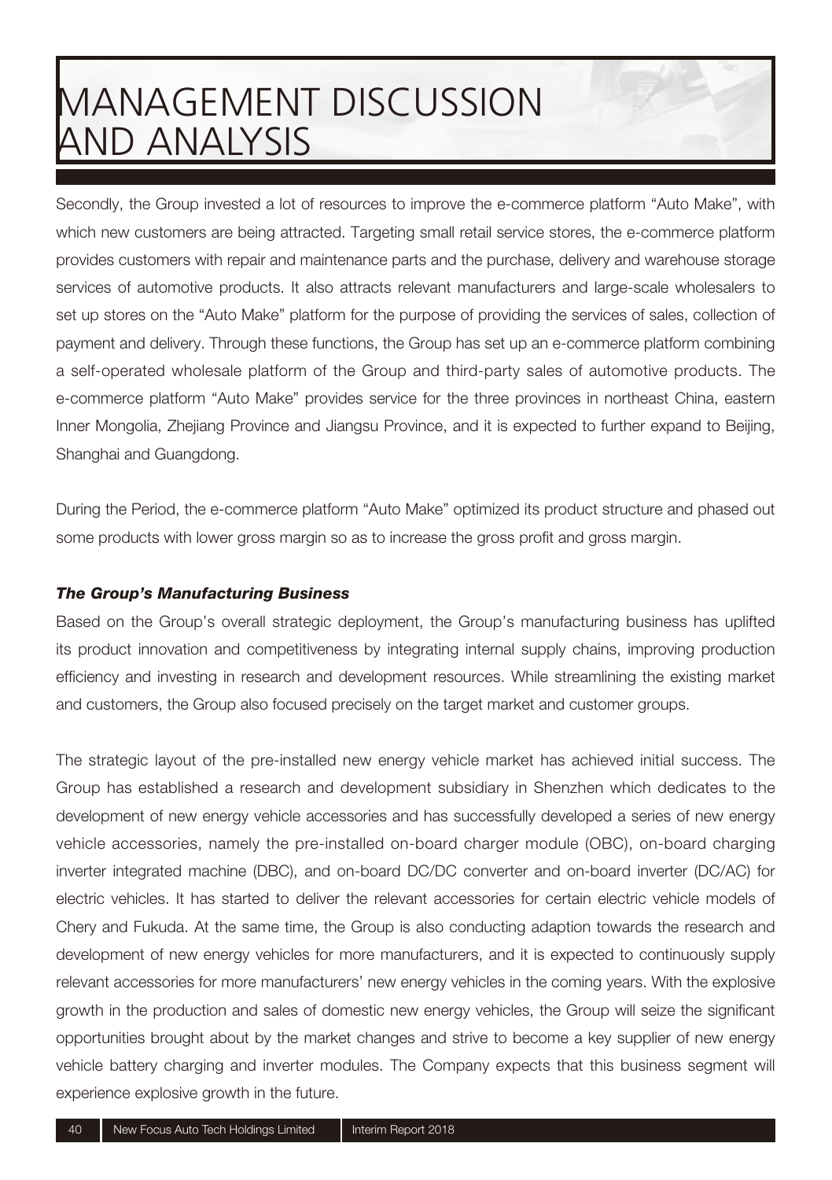# MANAGEMENT DISCUSSION AND ANALYSIS

Secondly, the Group invested a lot of resources to improve the e-commerce platform "Auto Make", with which new customers are being attracted. Targeting small retail service stores, the e-commerce platform provides customers with repair and maintenance parts and the purchase, delivery and warehouse storage services of automotive products. It also attracts relevant manufacturers and large-scale wholesalers to set up stores on the "Auto Make" platform for the purpose of providing the services of sales, collection of payment and delivery. Through these functions, the Group has set up an e-commerce platform combining a self-operated wholesale platform of the Group and third-party sales of automotive products. The e-commerce platform "Auto Make" provides service for the three provinces in northeast China, eastern Inner Mongolia, Zhejiang Province and Jiangsu Province, and it is expected to further expand to Beijing, Shanghai and Guangdong.

During the Period, the e-commerce platform "Auto Make" optimized its product structure and phased out some products with lower gross margin so as to increase the gross profit and gross margin.

***The Group's Manufacturing Business***

Based on the Group's overall strategic deployment, the Group's manufacturing business has uplifted its product innovation and competitiveness by integrating internal supply chains, improving production efficiency and investing in research and development resources. While streamlining the existing market and customers, the Group also focused precisely on the target market and customer groups.

The strategic layout of the pre-installed new energy vehicle market has achieved initial success. The Group has established a research and development subsidiary in Shenzhen which dedicates to the development of new energy vehicle accessories and has successfully developed a series of new energy vehicle accessories, namely the pre-installed on-board charger module (OBC), on-board charging inverter integrated machine (DBC), and on-board DC/DC converter and on-board inverter (DC/AC) for electric vehicles. It has started to deliver the relevant accessories for certain electric vehicle models of Chery and Fukuda. At the same time, the Group is also conducting adaption towards the research and development of new energy vehicles for more manufacturers, and it is expected to continuously supply relevant accessories for more manufacturers' new energy vehicles in the coming years. With the explosive growth in the production and sales of domestic new energy vehicles, the Group will seize the significant opportunities brought about by the market changes and strive to become a key supplier of new energy vehicle battery charging and inverter modules. The Company expects that this business segment will experience explosive growth in the future.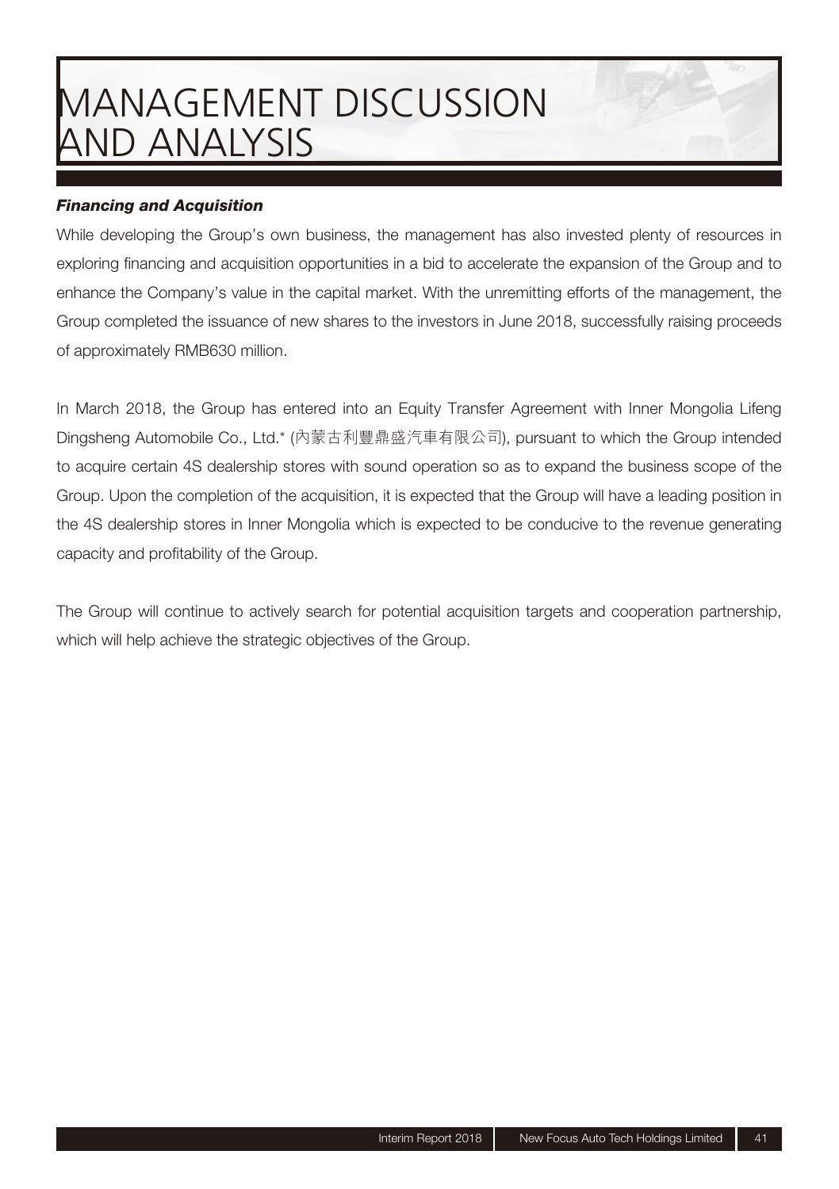# MANAGEMENT DISCUSSION AND ANALYSIS

***Financing and Acquisition***

While developing the Group's own business, the management has also invested plenty of resources in exploring financing and acquisition opportunities in a bid to accelerate the expansion of the Group and to enhance the Company's value in the capital market. With the unremitting efforts of the management, the Group completed the issuance of new shares to the investors in June 2018, successfully raising proceeds of approximately RMB630 million.

In March 2018, the Group has entered into an Equity Transfer Agreement with Inner Mongolia Lifeng Dingsheng Automobile Co., Ltd.* (內蒙古利豐鼎盛汽車有限公司), pursuant to which the Group intended to acquire certain 4S dealership stores with sound operation so as to expand the business scope of the Group. Upon the completion of the acquisition, it is expected that the Group will have a leading position in the 4S dealership stores in Inner Mongolia which is expected to be conducive to the revenue generating capacity and profitability of the Group.

The Group will continue to actively search for potential acquisition targets and cooperation partnership, which will help achieve the strategic objectives of the Group.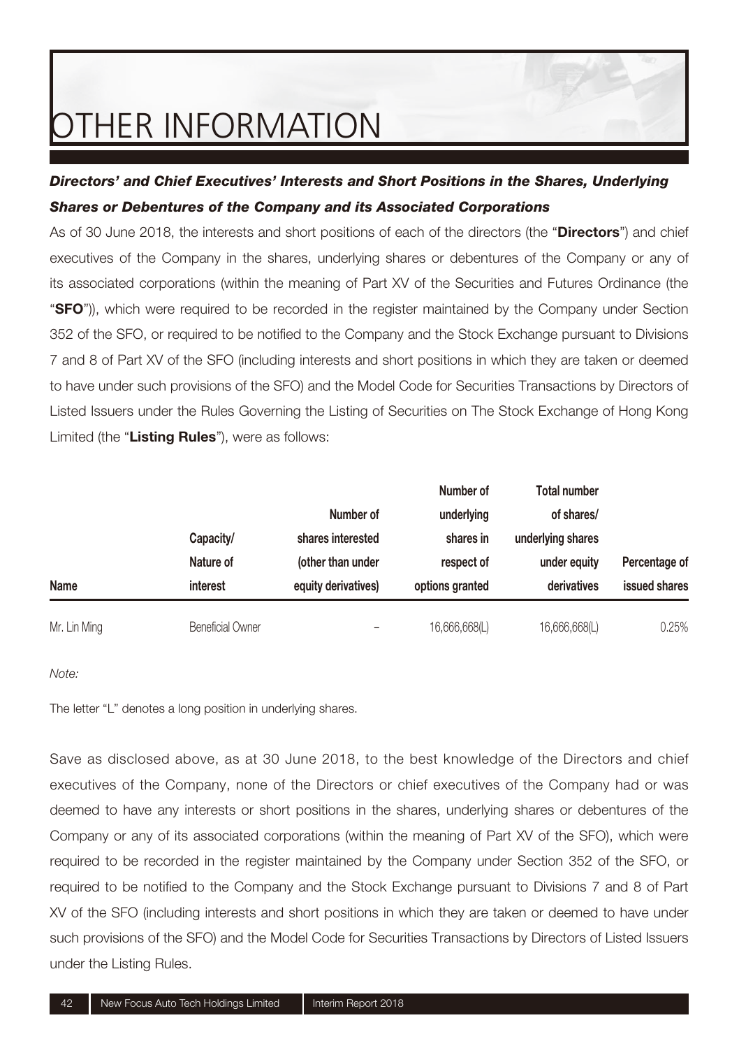# OTHER INFORMATION

### *Directors' and Chief Executives' Interests and Short Positions in the Shares, Underlying Shares or Debentures of the Company and its Associated Corporations*

As of 30 June 2018, the interests and short positions of each of the directors (the "**Directors**") and chief executives of the Company in the shares, underlying shares or debentures of the Company or any of its associated corporations (within the meaning of Part XV of the Securities and Futures Ordinance (the "**SFO**")), which were required to be recorded in the register maintained by the Company under Section 352 of the SFO, or required to be notified to the Company and the Stock Exchange pursuant to Divisions 7 and 8 of Part XV of the SFO (including interests and short positions in which they are taken or deemed to have under such provisions of the SFO) and the Model Code for Securities Transactions by Directors of Listed Issuers under the Rules Governing the Listing of Securities on The Stock Exchange of Hong Kong Limited (the "**Listing Rules**"), were as follows:

| Name | Capacity/ Nature of interest | Number of shares interested (other than under equity derivatives) | Number of underlying shares in respect of options granted | Total number of shares/ underlying shares under equity derivatives | Percentage of issued shares |
|---|---|---|---|---|---|
| Mr. Lin Ming | Beneficial Owner | – | 16,666,668(L) | 16,666,668(L) | 0.25% |

*Note:*

The letter "L" denotes a long position in underlying shares.

Save as disclosed above, as at 30 June 2018, to the best knowledge of the Directors and chief executives of the Company, none of the Directors or chief executives of the Company had or was deemed to have any interests or short positions in the shares, underlying shares or debentures of the Company or any of its associated corporations (within the meaning of Part XV of the SFO), which were required to be recorded in the register maintained by the Company under Section 352 of the SFO, or required to be notified to the Company and the Stock Exchange pursuant to Divisions 7 and 8 of Part XV of the SFO (including interests and short positions in which they are taken or deemed to have under such provisions of the SFO) and the Model Code for Securities Transactions by Directors of Listed Issuers under the Listing Rules.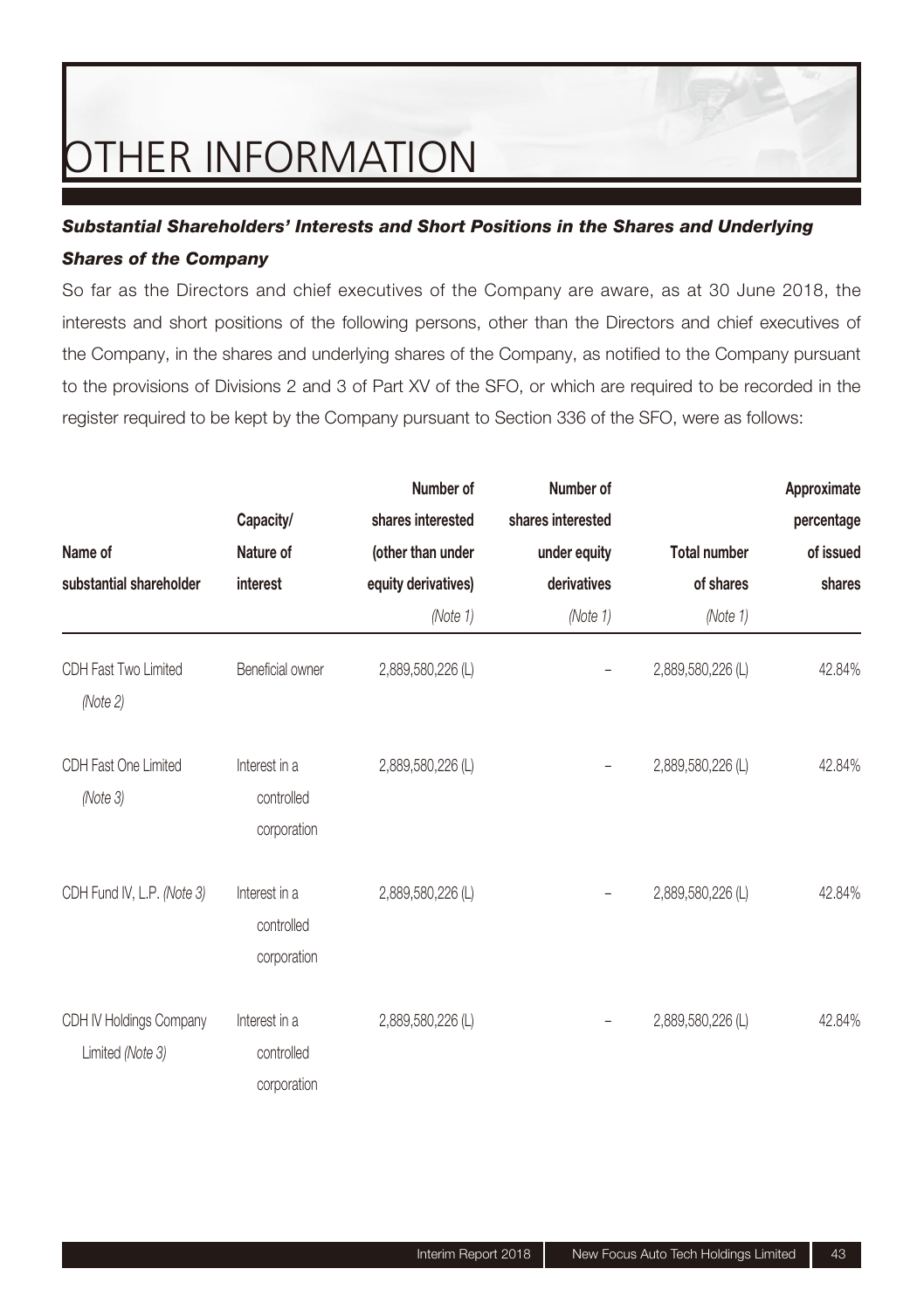# OTHER INFORMATION

### *Substantial Shareholders' Interests and Short Positions in the Shares and Underlying Shares of the Company*

So far as the Directors and chief executives of the Company are aware, as at 30 June 2018, the interests and short positions of the following persons, other than the Directors and chief executives of the Company, in the shares and underlying shares of the Company, as notified to the Company pursuant to the provisions of Divisions 2 and 3 of Part XV of the SFO, or which are required to be recorded in the register required to be kept by the Company pursuant to Section 336 of the SFO, were as follows:

| Name of substantial shareholder | Capacity/ Nature of interest | Number of shares interested (other than under equity derivatives) *(Note 1)* | Number of shares interested under equity derivatives *(Note 1)* | Total number of shares *(Note 1)* | Approximate percentage of issued shares |
|---|---|---|---|---|---|
| CDH Fast Two Limited *(Note 2)* | Beneficial owner | 2,889,580,226 (L) | – | 2,889,580,226 (L) | 42.84% |
| CDH Fast One Limited *(Note 3)* | Interest in a controlled corporation | 2,889,580,226 (L) | – | 2,889,580,226 (L) | 42.84% |
| CDH Fund IV, L.P. *(Note 3)* | Interest in a controlled corporation | 2,889,580,226 (L) | – | 2,889,580,226 (L) | 42.84% |
| CDH IV Holdings Company Limited *(Note 3)* | Interest in a controlled corporation | 2,889,580,226 (L) | – | 2,889,580,226 (L) | 42.84% |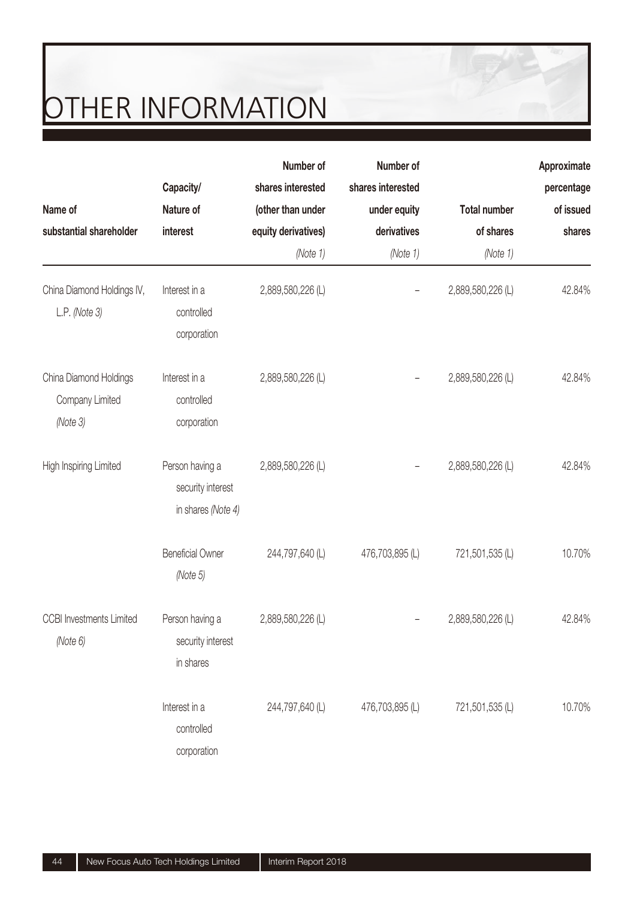# OTHER INFORMATION

| Name of substantial shareholder | Capacity/ Nature of interest | Number of shares interested (other than under equity derivatives) *(Note 1)* | Number of shares interested under equity derivatives *(Note 1)* | Total number of shares *(Note 1)* | Approximate percentage of issued shares |
|---|---|---|---|---|---|
| China Diamond Holdings IV, L.P. *(Note 3)* | Interest in a controlled corporation | 2,889,580,226 (L) | – | 2,889,580,226 (L) | 42.84% |
| China Diamond Holdings Company Limited *(Note 3)* | Interest in a controlled corporation | 2,889,580,226 (L) | – | 2,889,580,226 (L) | 42.84% |
| High Inspiring Limited | Person having a security interest in shares *(Note 4)* | 2,889,580,226 (L) | – | 2,889,580,226 (L) | 42.84% |
| | Beneficial Owner *(Note 5)* | 244,797,640 (L) | 476,703,895 (L) | 721,501,535 (L) | 10.70% |
| CCBI Investments Limited *(Note 6)* | Person having a security interest in shares | 2,889,580,226 (L) | – | 2,889,580,226 (L) | 42.84% |
| | Interest in a controlled corporation | 244,797,640 (L) | 476,703,895 (L) | 721,501,535 (L) | 10.70% |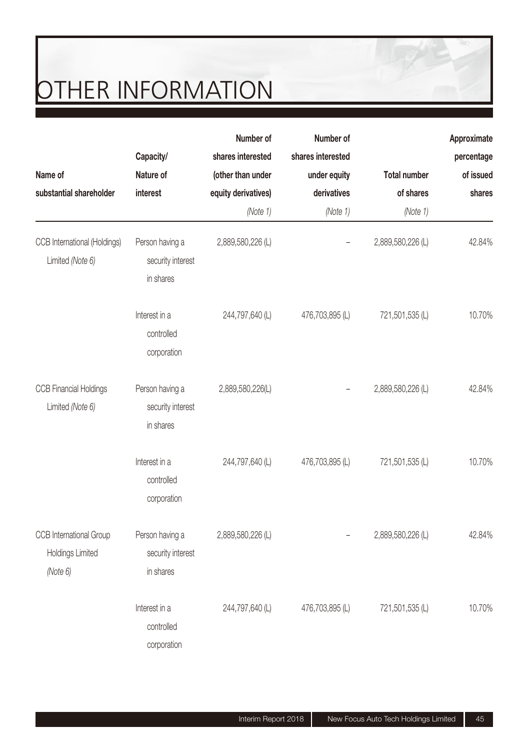# OTHER INFORMATION

| Name of substantial shareholder | Capacity/ Nature of interest | Number of shares interested (other than under equity derivatives) *(Note 1)* | Number of shares interested under equity derivatives *(Note 1)* | Total number of shares *(Note 1)* | Approximate percentage of issued shares |
|---|---|---|---|---|---|
| CCB International (Holdings) Limited *(Note 6)* | Person having a security interest in shares | 2,889,580,226 (L) | – | 2,889,580,226 (L) | 42.84% |
| | Interest in a controlled corporation | 244,797,640 (L) | 476,703,895 (L) | 721,501,535 (L) | 10.70% |
| CCB Financial Holdings Limited *(Note 6)* | Person having a security interest in shares | 2,889,580,226(L) | – | 2,889,580,226 (L) | 42.84% |
| | Interest in a controlled corporation | 244,797,640 (L) | 476,703,895 (L) | 721,501,535 (L) | 10.70% |
| CCB International Group Holdings Limited *(Note 6)* | Person having a security interest in shares | 2,889,580,226 (L) | – | 2,889,580,226 (L) | 42.84% |
| | Interest in a controlled corporation | 244,797,640 (L) | 476,703,895 (L) | 721,501,535 (L) | 10.70% |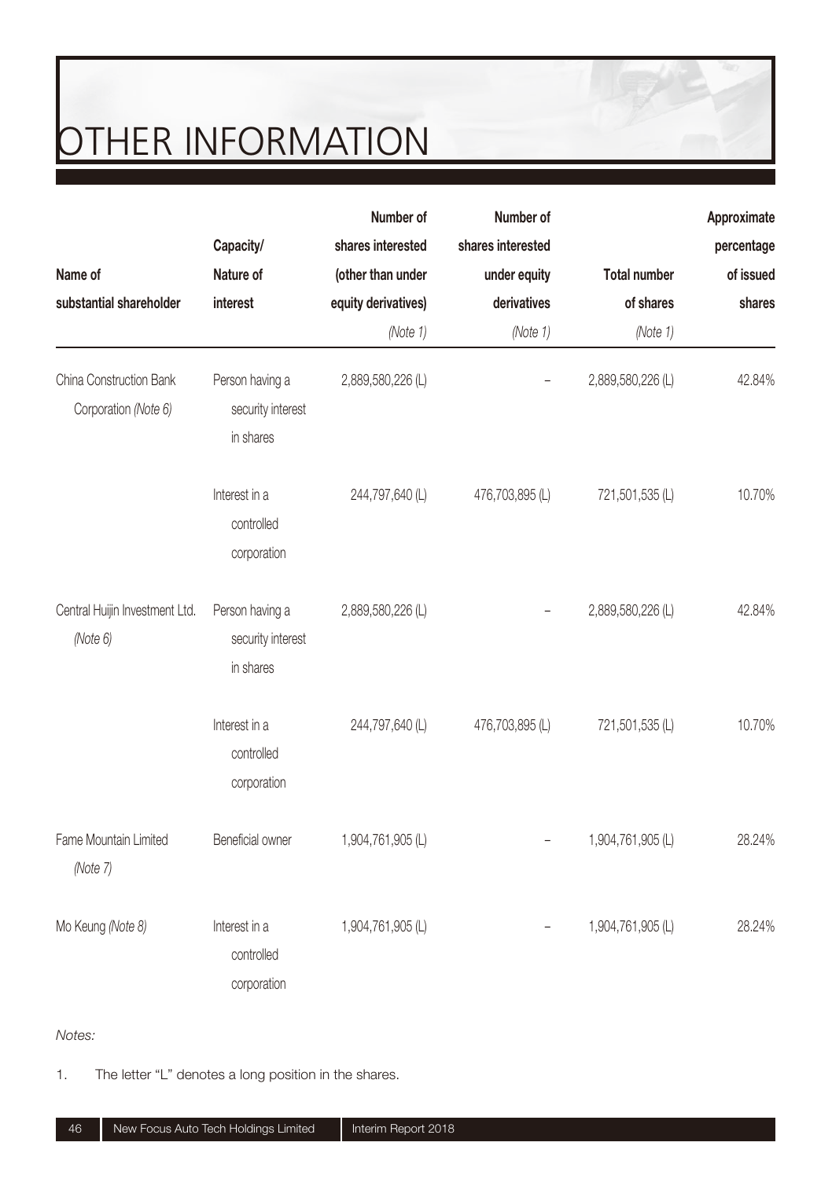# OTHER INFORMATION

| Name of substantial shareholder | Capacity/ Nature of interest | Number of shares interested (other than under equity derivatives) *(Note 1)* | Number of shares interested under equity derivatives *(Note 1)* | Total number of shares *(Note 1)* | Approximate percentage of issued shares |
|---|---|---|---|---|---|
| China Construction Bank Corporation *(Note 6)* | Person having a security interest in shares | 2,889,580,226 (L) | – | 2,889,580,226 (L) | 42.84% |
| | Interest in a controlled corporation | 244,797,640 (L) | 476,703,895 (L) | 721,501,535 (L) | 10.70% |
| Central Huijin Investment Ltd. *(Note 6)* | Person having a security interest in shares | 2,889,580,226 (L) | – | 2,889,580,226 (L) | 42.84% |
| | Interest in a controlled corporation | 244,797,640 (L) | 476,703,895 (L) | 721,501,535 (L) | 10.70% |
| Fame Mountain Limited *(Note 7)* | Beneficial owner | 1,904,761,905 (L) | – | 1,904,761,905 (L) | 28.24% |
| Mo Keung *(Note 8)* | Interest in a controlled corporation | 1,904,761,905 (L) | – | 1,904,761,905 (L) | 28.24% |

*Notes:*

1. The letter "L" denotes a long position in the shares.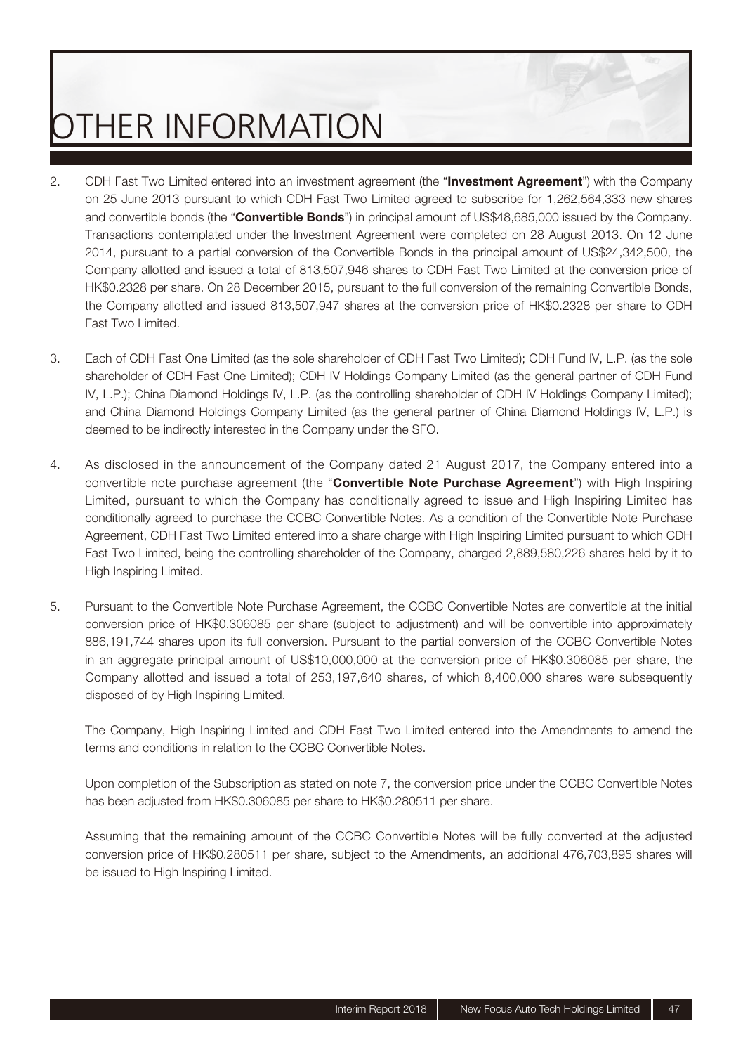# OTHER INFORMATION

2. CDH Fast Two Limited entered into an investment agreement (the "**Investment Agreement**") with the Company on 25 June 2013 pursuant to which CDH Fast Two Limited agreed to subscribe for 1,262,564,333 new shares and convertible bonds (the "**Convertible Bonds**") in principal amount of US$48,685,000 issued by the Company. Transactions contemplated under the Investment Agreement were completed on 28 August 2013. On 12 June 2014, pursuant to a partial conversion of the Convertible Bonds in the principal amount of US$24,342,500, the Company allotted and issued a total of 813,507,946 shares to CDH Fast Two Limited at the conversion price of HK$0.2328 per share. On 28 December 2015, pursuant to the full conversion of the remaining Convertible Bonds, the Company allotted and issued 813,507,947 shares at the conversion price of HK$0.2328 per share to CDH Fast Two Limited.

3. Each of CDH Fast One Limited (as the sole shareholder of CDH Fast Two Limited); CDH Fund IV, L.P. (as the sole shareholder of CDH Fast One Limited); CDH IV Holdings Company Limited (as the general partner of CDH Fund IV, L.P.); China Diamond Holdings IV, L.P. (as the controlling shareholder of CDH IV Holdings Company Limited); and China Diamond Holdings Company Limited (as the general partner of China Diamond Holdings IV, L.P.) is deemed to be indirectly interested in the Company under the SFO.

4. As disclosed in the announcement of the Company dated 21 August 2017, the Company entered into a convertible note purchase agreement (the "**Convertible Note Purchase Agreement**") with High Inspiring Limited, pursuant to which the Company has conditionally agreed to issue and High Inspiring Limited has conditionally agreed to purchase the CCBC Convertible Notes. As a condition of the Convertible Note Purchase Agreement, CDH Fast Two Limited entered into a share charge with High Inspiring Limited pursuant to which CDH Fast Two Limited, being the controlling shareholder of the Company, charged 2,889,580,226 shares held by it to High Inspiring Limited.

5. Pursuant to the Convertible Note Purchase Agreement, the CCBC Convertible Notes are convertible at the initial conversion price of HK$0.306085 per share (subject to adjustment) and will be convertible into approximately 886,191,744 shares upon its full conversion. Pursuant to the partial conversion of the CCBC Convertible Notes in an aggregate principal amount of US$10,000,000 at the conversion price of HK$0.306085 per share, the Company allotted and issued a total of 253,197,640 shares, of which 8,400,000 shares were subsequently disposed of by High Inspiring Limited.

   The Company, High Inspiring Limited and CDH Fast Two Limited entered into the Amendments to amend the terms and conditions in relation to the CCBC Convertible Notes.

   Upon completion of the Subscription as stated on note 7, the conversion price under the CCBC Convertible Notes has been adjusted from HK$0.306085 per share to HK$0.280511 per share.

   Assuming that the remaining amount of the CCBC Convertible Notes will be fully converted at the adjusted conversion price of HK$0.280511 per share, subject to the Amendments, an additional 476,703,895 shares will be issued to High Inspiring Limited.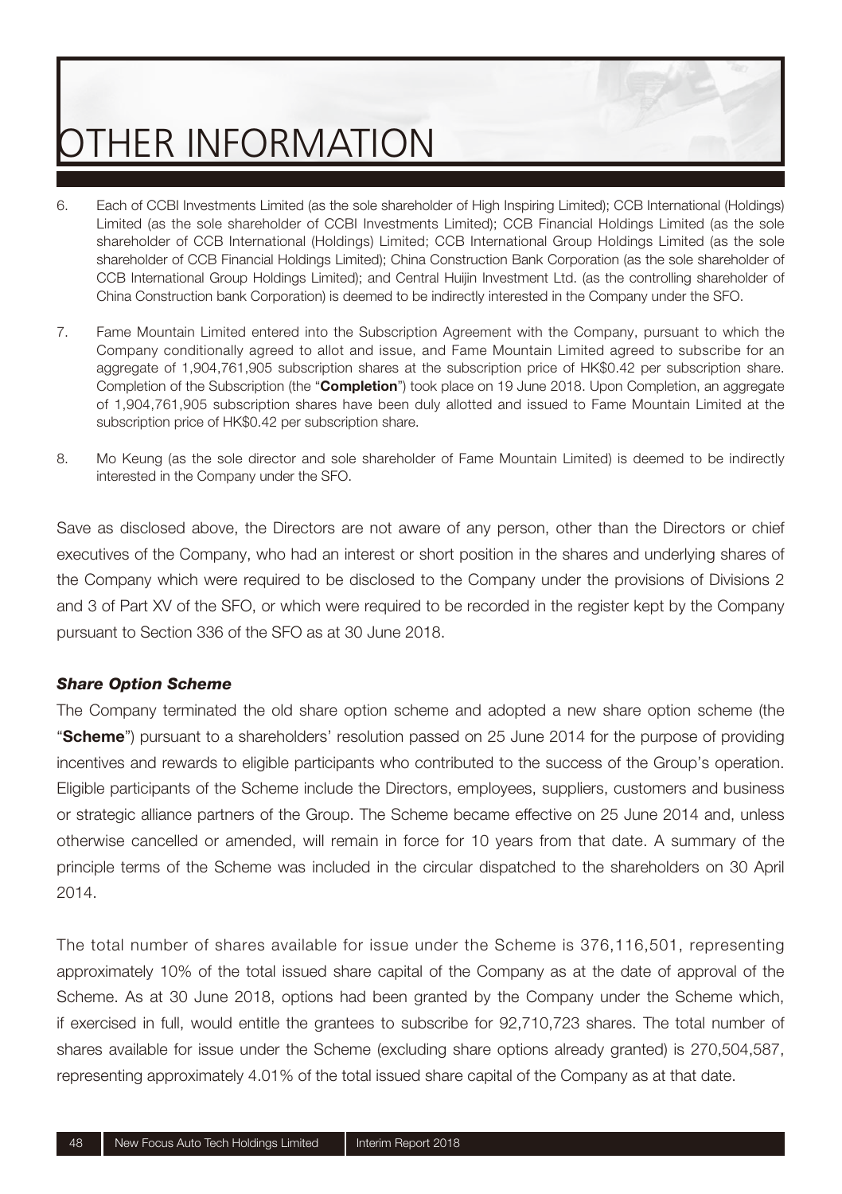# OTHER INFORMATION

6. Each of CCBI Investments Limited (as the sole shareholder of High Inspiring Limited); CCB International (Holdings) Limited (as the sole shareholder of CCBI Investments Limited); CCB Financial Holdings Limited (as the sole shareholder of CCB International (Holdings) Limited; CCB International Group Holdings Limited (as the sole shareholder of CCB Financial Holdings Limited); China Construction Bank Corporation (as the sole shareholder of CCB International Group Holdings Limited); and Central Huijin Investment Ltd. (as the controlling shareholder of China Construction bank Corporation) is deemed to be indirectly interested in the Company under the SFO.

7. Fame Mountain Limited entered into the Subscription Agreement with the Company, pursuant to which the Company conditionally agreed to allot and issue, and Fame Mountain Limited agreed to subscribe for an aggregate of 1,904,761,905 subscription shares at the subscription price of HK$0.42 per subscription share. Completion of the Subscription (the "**Completion**") took place on 19 June 2018. Upon Completion, an aggregate of 1,904,761,905 subscription shares have been duly allotted and issued to Fame Mountain Limited at the subscription price of HK$0.42 per subscription share.

8. Mo Keung (as the sole director and sole shareholder of Fame Mountain Limited) is deemed to be indirectly interested in the Company under the SFO.

Save as disclosed above, the Directors are not aware of any person, other than the Directors or chief executives of the Company, who had an interest or short position in the shares and underlying shares of the Company which were required to be disclosed to the Company under the provisions of Divisions 2 and 3 of Part XV of the SFO, or which were required to be recorded in the register kept by the Company pursuant to Section 336 of the SFO as at 30 June 2018.

### *Share Option Scheme*

The Company terminated the old share option scheme and adopted a new share option scheme (the "**Scheme**") pursuant to a shareholders' resolution passed on 25 June 2014 for the purpose of providing incentives and rewards to eligible participants who contributed to the success of the Group's operation. Eligible participants of the Scheme include the Directors, employees, suppliers, customers and business or strategic alliance partners of the Group. The Scheme became effective on 25 June 2014 and, unless otherwise cancelled or amended, will remain in force for 10 years from that date. A summary of the principle terms of the Scheme was included in the circular dispatched to the shareholders on 30 April 2014.

The total number of shares available for issue under the Scheme is 376,116,501, representing approximately 10% of the total issued share capital of the Company as at the date of approval of the Scheme. As at 30 June 2018, options had been granted by the Company under the Scheme which, if exercised in full, would entitle the grantees to subscribe for 92,710,723 shares. The total number of shares available for issue under the Scheme (excluding share options already granted) is 270,504,587, representing approximately 4.01% of the total issued share capital of the Company as at that date.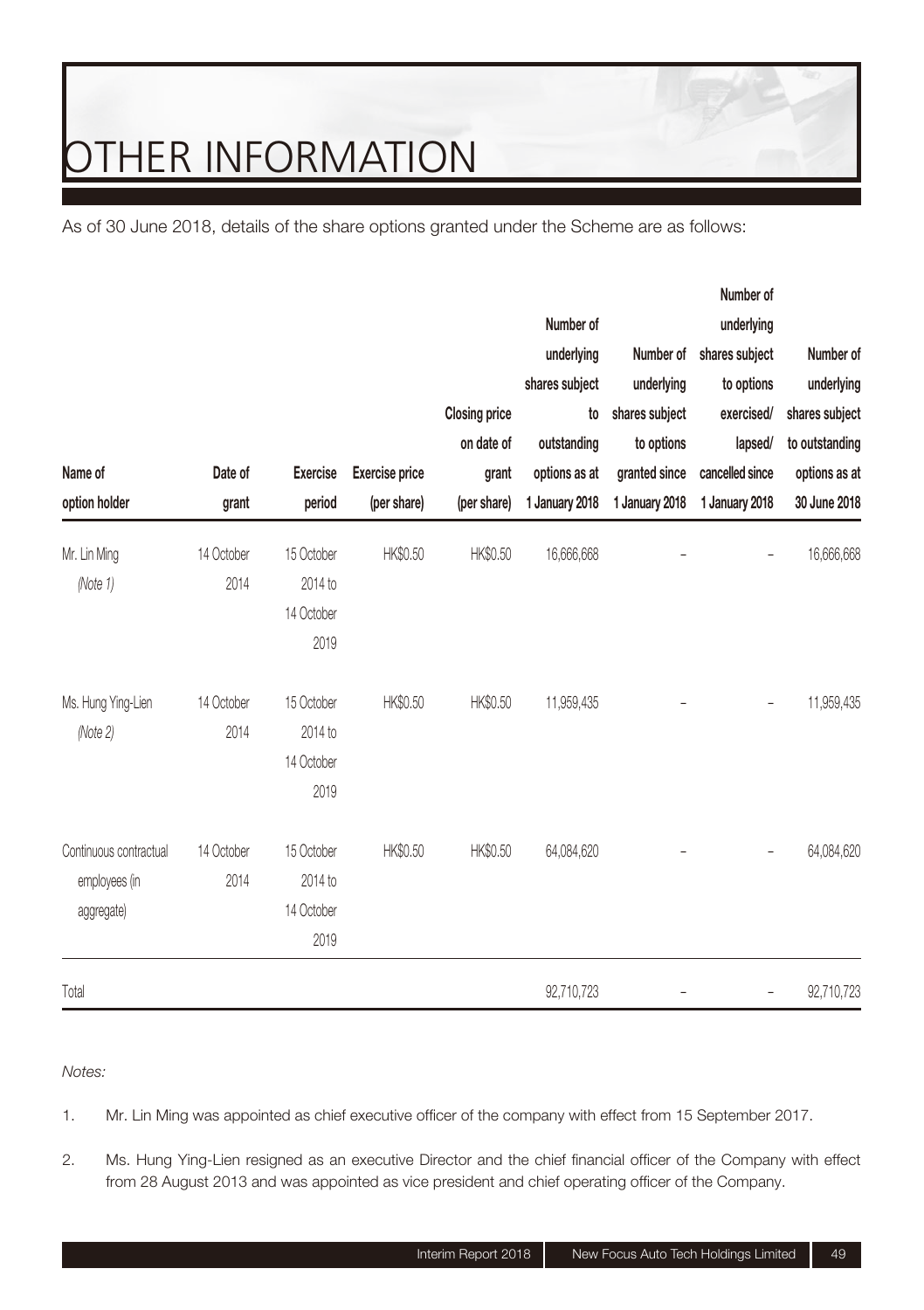# OTHER INFORMATION

As of 30 June 2018, details of the share options granted under the Scheme are as follows:

| Name of option holder | Date of grant | Exercise period | Exercise price (per share) | Closing price on date of grant (per share) | Number of underlying shares subject to outstanding options as at 1 January 2018 | Number of underlying shares subject to options granted since 1 January 2018 | Number of underlying shares subject to options exercised/ lapsed/ cancelled since 1 January 2018 | Number of underlying shares subject to outstanding options as at 30 June 2018 |
|---|---|---|---|---|---|---|---|---|
| Mr. Lin Ming *(Note 1)* | 14 October 2014 | 15 October 2014 to 14 October 2019 | HK$0.50 | HK$0.50 | 16,666,668 | – | – | 16,666,668 |
| Ms. Hung Ying-Lien *(Note 2)* | 14 October 2014 | 15 October 2014 to 14 October 2019 | HK$0.50 | HK$0.50 | 11,959,435 | – | – | 11,959,435 |
| Continuous contractual employees (in aggregate) | 14 October 2014 | 15 October 2014 to 14 October 2019 | HK$0.50 | HK$0.50 | 64,084,620 | – | – | 64,084,620 |
| Total | | | | | 92,710,723 | – | – | 92,710,723 |

*Notes:*

1. Mr. Lin Ming was appointed as chief executive officer of the company with effect from 15 September 2017.
2. Ms. Hung Ying-Lien resigned as an executive Director and the chief financial officer of the Company with effect from 28 August 2013 and was appointed as vice president and chief operating officer of the Company.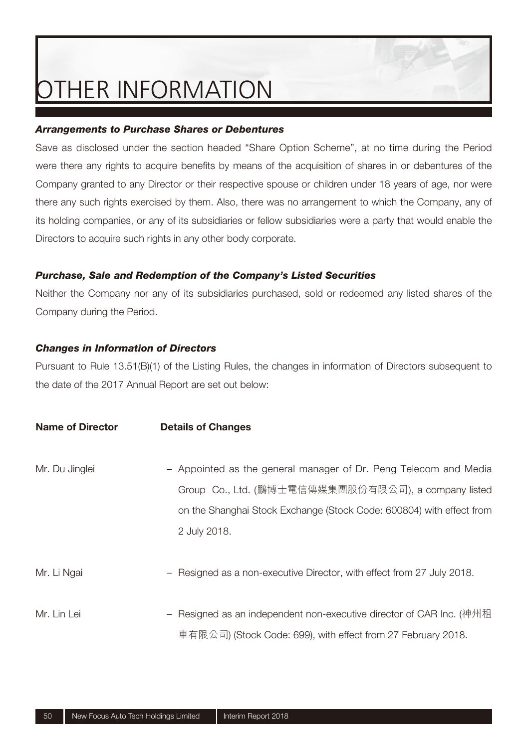# OTHER INFORMATION

***Arrangements to Purchase Shares or Debentures***

Save as disclosed under the section headed "Share Option Scheme", at no time during the Period were there any rights to acquire benefits by means of the acquisition of shares in or debentures of the Company granted to any Director or their respective spouse or children under 18 years of age, nor were there any such rights exercised by them. Also, there was no arrangement to which the Company, any of its holding companies, or any of its subsidiaries or fellow subsidiaries were a party that would enable the Directors to acquire such rights in any other body corporate.

***Purchase, Sale and Redemption of the Company's Listed Securities***

Neither the Company nor any of its subsidiaries purchased, sold or redeemed any listed shares of the Company during the Period.

***Changes in Information of Directors***

Pursuant to Rule 13.51(B)(1) of the Listing Rules, the changes in information of Directors subsequent to the date of the 2017 Annual Report are set out below:

| **Name of Director** | **Details of Changes** |
|---|---|
| Mr. Du Jinglei | – Appointed as the general manager of Dr. Peng Telecom and Media Group Co., Ltd. (鵬博士電信傳媒集團股份有限公司), a company listed on the Shanghai Stock Exchange (Stock Code: 600804) with effect from 2 July 2018. |
| Mr. Li Ngai | – Resigned as a non-executive Director, with effect from 27 July 2018. |
| Mr. Lin Lei | – Resigned as an independent non-executive director of CAR Inc. (神州租車有限公司) (Stock Code: 699), with effect from 27 February 2018. |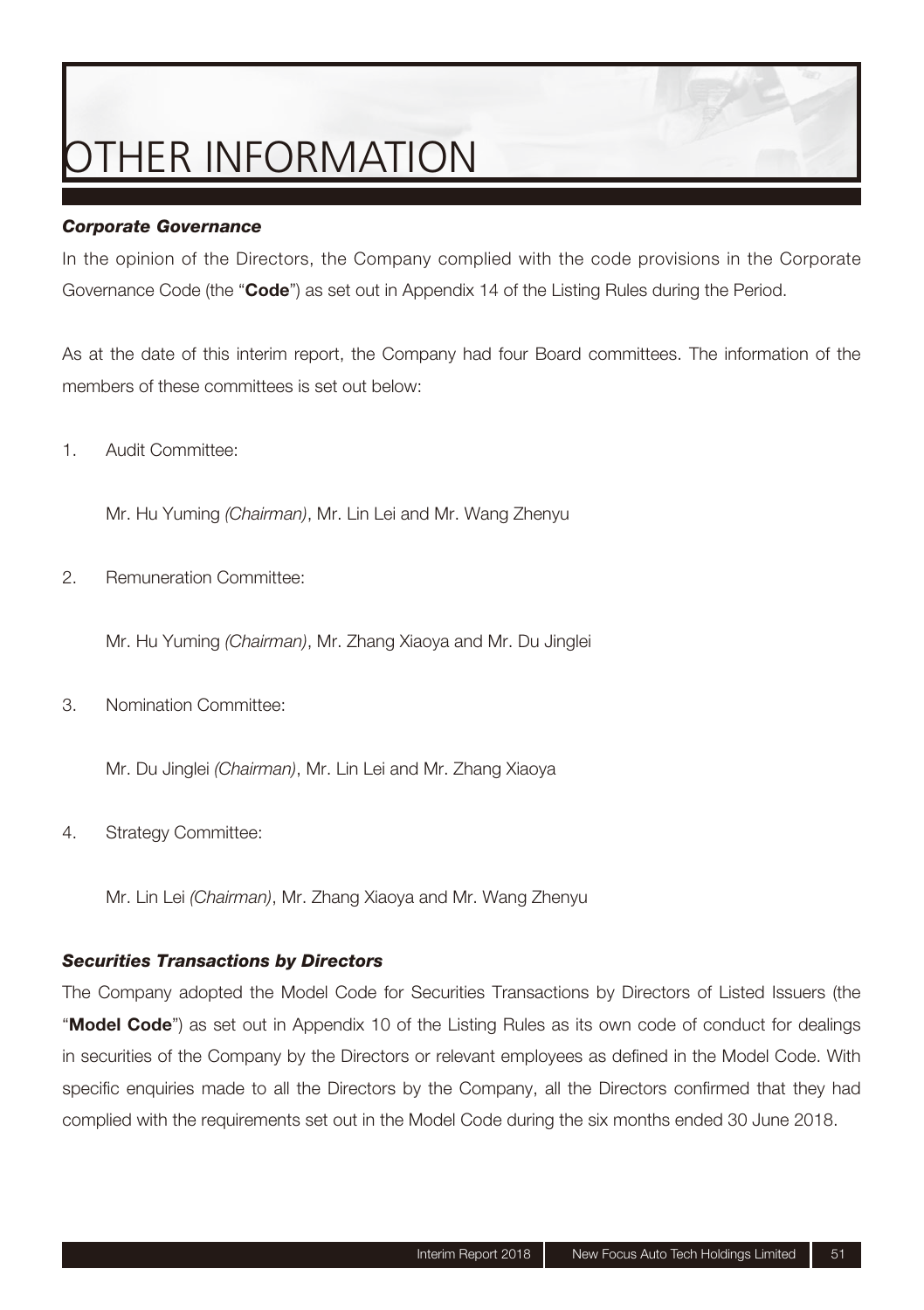# OTHER INFORMATION

***Corporate Governance***

In the opinion of the Directors, the Company complied with the code provisions in the Corporate Governance Code (the "**Code**") as set out in Appendix 14 of the Listing Rules during the Period.

As at the date of this interim report, the Company had four Board committees. The information of the members of these committees is set out below:

1. Audit Committee:

   Mr. Hu Yuming *(Chairman)*, Mr. Lin Lei and Mr. Wang Zhenyu

2. Remuneration Committee:

   Mr. Hu Yuming *(Chairman)*, Mr. Zhang Xiaoya and Mr. Du Jinglei

3. Nomination Committee:

   Mr. Du Jinglei *(Chairman)*, Mr. Lin Lei and Mr. Zhang Xiaoya

4. Strategy Committee:

   Mr. Lin Lei *(Chairman)*, Mr. Zhang Xiaoya and Mr. Wang Zhenyu

***Securities Transactions by Directors***

The Company adopted the Model Code for Securities Transactions by Directors of Listed Issuers (the "**Model Code**") as set out in Appendix 10 of the Listing Rules as its own code of conduct for dealings in securities of the Company by the Directors or relevant employees as defined in the Model Code. With specific enquiries made to all the Directors by the Company, all the Directors confirmed that they had complied with the requirements set out in the Model Code during the six months ended 30 June 2018.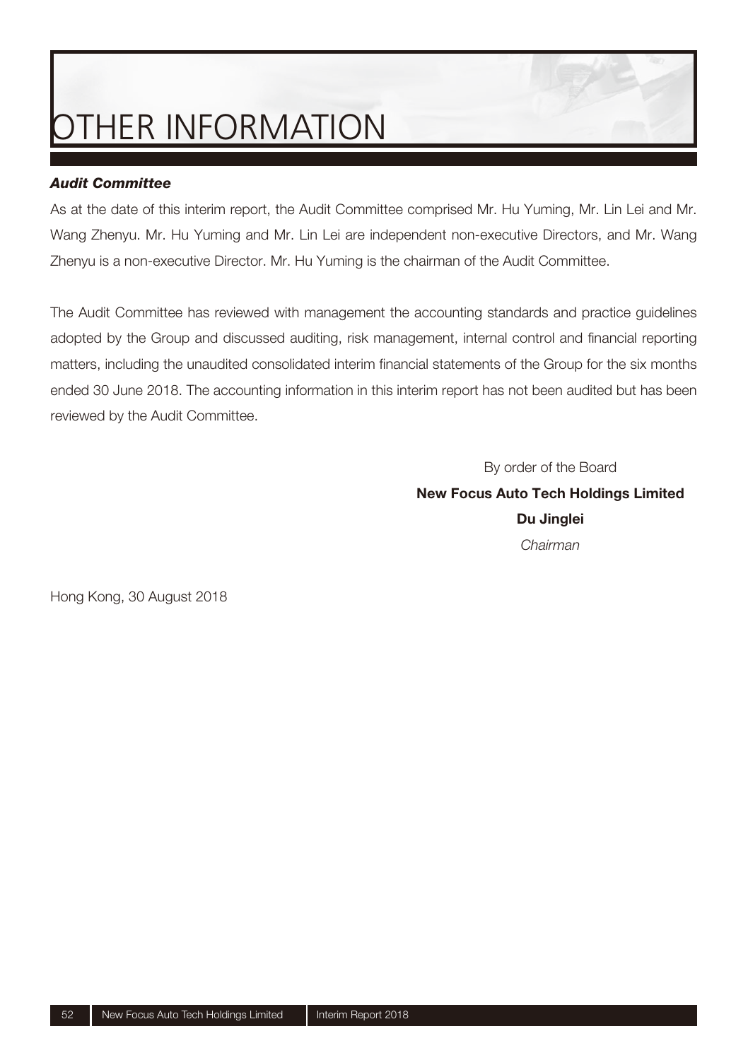# OTHER INFORMATION

***Audit Committee***

As at the date of this interim report, the Audit Committee comprised Mr. Hu Yuming, Mr. Lin Lei and Mr. Wang Zhenyu. Mr. Hu Yuming and Mr. Lin Lei are independent non-executive Directors, and Mr. Wang Zhenyu is a non-executive Director. Mr. Hu Yuming is the chairman of the Audit Committee.

The Audit Committee has reviewed with management the accounting standards and practice guidelines adopted by the Group and discussed auditing, risk management, internal control and financial reporting matters, including the unaudited consolidated interim financial statements of the Group for the six months ended 30 June 2018. The accounting information in this interim report has not been audited but has been reviewed by the Audit Committee.

By order of the Board
**New Focus Auto Tech Holdings Limited**
**Du Jinglei**
*Chairman*

Hong Kong, 30 August 2018